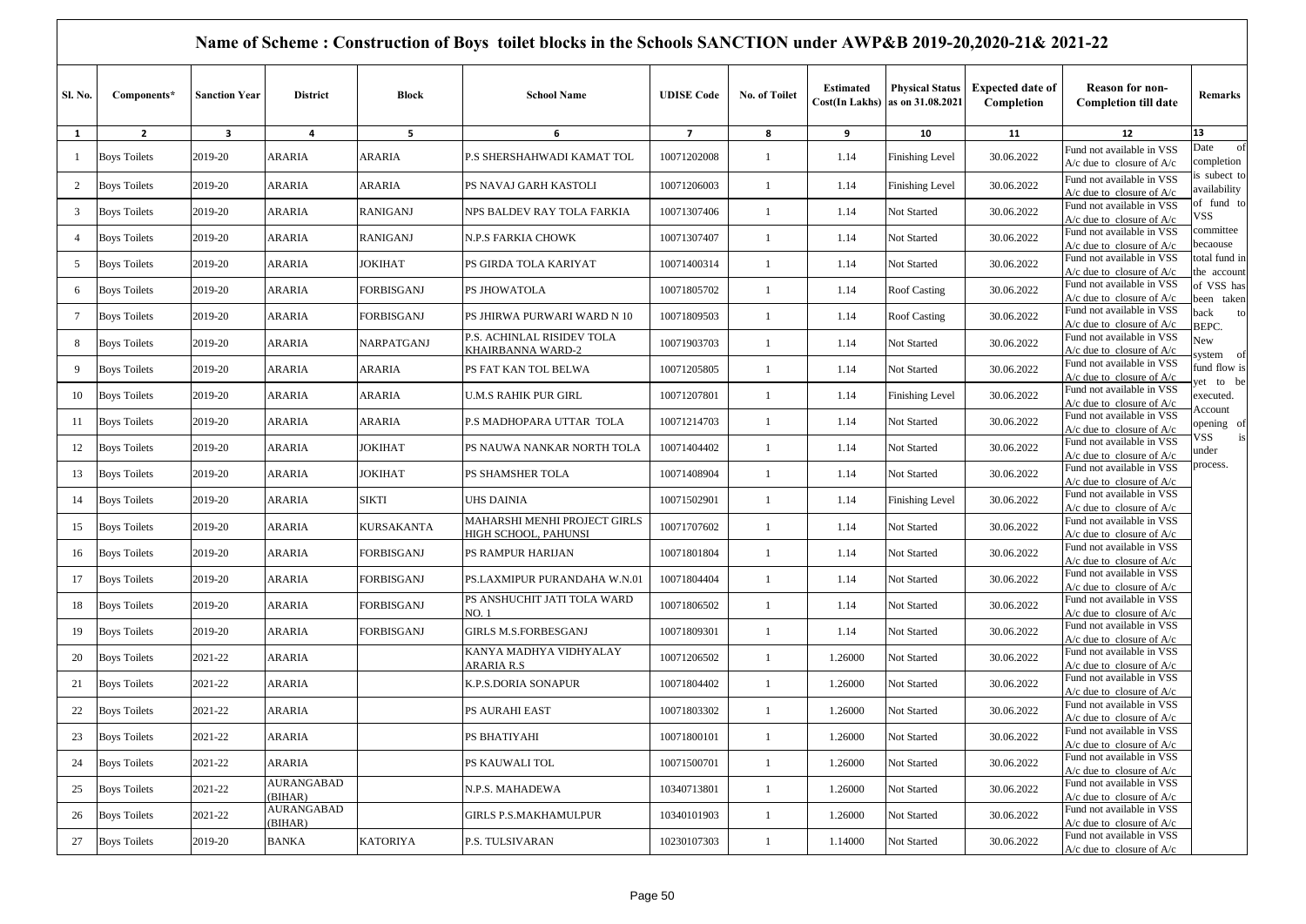# Name of Scheme : Construction of Boys toilet blocks in the Schools SANCTION under AWP&B 2019-20,2020-21& 2021-22

| Sl. No. | Components* | Sanction Year | District | Block | School Name | UDISE Code | No. of Toilet | Estimated Cost(In Lakhs) | Physical Status as on 31.08.2021 | Expected date of Completion | Reason for non-Completion till date | Remarks |
|---|---|---|---|---|---|---|---|---|---|---|---|---|
| 1 | 2 | 3 | 4 | 5 | 6 | 7 | 8 | 9 | 10 | 11 | 12 | 13 |
| 1 | Boys Toilets | 2019-20 | ARARIA | ARARIA | P.S SHERSHAHWADI KAMAT TOL | 10071202008 | 1 | 1.14 | Finishing Level | 30.06.2022 | Fund not available in VSS A/c due to closure of A/c | Date of completion is subject to availability of fund to VSS committee becaouse total fund in the account of VSS has been taken back to BEPC. New system of fund flow is yet to be executed. Account opening of VSS is under process. |
| 2 | Boys Toilets | 2019-20 | ARARIA | ARARIA | PS NAVAJ GARH KASTOLI | 10071206003 | 1 | 1.14 | Finishing Level | 30.06.2022 | Fund not available in VSS A/c due to closure of A/c | |
| 3 | Boys Toilets | 2019-20 | ARARIA | RANIGANJ | NPS BALDEV RAY TOLA FARKIA | 10071307406 | 1 | 1.14 | Not Started | 30.06.2022 | Fund not available in VSS A/c due to closure of A/c | |
| 4 | Boys Toilets | 2019-20 | ARARIA | RANIGANJ | N.P.S FARKIA CHOWK | 10071307407 | 1 | 1.14 | Not Started | 30.06.2022 | Fund not available in VSS A/c due to closure of A/c | |
| 5 | Boys Toilets | 2019-20 | ARARIA | JOKIHAT | PS GIRDA TOLA KARIYAT | 10071400314 | 1 | 1.14 | Not Started | 30.06.2022 | Fund not available in VSS A/c due to closure of A/c | |
| 6 | Boys Toilets | 2019-20 | ARARIA | FORBISGANJ | PS JHOWATOLA | 10071805702 | 1 | 1.14 | Roof Casting | 30.06.2022 | Fund not available in VSS A/c due to closure of A/c | |
| 7 | Boys Toilets | 2019-20 | ARARIA | FORBISGANJ | PS JHIRWA PURWARI WARD N 10 | 10071809503 | 1 | 1.14 | Roof Casting | 30.06.2022 | Fund not available in VSS A/c due to closure of A/c | |
| 8 | Boys Toilets | 2019-20 | ARARIA | NARPATGANJ | P.S. ACHINLAL RISIDEV TOLA KHAIRBANNA WARD-2 | 10071903703 | 1 | 1.14 | Not Started | 30.06.2022 | Fund not available in VSS A/c due to closure of A/c | |
| 9 | Boys Toilets | 2019-20 | ARARIA | ARARIA | PS FAT KAN TOL BELWA | 10071205805 | 1 | 1.14 | Not Started | 30.06.2022 | Fund not available in VSS A/c due to closure of A/c | |
| 10 | Boys Toilets | 2019-20 | ARARIA | ARARIA | U.M.S RAHIK PUR GIRL | 10071207801 | 1 | 1.14 | Finishing Level | 30.06.2022 | Fund not available in VSS A/c due to closure of A/c | |
| 11 | Boys Toilets | 2019-20 | ARARIA | ARARIA | P.S MADHOPARA UTTAR TOLA | 10071214703 | 1 | 1.14 | Not Started | 30.06.2022 | Fund not available in VSS A/c due to closure of A/c | |
| 12 | Boys Toilets | 2019-20 | ARARIA | JOKIHAT | PS NAUWA NANKAR NORTH TOLA | 10071404402 | 1 | 1.14 | Not Started | 30.06.2022 | Fund not available in VSS A/c due to closure of A/c | |
| 13 | Boys Toilets | 2019-20 | ARARIA | JOKIHAT | PS SHAMSHER TOLA | 10071408904 | 1 | 1.14 | Not Started | 30.06.2022 | Fund not available in VSS A/c due to closure of A/c | |
| 14 | Boys Toilets | 2019-20 | ARARIA | SIKTI | UHS DAINIA | 10071502901 | 1 | 1.14 | Finishing Level | 30.06.2022 | Fund not available in VSS A/c due to closure of A/c | |
| 15 | Boys Toilets | 2019-20 | ARARIA | KURSAKANTA | MAHARSHI MENHI PROJECT GIRLS HIGH SCHOOL, PAHUNSI | 10071707602 | 1 | 1.14 | Not Started | 30.06.2022 | Fund not available in VSS A/c due to closure of A/c | |
| 16 | Boys Toilets | 2019-20 | ARARIA | FORBISGANJ | PS RAMPUR HARIJAN | 10071801804 | 1 | 1.14 | Not Started | 30.06.2022 | Fund not available in VSS A/c due to closure of A/c | |
| 17 | Boys Toilets | 2019-20 | ARARIA | FORBISGANJ | PS.LAXMIPUR PURANDAHA W.N.01 | 10071804404 | 1 | 1.14 | Not Started | 30.06.2022 | Fund not available in VSS A/c due to closure of A/c | |
| 18 | Boys Toilets | 2019-20 | ARARIA | FORBISGANJ | PS ANSHUCHIT JATI TOLA WARD NO. 1 | 10071806502 | 1 | 1.14 | Not Started | 30.06.2022 | Fund not available in VSS A/c due to closure of A/c | |
| 19 | Boys Toilets | 2019-20 | ARARIA | FORBISGANJ | GIRLS M.S.FORBESGANJ | 10071809301 | 1 | 1.14 | Not Started | 30.06.2022 | Fund not available in VSS A/c due to closure of A/c | |
| 20 | Boys Toilets | 2021-22 | ARARIA | | KANYA MADHYA VIDHYALAY ARARIA R.S | 10071206502 | 1 | 1.26000 | Not Started | 30.06.2022 | Fund not available in VSS A/c due to closure of A/c | |
| 21 | Boys Toilets | 2021-22 | ARARIA | | K.P.S.DORIA SONAPUR | 10071804402 | 1 | 1.26000 | Not Started | 30.06.2022 | Fund not available in VSS A/c due to closure of A/c | |
| 22 | Boys Toilets | 2021-22 | ARARIA | | PS AURAHI EAST | 10071803302 | 1 | 1.26000 | Not Started | 30.06.2022 | Fund not available in VSS A/c due to closure of A/c | |
| 23 | Boys Toilets | 2021-22 | ARARIA | | PS BHATIYAHI | 10071800101 | 1 | 1.26000 | Not Started | 30.06.2022 | Fund not available in VSS A/c due to closure of A/c | |
| 24 | Boys Toilets | 2021-22 | ARARIA | | PS KAUWALI TOL | 10071500701 | 1 | 1.26000 | Not Started | 30.06.2022 | Fund not available in VSS A/c due to closure of A/c | |
| 25 | Boys Toilets | 2021-22 | AURANGABAD (BIHAR) | | N.P.S. MAHADEWA | 10340713801 | 1 | 1.26000 | Not Started | 30.06.2022 | Fund not available in VSS A/c due to closure of A/c | |
| 26 | Boys Toilets | 2021-22 | AURANGABAD (BIHAR) | | GIRLS P.S.MAKHAMULPUR | 10340101903 | 1 | 1.26000 | Not Started | 30.06.2022 | Fund not available in VSS A/c due to closure of A/c | |
| 27 | Boys Toilets | 2019-20 | BANKA | KATORIYA | P.S. TULSIVARAN | 10230107303 | 1 | 1.14000 | Not Started | 30.06.2022 | Fund not available in VSS A/c due to closure of A/c | |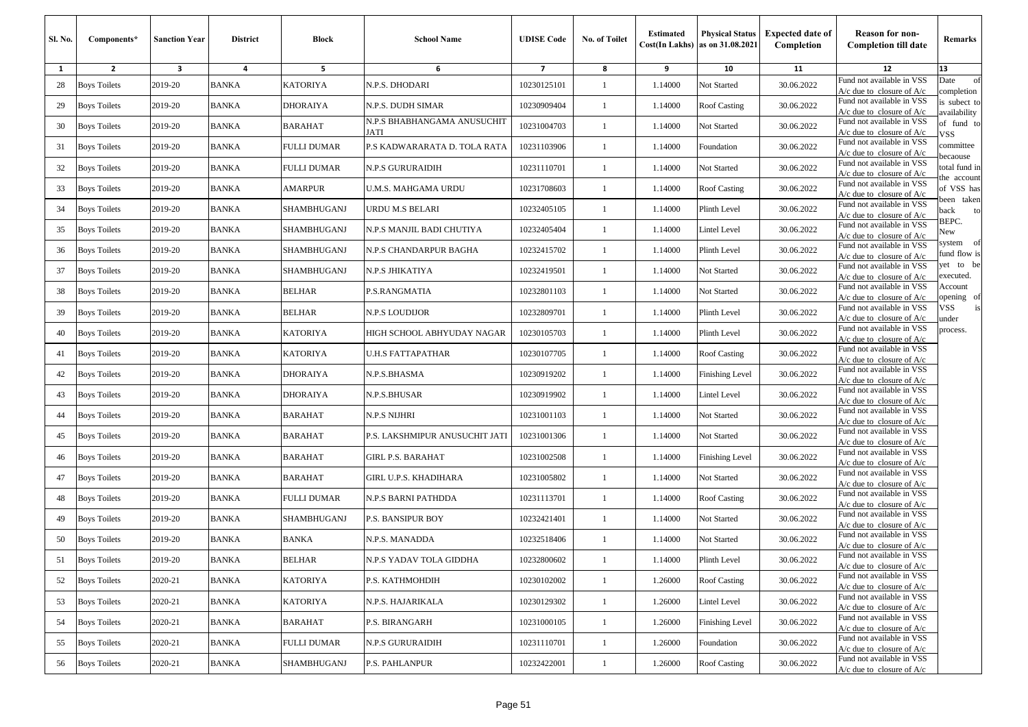| Sl. No. | Components* | Sanction Year | District | Block | School Name | UDISE Code | No. of Toilet | Estimated Cost(In Lakhs) | Physical Status as on 31.08.2021 | Expected date of Completion | Reason for non-Completion till date | Remarks |
|---|---|---|---|---|---|---|---|---|---|---|---|---|
| 1 | 2 | 3 | 4 | 5 | 6 | 7 | 8 | 9 | 10 | 11 | 12 | 13 |
| 28 | Boys Toilets | 2019-20 | BANKA | KATORIYA | N.P.S. DHODARI | 10230125101 | 1 | 1.14000 | Not Started | 30.06.2022 | Fund not available in VSS A/c due to closure of A/c | Date of completion is subject to availability of fund to VSS committee becaouse total fund in the account of VSS has been taken back to BEPC. New system of fund flow is yet to be executed. Account opening of VSS is under process. |
| 29 | Boys Toilets | 2019-20 | BANKA | DHORAIYA | N.P.S. DUDH SIMAR | 10230909404 | 1 | 1.14000 | Roof Casting | 30.06.2022 | Fund not available in VSS A/c due to closure of A/c | |
| 30 | Boys Toilets | 2019-20 | BANKA | BARAHAT | N.P.S BHABHANGAMA ANUSUCHIT JATI | 10231004703 | 1 | 1.14000 | Not Started | 30.06.2022 | Fund not available in VSS A/c due to closure of A/c | |
| 31 | Boys Toilets | 2019-20 | BANKA | FULLI DUMAR | P.S KADWARARATA D. TOLA RATA | 10231103906 | 1 | 1.14000 | Foundation | 30.06.2022 | Fund not available in VSS A/c due to closure of A/c | |
| 32 | Boys Toilets | 2019-20 | BANKA | FULLI DUMAR | N.P.S GURURAIDIH | 10231110701 | 1 | 1.14000 | Not Started | 30.06.2022 | Fund not available in VSS A/c due to closure of A/c | |
| 33 | Boys Toilets | 2019-20 | BANKA | AMARPUR | U.M.S. MAHGAMA URDU | 10231708603 | 1 | 1.14000 | Roof Casting | 30.06.2022 | Fund not available in VSS A/c due to closure of A/c | |
| 34 | Boys Toilets | 2019-20 | BANKA | SHAMBHUGANJ | URDU M.S BELARI | 10232405105 | 1 | 1.14000 | Plinth Level | 30.06.2022 | Fund not available in VSS A/c due to closure of A/c | |
| 35 | Boys Toilets | 2019-20 | BANKA | SHAMBHUGANJ | N.P.S MANJIL BADI CHUTIYA | 10232405404 | 1 | 1.14000 | Lintel Level | 30.06.2022 | Fund not available in VSS A/c due to closure of A/c | |
| 36 | Boys Toilets | 2019-20 | BANKA | SHAMBHUGANJ | N.P.S CHANDARPUR BAGHA | 10232415702 | 1 | 1.14000 | Plinth Level | 30.06.2022 | Fund not available in VSS A/c due to closure of A/c | |
| 37 | Boys Toilets | 2019-20 | BANKA | SHAMBHUGANJ | N.P.S JHIKATIYA | 10232419501 | 1 | 1.14000 | Not Started | 30.06.2022 | Fund not available in VSS A/c due to closure of A/c | |
| 38 | Boys Toilets | 2019-20 | BANKA | BELHAR | P.S.RANGMATIA | 10232801103 | 1 | 1.14000 | Not Started | 30.06.2022 | Fund not available in VSS A/c due to closure of A/c | |
| 39 | Boys Toilets | 2019-20 | BANKA | BELHAR | N.P.S LOUDIJOR | 10232809701 | 1 | 1.14000 | Plinth Level | 30.06.2022 | Fund not available in VSS A/c due to closure of A/c | |
| 40 | Boys Toilets | 2019-20 | BANKA | KATORIYA | HIGH SCHOOL ABHYUDAY NAGAR | 10230105703 | 1 | 1.14000 | Plinth Level | 30.06.2022 | Fund not available in VSS A/c due to closure of A/c | |
| 41 | Boys Toilets | 2019-20 | BANKA | KATORIYA | U.H.S FATTAPATHAR | 10230107705 | 1 | 1.14000 | Roof Casting | 30.06.2022 | Fund not available in VSS A/c due to closure of A/c | |
| 42 | Boys Toilets | 2019-20 | BANKA | DHORAIYA | N.P.S.BHASMA | 10230919202 | 1 | 1.14000 | Finishing Level | 30.06.2022 | Fund not available in VSS A/c due to closure of A/c | |
| 43 | Boys Toilets | 2019-20 | BANKA | DHORAIYA | N.P.S.BHUSAR | 10230919902 | 1 | 1.14000 | Lintel Level | 30.06.2022 | Fund not available in VSS A/c due to closure of A/c | |
| 44 | Boys Toilets | 2019-20 | BANKA | BARAHAT | N.P.S NIJHRI | 10231001103 | 1 | 1.14000 | Not Started | 30.06.2022 | Fund not available in VSS A/c due to closure of A/c | |
| 45 | Boys Toilets | 2019-20 | BANKA | BARAHAT | P.S. LAKSHMIPUR ANUSUCHIT JATI | 10231001306 | 1 | 1.14000 | Not Started | 30.06.2022 | Fund not available in VSS A/c due to closure of A/c | |
| 46 | Boys Toilets | 2019-20 | BANKA | BARAHAT | GIRL P.S. BARAHAT | 10231002508 | 1 | 1.14000 | Finishing Level | 30.06.2022 | Fund not available in VSS A/c due to closure of A/c | |
| 47 | Boys Toilets | 2019-20 | BANKA | BARAHAT | GIRL U.P.S. KHADIHARA | 10231005802 | 1 | 1.14000 | Not Started | 30.06.2022 | Fund not available in VSS A/c due to closure of A/c | |
| 48 | Boys Toilets | 2019-20 | BANKA | FULLI DUMAR | N.P.S BARNI PATHDDA | 10231113701 | 1 | 1.14000 | Roof Casting | 30.06.2022 | Fund not available in VSS A/c due to closure of A/c | |
| 49 | Boys Toilets | 2019-20 | BANKA | SHAMBHUGANJ | P.S. BANSIPUR BOY | 10232421401 | 1 | 1.14000 | Not Started | 30.06.2022 | Fund not available in VSS A/c due to closure of A/c | |
| 50 | Boys Toilets | 2019-20 | BANKA | BANKA | N.P.S. MANADDA | 10232518406 | 1 | 1.14000 | Not Started | 30.06.2022 | Fund not available in VSS A/c due to closure of A/c | |
| 51 | Boys Toilets | 2019-20 | BANKA | BELHAR | N.P.S YADAV TOLA GIDDHA | 10232800602 | 1 | 1.14000 | Plinth Level | 30.06.2022 | Fund not available in VSS A/c due to closure of A/c | |
| 52 | Boys Toilets | 2020-21 | BANKA | KATORIYA | P.S. KATHMOHDIH | 10230102002 | 1 | 1.26000 | Roof Casting | 30.06.2022 | Fund not available in VSS A/c due to closure of A/c | |
| 53 | Boys Toilets | 2020-21 | BANKA | KATORIYA | N.P.S. HAJARIKALA | 10230129302 | 1 | 1.26000 | Lintel Level | 30.06.2022 | Fund not available in VSS A/c due to closure of A/c | |
| 54 | Boys Toilets | 2020-21 | BANKA | BARAHAT | P.S. BIRANGARH | 10231000105 | 1 | 1.26000 | Finishing Level | 30.06.2022 | Fund not available in VSS A/c due to closure of A/c | |
| 55 | Boys Toilets | 2020-21 | BANKA | FULLI DUMAR | N.P.S GURURAIDIH | 10231110701 | 1 | 1.26000 | Foundation | 30.06.2022 | Fund not available in VSS A/c due to closure of A/c | |
| 56 | Boys Toilets | 2020-21 | BANKA | SHAMBHUGANJ | P.S. PAHLANPUR | 10232422001 | 1 | 1.26000 | Roof Casting | 30.06.2022 | Fund not available in VSS A/c due to closure of A/c | |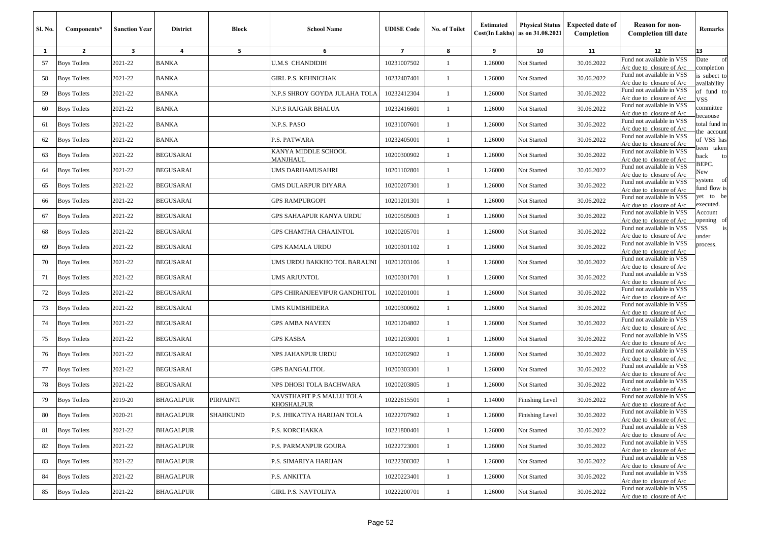| Sl. No. | Components* | Sanction Year | District | Block | School Name | UDISE Code | No. of Toilet | Estimated Cost(In Lakhs) | Physical Status as on 31.08.2021 | Expected date of Completion | Reason for non-Completion till date | Remarks |
|---|---|---|---|---|---|---|---|---|---|---|---|---|
| 1 | 2 | 3 | 4 | 5 | 6 | 7 | 8 | 9 | 10 | 11 | 12 | 13 |
| 57 | Boys Toilets | 2021-22 | BANKA | | U.M.S CHANDIDIH | 10231007502 | 1 | 1.26000 | Not Started | 30.06.2022 | Fund not available in VSS A/c due to closure of A/c | Date of completion is subject to availability of fund to VSS committee becaouse total fund in the account of VSS has been taken back to BEPC. New system of fund flow is yet to be executed. Account opening of VSS is under process. |
| 58 | Boys Toilets | 2021-22 | BANKA | | GIRL P.S. KEHNICHAK | 10232407401 | 1 | 1.26000 | Not Started | 30.06.2022 | Fund not available in VSS A/c due to closure of A/c | |
| 59 | Boys Toilets | 2021-22 | BANKA | | N.P.S SHROY GOYDA JULAHA TOLA | 10232412304 | 1 | 1.26000 | Not Started | 30.06.2022 | Fund not available in VSS A/c due to closure of A/c | |
| 60 | Boys Toilets | 2021-22 | BANKA | | N.P.S RAJGAR BHALUA | 10232416601 | 1 | 1.26000 | Not Started | 30.06.2022 | Fund not available in VSS A/c due to closure of A/c | |
| 61 | Boys Toilets | 2021-22 | BANKA | | N.P.S. PASO | 10231007601 | 1 | 1.26000 | Not Started | 30.06.2022 | Fund not available in VSS A/c due to closure of A/c | |
| 62 | Boys Toilets | 2021-22 | BANKA | | P.S. PATWARA | 10232405001 | 1 | 1.26000 | Not Started | 30.06.2022 | Fund not available in VSS A/c due to closure of A/c | |
| 63 | Boys Toilets | 2021-22 | BEGUSARAI | | KANYA MIDDLE SCHOOL MANJHAUL | 10200300902 | 1 | 1.26000 | Not Started | 30.06.2022 | Fund not available in VSS A/c due to closure of A/c | |
| 64 | Boys Toilets | 2021-22 | BEGUSARAI | | UMS DARHAMUSAHRI | 10201102801 | 1 | 1.26000 | Not Started | 30.06.2022 | Fund not available in VSS A/c due to closure of A/c | |
| 65 | Boys Toilets | 2021-22 | BEGUSARAI | | GMS DULARPUR DIYARA | 10200207301 | 1 | 1.26000 | Not Started | 30.06.2022 | Fund not available in VSS A/c due to closure of A/c | |
| 66 | Boys Toilets | 2021-22 | BEGUSARAI | | GPS RAMPURGOPI | 10201201301 | 1 | 1.26000 | Not Started | 30.06.2022 | Fund not available in VSS A/c due to closure of A/c | |
| 67 | Boys Toilets | 2021-22 | BEGUSARAI | | GPS SAHAAPUR KANYA URDU | 10200505003 | 1 | 1.26000 | Not Started | 30.06.2022 | Fund not available in VSS A/c due to closure of A/c | |
| 68 | Boys Toilets | 2021-22 | BEGUSARAI | | GPS CHAMTHA CHAAINTOL | 10200205701 | 1 | 1.26000 | Not Started | 30.06.2022 | Fund not available in VSS A/c due to closure of A/c | |
| 69 | Boys Toilets | 2021-22 | BEGUSARAI | | GPS KAMALA URDU | 10200301102 | 1 | 1.26000 | Not Started | 30.06.2022 | Fund not available in VSS A/c due to closure of A/c | |
| 70 | Boys Toilets | 2021-22 | BEGUSARAI | | UMS URDU BAKKHO TOL BARAUNI | 10201203106 | 1 | 1.26000 | Not Started | 30.06.2022 | Fund not available in VSS A/c due to closure of A/c | |
| 71 | Boys Toilets | 2021-22 | BEGUSARAI | | UMS ARJUNTOL | 10200301701 | 1 | 1.26000 | Not Started | 30.06.2022 | Fund not available in VSS A/c due to closure of A/c | |
| 72 | Boys Toilets | 2021-22 | BEGUSARAI | | GPS CHIRANJEEVIPUR GANDHITOL | 10200201001 | 1 | 1.26000 | Not Started | 30.06.2022 | Fund not available in VSS A/c due to closure of A/c | |
| 73 | Boys Toilets | 2021-22 | BEGUSARAI | | UMS KUMBHIDERA | 10200300602 | 1 | 1.26000 | Not Started | 30.06.2022 | Fund not available in VSS A/c due to closure of A/c | |
| 74 | Boys Toilets | 2021-22 | BEGUSARAI | | GPS AMBA NAVEEN | 10201204802 | 1 | 1.26000 | Not Started | 30.06.2022 | Fund not available in VSS A/c due to closure of A/c | |
| 75 | Boys Toilets | 2021-22 | BEGUSARAI | | GPS KASBA | 10201203001 | 1 | 1.26000 | Not Started | 30.06.2022 | Fund not available in VSS A/c due to closure of A/c | |
| 76 | Boys Toilets | 2021-22 | BEGUSARAI | | NPS JAHANPUR URDU | 10200202902 | 1 | 1.26000 | Not Started | 30.06.2022 | Fund not available in VSS A/c due to closure of A/c | |
| 77 | Boys Toilets | 2021-22 | BEGUSARAI | | GPS BANGALITOL | 10200303301 | 1 | 1.26000 | Not Started | 30.06.2022 | Fund not available in VSS A/c due to closure of A/c | |
| 78 | Boys Toilets | 2021-22 | BEGUSARAI | | NPS DHOBI TOLA BACHWARA | 10200203805 | 1 | 1.26000 | Not Started | 30.06.2022 | Fund not available in VSS A/c due to closure of A/c | |
| 79 | Boys Toilets | 2019-20 | BHAGALPUR | PIRPAINTI | NAVSTHAPIT P.S MALLU TOLA KHOSHALPUR | 10222615501 | 1 | 1.14000 | Finishing Level | 30.06.2022 | Fund not available in VSS A/c due to closure of A/c | |
| 80 | Boys Toilets | 2020-21 | BHAGALPUR | SHAHKUND | P.S. JHIKATIYA HARIJAN TOLA | 10222707902 | 1 | 1.26000 | Finishing Level | 30.06.2022 | Fund not available in VSS A/c due to closure of A/c | |
| 81 | Boys Toilets | 2021-22 | BHAGALPUR | | P.S. KORCHAKKA | 10221800401 | 1 | 1.26000 | Not Started | 30.06.2022 | Fund not available in VSS A/c due to closure of A/c | |
| 82 | Boys Toilets | 2021-22 | BHAGALPUR | | P.S. PARMANPUR GOURA | 10222723001 | 1 | 1.26000 | Not Started | 30.06.2022 | Fund not available in VSS A/c due to closure of A/c | |
| 83 | Boys Toilets | 2021-22 | BHAGALPUR | | P.S. SIMARIYA HARIJAN | 10222300302 | 1 | 1.26000 | Not Started | 30.06.2022 | Fund not available in VSS A/c due to closure of A/c | |
| 84 | Boys Toilets | 2021-22 | BHAGALPUR | | P.S. ANKITTA | 10220223401 | 1 | 1.26000 | Not Started | 30.06.2022 | Fund not available in VSS A/c due to closure of A/c | |
| 85 | Boys Toilets | 2021-22 | BHAGALPUR | | GIRL P.S. NAVTOLIYA | 10222200701 | 1 | 1.26000 | Not Started | 30.06.2022 | Fund not available in VSS A/c due to closure of A/c | |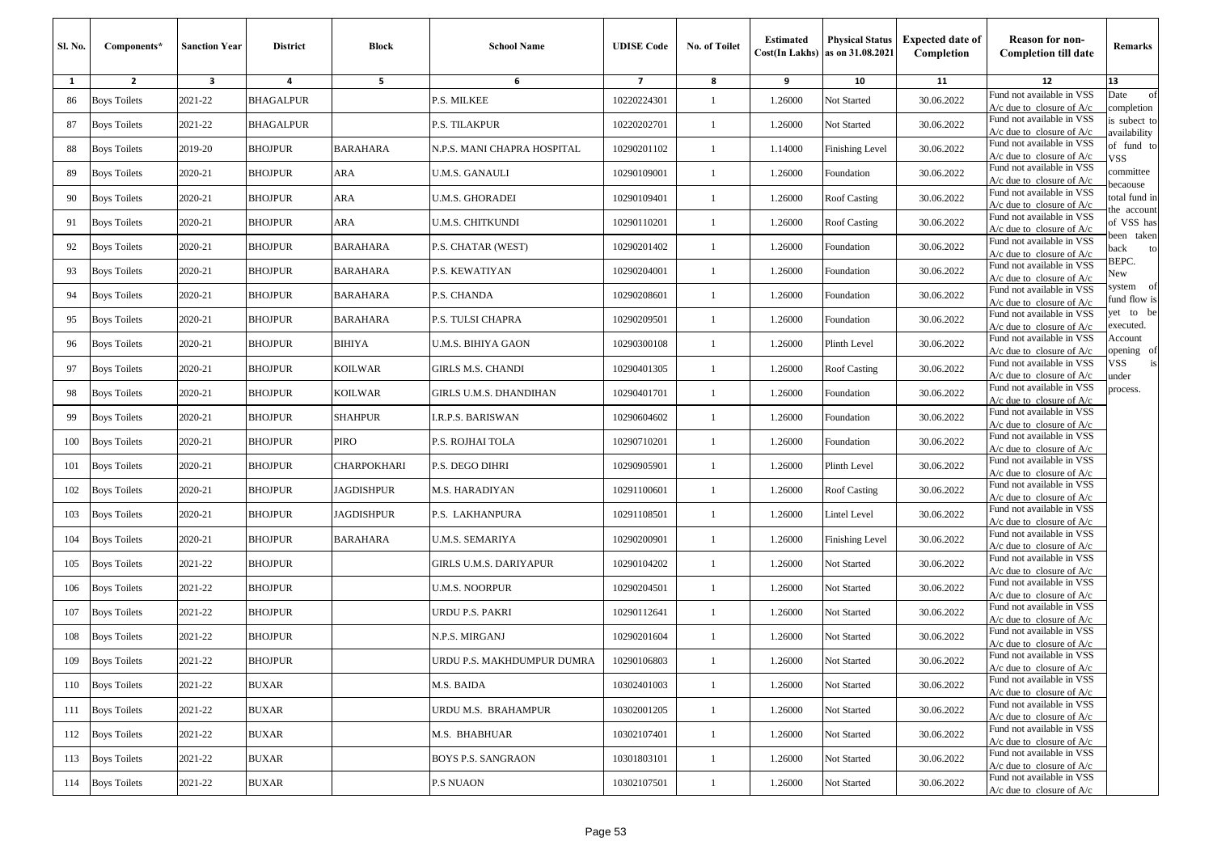| Sl. No. | Components* | Sanction Year | District | Block | School Name | UDISE Code | No. of Toilet | Estimated Cost(In Lakhs) | Physical Status as on 31.08.2021 | Expected date of Completion | Reason for non-Completion till date | Remarks |
|---|---|---|---|---|---|---|---|---|---|---|---|---|
| 1 | 2 | 3 | 4 | 5 | 6 | 7 | 8 | 9 | 10 | 11 | 12 | 13 |
| 86 | Boys Toilets | 2021-22 | BHAGALPUR | | P.S. MILKEE | 10220224301 | 1 | 1.26000 | Not Started | 30.06.2022 | Fund not available in VSS A/c due to closure of A/c | Date of completion is subject to availability of fund to VSS committee becaouse total fund in the account of VSS has been taken back to BEPC. New system of fund flow is yet to be executed. Account opening of VSS is under process. |
| 87 | Boys Toilets | 2021-22 | BHAGALPUR | | P.S. TILAKPUR | 10220202701 | 1 | 1.26000 | Not Started | 30.06.2022 | Fund not available in VSS A/c due to closure of A/c | |
| 88 | Boys Toilets | 2019-20 | BHOJPUR | BARAHARA | N.P.S. MANI CHAPRA HOSPITAL | 10290201102 | 1 | 1.14000 | Finishing Level | 30.06.2022 | Fund not available in VSS A/c due to closure of A/c | |
| 89 | Boys Toilets | 2020-21 | BHOJPUR | ARA | U.M.S. GANAULI | 10290109001 | 1 | 1.26000 | Foundation | 30.06.2022 | Fund not available in VSS A/c due to closure of A/c | |
| 90 | Boys Toilets | 2020-21 | BHOJPUR | ARA | U.M.S. GHORADEI | 10290109401 | 1 | 1.26000 | Roof Casting | 30.06.2022 | Fund not available in VSS A/c due to closure of A/c | |
| 91 | Boys Toilets | 2020-21 | BHOJPUR | ARA | U.M.S. CHITKUNDI | 10290110201 | 1 | 1.26000 | Roof Casting | 30.06.2022 | Fund not available in VSS A/c due to closure of A/c | |
| 92 | Boys Toilets | 2020-21 | BHOJPUR | BARAHARA | P.S. CHATAR (WEST) | 10290201402 | 1 | 1.26000 | Foundation | 30.06.2022 | Fund not available in VSS A/c due to closure of A/c | |
| 93 | Boys Toilets | 2020-21 | BHOJPUR | BARAHARA | P.S. KEWATIYAN | 10290204001 | 1 | 1.26000 | Foundation | 30.06.2022 | Fund not available in VSS A/c due to closure of A/c | |
| 94 | Boys Toilets | 2020-21 | BHOJPUR | BARAHARA | P.S. CHANDA | 10290208601 | 1 | 1.26000 | Foundation | 30.06.2022 | Fund not available in VSS A/c due to closure of A/c | |
| 95 | Boys Toilets | 2020-21 | BHOJPUR | BARAHARA | P.S. TULSI CHAPRA | 10290209501 | 1 | 1.26000 | Foundation | 30.06.2022 | Fund not available in VSS A/c due to closure of A/c | |
| 96 | Boys Toilets | 2020-21 | BHOJPUR | BIHIYA | U.M.S. BIHIYA GAON | 10290300108 | 1 | 1.26000 | Plinth Level | 30.06.2022 | Fund not available in VSS A/c due to closure of A/c | |
| 97 | Boys Toilets | 2020-21 | BHOJPUR | KOILWAR | GIRLS M.S. CHANDI | 10290401305 | 1 | 1.26000 | Roof Casting | 30.06.2022 | Fund not available in VSS A/c due to closure of A/c | |
| 98 | Boys Toilets | 2020-21 | BHOJPUR | KOILWAR | GIRLS U.M.S. DHANDIHAN | 10290401701 | 1 | 1.26000 | Foundation | 30.06.2022 | Fund not available in VSS A/c due to closure of A/c | |
| 99 | Boys Toilets | 2020-21 | BHOJPUR | SHAHPUR | I.R.P.S. BARISWAN | 10290604602 | 1 | 1.26000 | Foundation | 30.06.2022 | Fund not available in VSS A/c due to closure of A/c | |
| 100 | Boys Toilets | 2020-21 | BHOJPUR | PIRO | P.S. ROJHAI TOLA | 10290710201 | 1 | 1.26000 | Foundation | 30.06.2022 | Fund not available in VSS A/c due to closure of A/c | |
| 101 | Boys Toilets | 2020-21 | BHOJPUR | CHARPOKHARI | P.S. DEGO DIHRI | 10290905901 | 1 | 1.26000 | Plinth Level | 30.06.2022 | Fund not available in VSS A/c due to closure of A/c | |
| 102 | Boys Toilets | 2020-21 | BHOJPUR | JAGDISHPUR | M.S. HARADIYAN | 10291100601 | 1 | 1.26000 | Roof Casting | 30.06.2022 | Fund not available in VSS A/c due to closure of A/c | |
| 103 | Boys Toilets | 2020-21 | BHOJPUR | JAGDISHPUR | P.S. LAKHANPURA | 10291108501 | 1 | 1.26000 | Lintel Level | 30.06.2022 | Fund not available in VSS A/c due to closure of A/c | |
| 104 | Boys Toilets | 2020-21 | BHOJPUR | BARAHARA | U.M.S. SEMARIYA | 10290200901 | 1 | 1.26000 | Finishing Level | 30.06.2022 | Fund not available in VSS A/c due to closure of A/c | |
| 105 | Boys Toilets | 2021-22 | BHOJPUR | | GIRLS U.M.S. DARIYAPUR | 10290104202 | 1 | 1.26000 | Not Started | 30.06.2022 | Fund not available in VSS A/c due to closure of A/c | |
| 106 | Boys Toilets | 2021-22 | BHOJPUR | | U.M.S. NOORPUR | 10290204501 | 1 | 1.26000 | Not Started | 30.06.2022 | Fund not available in VSS A/c due to closure of A/c | |
| 107 | Boys Toilets | 2021-22 | BHOJPUR | | URDU P.S. PAKRI | 10290112641 | 1 | 1.26000 | Not Started | 30.06.2022 | Fund not available in VSS A/c due to closure of A/c | |
| 108 | Boys Toilets | 2021-22 | BHOJPUR | | N.P.S. MIRGANJ | 10290201604 | 1 | 1.26000 | Not Started | 30.06.2022 | Fund not available in VSS A/c due to closure of A/c | |
| 109 | Boys Toilets | 2021-22 | BHOJPUR | | URDU P.S. MAKHDUMPUR DUMRA | 10290106803 | 1 | 1.26000 | Not Started | 30.06.2022 | Fund not available in VSS A/c due to closure of A/c | |
| 110 | Boys Toilets | 2021-22 | BUXAR | | M.S. BAIDA | 10302401003 | 1 | 1.26000 | Not Started | 30.06.2022 | Fund not available in VSS A/c due to closure of A/c | |
| 111 | Boys Toilets | 2021-22 | BUXAR | | URDU M.S. BRAHAMPUR | 10302001205 | 1 | 1.26000 | Not Started | 30.06.2022 | Fund not available in VSS A/c due to closure of A/c | |
| 112 | Boys Toilets | 2021-22 | BUXAR | | M.S. BHABHUAR | 10302107401 | 1 | 1.26000 | Not Started | 30.06.2022 | Fund not available in VSS A/c due to closure of A/c | |
| 113 | Boys Toilets | 2021-22 | BUXAR | | BOYS P.S. SANGRAON | 10301803101 | 1 | 1.26000 | Not Started | 30.06.2022 | Fund not available in VSS A/c due to closure of A/c | |
| 114 | Boys Toilets | 2021-22 | BUXAR | | P.S NUAON | 10302107501 | 1 | 1.26000 | Not Started | 30.06.2022 | Fund not available in VSS A/c due to closure of A/c | |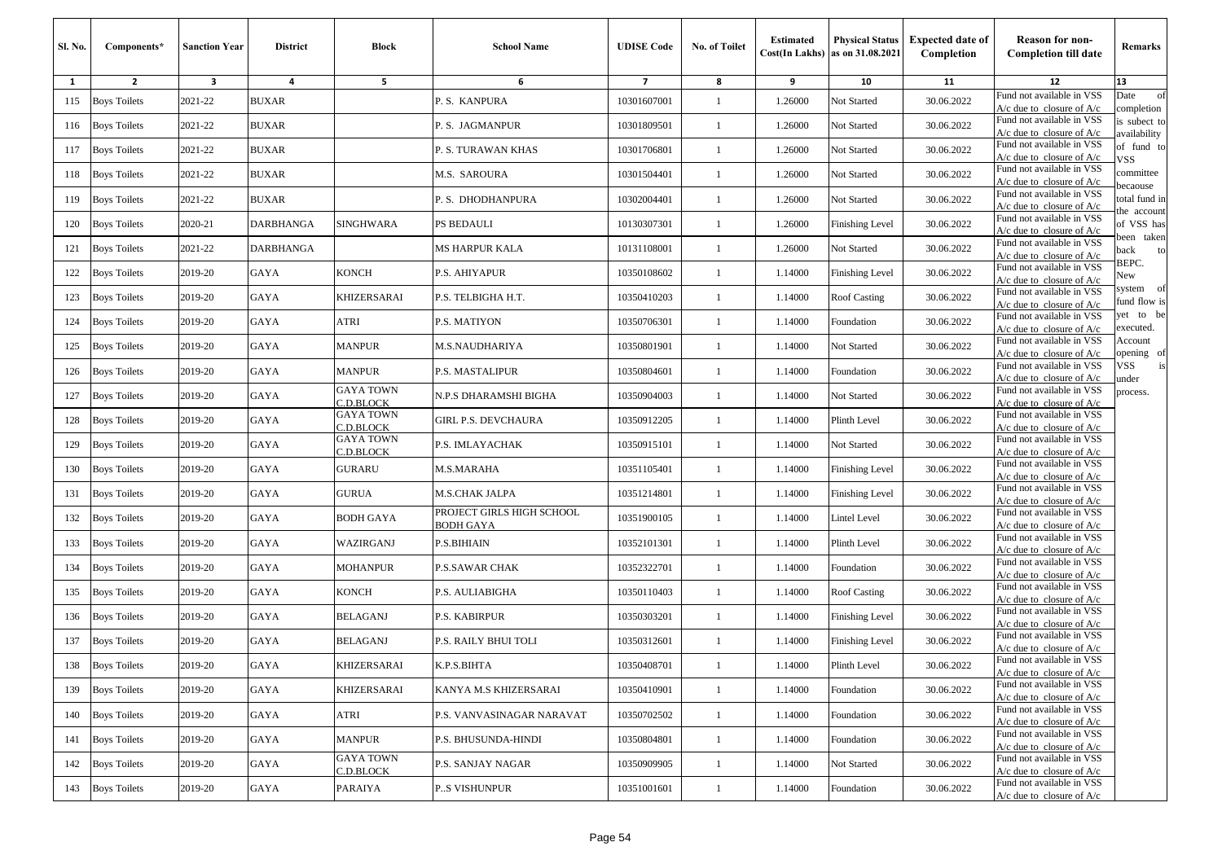| Sl. No. | Components* | Sanction Year | District | Block | School Name | UDISE Code | No. of Toilet | Estimated Cost(In Lakhs) | Physical Status as on 31.08.2021 | Expected date of Completion | Reason for non-Completion till date | Remarks |
|---|---|---|---|---|---|---|---|---|---|---|---|---|
| 1 | 2 | 3 | 4 | 5 | 6 | 7 | 8 | 9 | 10 | 11 | 12 | 13 |
| 115 | Boys Toilets | 2021-22 | BUXAR | | P. S. KANPURA | 10301607001 | 1 | 1.26000 | Not Started | 30.06.2022 | Fund not available in VSS A/c due to closure of A/c | Date of completion is subject to availability of fund to VSS committee becaouse total fund in the account of VSS has been taken back to BEPC. New system of fund flow is yet to be executed. Account opening of VSS is under process. |
| 116 | Boys Toilets | 2021-22 | BUXAR | | P. S. JAGMANPUR | 10301809501 | 1 | 1.26000 | Not Started | 30.06.2022 | Fund not available in VSS A/c due to closure of A/c | |
| 117 | Boys Toilets | 2021-22 | BUXAR | | P. S. TURAWAN KHAS | 10301706801 | 1 | 1.26000 | Not Started | 30.06.2022 | Fund not available in VSS A/c due to closure of A/c | |
| 118 | Boys Toilets | 2021-22 | BUXAR | | M.S. SAROURA | 10301504401 | 1 | 1.26000 | Not Started | 30.06.2022 | Fund not available in VSS A/c due to closure of A/c | |
| 119 | Boys Toilets | 2021-22 | BUXAR | | P. S. DHODHANPURA | 10302004401 | 1 | 1.26000 | Not Started | 30.06.2022 | Fund not available in VSS A/c due to closure of A/c | |
| 120 | Boys Toilets | 2020-21 | DARBHANGA | SINGHWARA | PS BEDAULI | 10130307301 | 1 | 1.26000 | Finishing Level | 30.06.2022 | Fund not available in VSS A/c due to closure of A/c | |
| 121 | Boys Toilets | 2021-22 | DARBHANGA | | MS HARPUR KALA | 10131108001 | 1 | 1.26000 | Not Started | 30.06.2022 | Fund not available in VSS A/c due to closure of A/c | |
| 122 | Boys Toilets | 2019-20 | GAYA | KONCH | P.S. AHIYAPUR | 10350108602 | 1 | 1.14000 | Finishing Level | 30.06.2022 | Fund not available in VSS A/c due to closure of A/c | |
| 123 | Boys Toilets | 2019-20 | GAYA | KHIZERSARAI | P.S. TELBIGHA H.T. | 10350410203 | 1 | 1.14000 | Roof Casting | 30.06.2022 | Fund not available in VSS A/c due to closure of A/c | |
| 124 | Boys Toilets | 2019-20 | GAYA | ATRI | P.S. MATIYON | 10350706301 | 1 | 1.14000 | Foundation | 30.06.2022 | Fund not available in VSS A/c due to closure of A/c | |
| 125 | Boys Toilets | 2019-20 | GAYA | MANPUR | M.S.NAUDHARIYA | 10350801901 | 1 | 1.14000 | Not Started | 30.06.2022 | Fund not available in VSS A/c due to closure of A/c | |
| 126 | Boys Toilets | 2019-20 | GAYA | MANPUR | P.S. MASTALIPUR | 10350804601 | 1 | 1.14000 | Foundation | 30.06.2022 | Fund not available in VSS A/c due to closure of A/c | |
| 127 | Boys Toilets | 2019-20 | GAYA | GAYA TOWN C.D.BLOCK | N.P.S DHARAMSHI BIGHA | 10350904003 | 1 | 1.14000 | Not Started | 30.06.2022 | Fund not available in VSS A/c due to closure of A/c | |
| 128 | Boys Toilets | 2019-20 | GAYA | GAYA TOWN C.D.BLOCK | GIRL P.S. DEVCHAURA | 10350912205 | 1 | 1.14000 | Plinth Level | 30.06.2022 | Fund not available in VSS A/c due to closure of A/c | |
| 129 | Boys Toilets | 2019-20 | GAYA | GAYA TOWN C.D.BLOCK | P.S. IMLAYACHAK | 10350915101 | 1 | 1.14000 | Not Started | 30.06.2022 | Fund not available in VSS A/c due to closure of A/c | |
| 130 | Boys Toilets | 2019-20 | GAYA | GURARU | M.S.MARAHA | 10351105401 | 1 | 1.14000 | Finishing Level | 30.06.2022 | Fund not available in VSS A/c due to closure of A/c | |
| 131 | Boys Toilets | 2019-20 | GAYA | GURUA | M.S.CHAK JALPA | 10351214801 | 1 | 1.14000 | Finishing Level | 30.06.2022 | Fund not available in VSS A/c due to closure of A/c | |
| 132 | Boys Toilets | 2019-20 | GAYA | BODH GAYA | PROJECT GIRLS HIGH SCHOOL BODH GAYA | 10351900105 | 1 | 1.14000 | Lintel Level | 30.06.2022 | Fund not available in VSS A/c due to closure of A/c | |
| 133 | Boys Toilets | 2019-20 | GAYA | WAZIRGANJ | P.S.BIHIAIN | 10352101301 | 1 | 1.14000 | Plinth Level | 30.06.2022 | Fund not available in VSS A/c due to closure of A/c | |
| 134 | Boys Toilets | 2019-20 | GAYA | MOHANPUR | P.S.SAWAR CHAK | 10352322701 | 1 | 1.14000 | Foundation | 30.06.2022 | Fund not available in VSS A/c due to closure of A/c | |
| 135 | Boys Toilets | 2019-20 | GAYA | KONCH | P.S. AULIABIGHA | 10350110403 | 1 | 1.14000 | Roof Casting | 30.06.2022 | Fund not available in VSS A/c due to closure of A/c | |
| 136 | Boys Toilets | 2019-20 | GAYA | BELAGANJ | P.S. KABIRPUR | 10350303201 | 1 | 1.14000 | Finishing Level | 30.06.2022 | Fund not available in VSS A/c due to closure of A/c | |
| 137 | Boys Toilets | 2019-20 | GAYA | BELAGANJ | P.S. RAILY BHUI TOLI | 10350312601 | 1 | 1.14000 | Finishing Level | 30.06.2022 | Fund not available in VSS A/c due to closure of A/c | |
| 138 | Boys Toilets | 2019-20 | GAYA | KHIZERSARAI | K.P.S.BIHTA | 10350408701 | 1 | 1.14000 | Plinth Level | 30.06.2022 | Fund not available in VSS A/c due to closure of A/c | |
| 139 | Boys Toilets | 2019-20 | GAYA | KHIZERSARAI | KANYA M.S KHIZERSARAI | 10350410901 | 1 | 1.14000 | Foundation | 30.06.2022 | Fund not available in VSS A/c due to closure of A/c | |
| 140 | Boys Toilets | 2019-20 | GAYA | ATRI | P.S. VANVASINAGAR NARAVAT | 10350702502 | 1 | 1.14000 | Foundation | 30.06.2022 | Fund not available in VSS A/c due to closure of A/c | |
| 141 | Boys Toilets | 2019-20 | GAYA | MANPUR | P.S. BHUSUNDA-HINDI | 10350804801 | 1 | 1.14000 | Foundation | 30.06.2022 | Fund not available in VSS A/c due to closure of A/c | |
| 142 | Boys Toilets | 2019-20 | GAYA | GAYA TOWN C.D.BLOCK | P.S. SANJAY NAGAR | 10350909905 | 1 | 1.14000 | Not Started | 30.06.2022 | Fund not available in VSS A/c due to closure of A/c | |
| 143 | Boys Toilets | 2019-20 | GAYA | PARAIYA | P..S VISHUNPUR | 10351001601 | 1 | 1.14000 | Foundation | 30.06.2022 | Fund not available in VSS A/c due to closure of A/c | |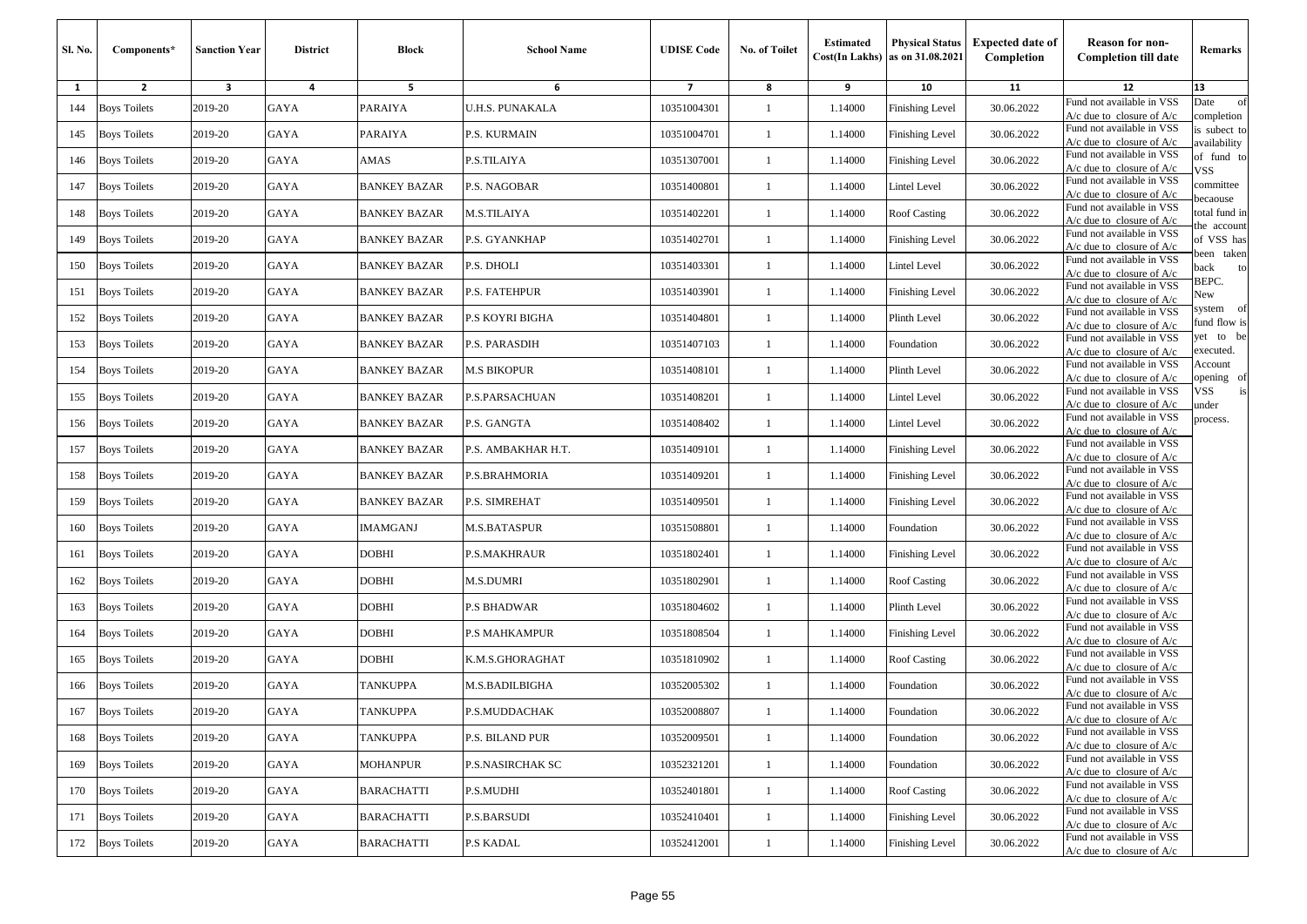| Sl. No. | Components* | Sanction Year | District | Block | School Name | UDISE Code | No. of Toilet | Estimated Cost(In Lakhs) | Physical Status as on 31.08.2021 | Expected date of Completion | Reason for non-Completion till date | Remarks |
|---|---|---|---|---|---|---|---|---|---|---|---|---|
| 1 | 2 | 3 | 4 | 5 | 6 | 7 | 8 | 9 | 10 | 11 | 12 | 13 |
| 144 | Boys Toilets | 2019-20 | GAYA | PARAIYA | U.H.S. PUNAKALA | 10351004301 | 1 | 1.14000 | Finishing Level | 30.06.2022 | Fund not available in VSS A/c due to closure of A/c | Date of completion is subject to availability of fund to VSS committee becaouse total fund in the account of VSS has been taken back to BEPC. New system of fund flow is yet to be executed. Account opening of VSS is under process. |
| 145 | Boys Toilets | 2019-20 | GAYA | PARAIYA | P.S. KURMAIN | 10351004701 | 1 | 1.14000 | Finishing Level | 30.06.2022 | Fund not available in VSS A/c due to closure of A/c | |
| 146 | Boys Toilets | 2019-20 | GAYA | AMAS | P.S.TILAIYA | 10351307001 | 1 | 1.14000 | Finishing Level | 30.06.2022 | Fund not available in VSS A/c due to closure of A/c | |
| 147 | Boys Toilets | 2019-20 | GAYA | BANKEY BAZAR | P.S. NAGOBAR | 10351400801 | 1 | 1.14000 | Lintel Level | 30.06.2022 | Fund not available in VSS A/c due to closure of A/c | |
| 148 | Boys Toilets | 2019-20 | GAYA | BANKEY BAZAR | M.S.TILAIYA | 10351402201 | 1 | 1.14000 | Roof Casting | 30.06.2022 | Fund not available in VSS A/c due to closure of A/c | |
| 149 | Boys Toilets | 2019-20 | GAYA | BANKEY BAZAR | P.S. GYANKHAP | 10351402701 | 1 | 1.14000 | Finishing Level | 30.06.2022 | Fund not available in VSS A/c due to closure of A/c | |
| 150 | Boys Toilets | 2019-20 | GAYA | BANKEY BAZAR | P.S. DHOLI | 10351403301 | 1 | 1.14000 | Lintel Level | 30.06.2022 | Fund not available in VSS A/c due to closure of A/c | |
| 151 | Boys Toilets | 2019-20 | GAYA | BANKEY BAZAR | P.S. FATEHPUR | 10351403901 | 1 | 1.14000 | Finishing Level | 30.06.2022 | Fund not available in VSS A/c due to closure of A/c | |
| 152 | Boys Toilets | 2019-20 | GAYA | BANKEY BAZAR | P.S KOYRI BIGHA | 10351404801 | 1 | 1.14000 | Plinth Level | 30.06.2022 | Fund not available in VSS A/c due to closure of A/c | |
| 153 | Boys Toilets | 2019-20 | GAYA | BANKEY BAZAR | P.S. PARASDIH | 10351407103 | 1 | 1.14000 | Foundation | 30.06.2022 | Fund not available in VSS A/c due to closure of A/c | |
| 154 | Boys Toilets | 2019-20 | GAYA | BANKEY BAZAR | M.S BIKOPUR | 10351408101 | 1 | 1.14000 | Plinth Level | 30.06.2022 | Fund not available in VSS A/c due to closure of A/c | |
| 155 | Boys Toilets | 2019-20 | GAYA | BANKEY BAZAR | P.S.PARSACHUAN | 10351408201 | 1 | 1.14000 | Lintel Level | 30.06.2022 | Fund not available in VSS A/c due to closure of A/c | |
| 156 | Boys Toilets | 2019-20 | GAYA | BANKEY BAZAR | P.S. GANGTA | 10351408402 | 1 | 1.14000 | Lintel Level | 30.06.2022 | Fund not available in VSS A/c due to closure of A/c | |
| 157 | Boys Toilets | 2019-20 | GAYA | BANKEY BAZAR | P.S. AMBAKHAR H.T. | 10351409101 | 1 | 1.14000 | Finishing Level | 30.06.2022 | Fund not available in VSS A/c due to closure of A/c | |
| 158 | Boys Toilets | 2019-20 | GAYA | BANKEY BAZAR | P.S.BRAHMORIA | 10351409201 | 1 | 1.14000 | Finishing Level | 30.06.2022 | Fund not available in VSS A/c due to closure of A/c | |
| 159 | Boys Toilets | 2019-20 | GAYA | BANKEY BAZAR | P.S. SIMREHAT | 10351409501 | 1 | 1.14000 | Finishing Level | 30.06.2022 | Fund not available in VSS A/c due to closure of A/c | |
| 160 | Boys Toilets | 2019-20 | GAYA | IMAMGANJ | M.S.BATASPUR | 10351508801 | 1 | 1.14000 | Foundation | 30.06.2022 | Fund not available in VSS A/c due to closure of A/c | |
| 161 | Boys Toilets | 2019-20 | GAYA | DOBHI | P.S.MAKHRAUR | 10351802401 | 1 | 1.14000 | Finishing Level | 30.06.2022 | Fund not available in VSS A/c due to closure of A/c | |
| 162 | Boys Toilets | 2019-20 | GAYA | DOBHI | M.S.DUMRI | 10351802901 | 1 | 1.14000 | Roof Casting | 30.06.2022 | Fund not available in VSS A/c due to closure of A/c | |
| 163 | Boys Toilets | 2019-20 | GAYA | DOBHI | P.S BHADWAR | 10351804602 | 1 | 1.14000 | Plinth Level | 30.06.2022 | Fund not available in VSS A/c due to closure of A/c | |
| 164 | Boys Toilets | 2019-20 | GAYA | DOBHI | P.S MAHKAMPUR | 10351808504 | 1 | 1.14000 | Finishing Level | 30.06.2022 | Fund not available in VSS A/c due to closure of A/c | |
| 165 | Boys Toilets | 2019-20 | GAYA | DOBHI | K.M.S.GHORAGHAT | 10351810902 | 1 | 1.14000 | Roof Casting | 30.06.2022 | Fund not available in VSS A/c due to closure of A/c | |
| 166 | Boys Toilets | 2019-20 | GAYA | TANKUPPA | M.S.BADILBIGHA | 10352005302 | 1 | 1.14000 | Foundation | 30.06.2022 | Fund not available in VSS A/c due to closure of A/c | |
| 167 | Boys Toilets | 2019-20 | GAYA | TANKUPPA | P.S.MUDDACHAK | 10352008807 | 1 | 1.14000 | Foundation | 30.06.2022 | Fund not available in VSS A/c due to closure of A/c | |
| 168 | Boys Toilets | 2019-20 | GAYA | TANKUPPA | P.S. BILAND PUR | 10352009501 | 1 | 1.14000 | Foundation | 30.06.2022 | Fund not available in VSS A/c due to closure of A/c | |
| 169 | Boys Toilets | 2019-20 | GAYA | MOHANPUR | P.S.NASIRCHAK SC | 10352321201 | 1 | 1.14000 | Foundation | 30.06.2022 | Fund not available in VSS A/c due to closure of A/c | |
| 170 | Boys Toilets | 2019-20 | GAYA | BARACHATTI | P.S.MUDHI | 10352401801 | 1 | 1.14000 | Roof Casting | 30.06.2022 | Fund not available in VSS A/c due to closure of A/c | |
| 171 | Boys Toilets | 2019-20 | GAYA | BARACHATTI | P.S.BARSUDI | 10352410401 | 1 | 1.14000 | Finishing Level | 30.06.2022 | Fund not available in VSS A/c due to closure of A/c | |
| 172 | Boys Toilets | 2019-20 | GAYA | BARACHATTI | P.S KADAL | 10352412001 | 1 | 1.14000 | Finishing Level | 30.06.2022 | Fund not available in VSS A/c due to closure of A/c | |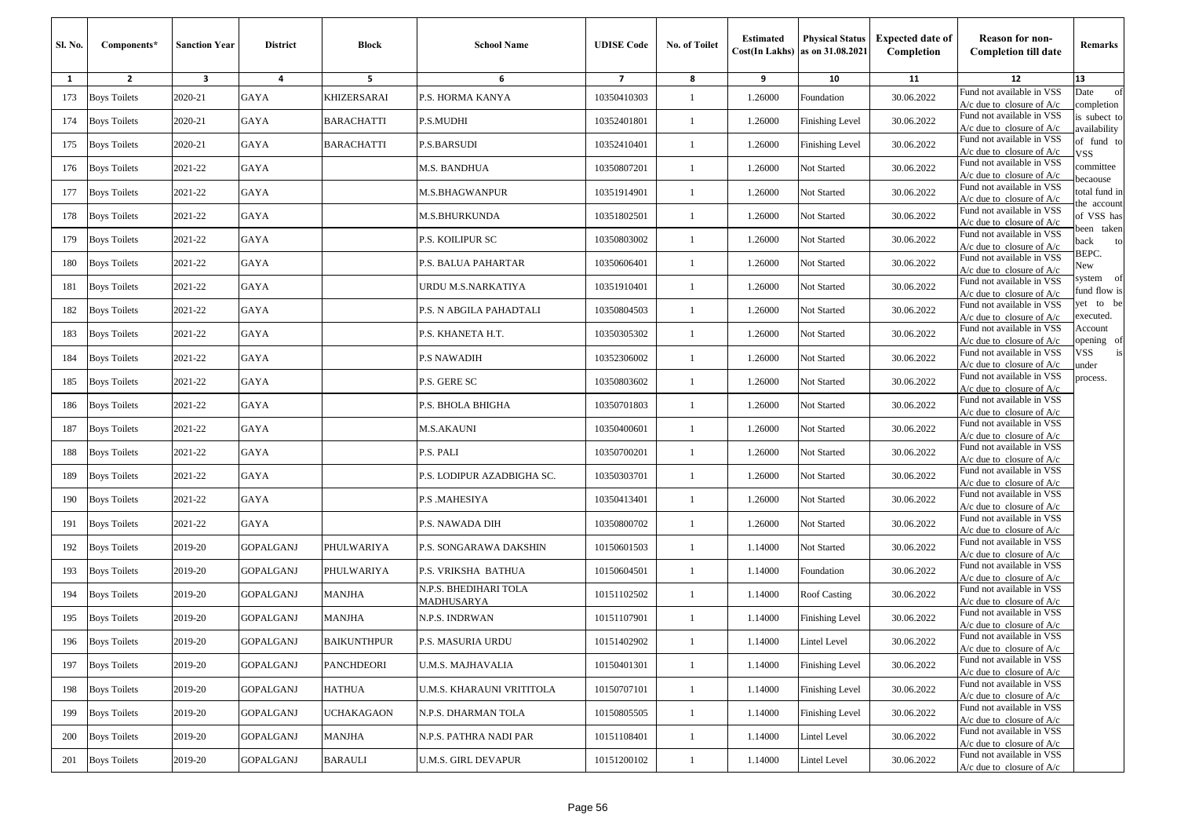| Sl. No. | Components* | Sanction Year | District | Block | School Name | UDISE Code | No. of Toilet | Estimated Cost(In Lakhs) | Physical Status as on 31.08.2021 | Expected date of Completion | Reason for non-Completion till date | Remarks |
|---|---|---|---|---|---|---|---|---|---|---|---|---|
| 1 | 2 | 3 | 4 | 5 | 6 | 7 | 8 | 9 | 10 | 11 | 12 | 13 |
| 173 | Boys Toilets | 2020-21 | GAYA | KHIZERSARAI | P.S. HORMA KANYA | 10350410303 | 1 | 1.26000 | Foundation | 30.06.2022 | Fund not available in VSS A/c due to closure of A/c | Date of completion is subject to availability of fund to VSS committee becaouse total fund in the account of VSS has been taken back to BEPC. New system of fund flow is yet to be executed. Account opening of VSS is under process. |
| 174 | Boys Toilets | 2020-21 | GAYA | BARACHATTI | P.S.MUDHI | 10352401801 | 1 | 1.26000 | Finishing Level | 30.06.2022 | Fund not available in VSS A/c due to closure of A/c | |
| 175 | Boys Toilets | 2020-21 | GAYA | BARACHATTI | P.S.BARSUDI | 10352410401 | 1 | 1.26000 | Finishing Level | 30.06.2022 | Fund not available in VSS A/c due to closure of A/c | |
| 176 | Boys Toilets | 2021-22 | GAYA | | M.S. BANDHUA | 10350807201 | 1 | 1.26000 | Not Started | 30.06.2022 | Fund not available in VSS A/c due to closure of A/c | |
| 177 | Boys Toilets | 2021-22 | GAYA | | M.S.BHAGWANPUR | 10351914901 | 1 | 1.26000 | Not Started | 30.06.2022 | Fund not available in VSS A/c due to closure of A/c | |
| 178 | Boys Toilets | 2021-22 | GAYA | | M.S.BHURKUNDA | 10351802501 | 1 | 1.26000 | Not Started | 30.06.2022 | Fund not available in VSS A/c due to closure of A/c | |
| 179 | Boys Toilets | 2021-22 | GAYA | | P.S. KOILIPUR SC | 10350803002 | 1 | 1.26000 | Not Started | 30.06.2022 | Fund not available in VSS A/c due to closure of A/c | |
| 180 | Boys Toilets | 2021-22 | GAYA | | P.S. BALUA PAHARTAR | 10350606401 | 1 | 1.26000 | Not Started | 30.06.2022 | Fund not available in VSS A/c due to closure of A/c | |
| 181 | Boys Toilets | 2021-22 | GAYA | | URDU M.S.NARKATIYA | 10351910401 | 1 | 1.26000 | Not Started | 30.06.2022 | Fund not available in VSS A/c due to closure of A/c | |
| 182 | Boys Toilets | 2021-22 | GAYA | | P.S. N ABGILA PAHADTALI | 10350804503 | 1 | 1.26000 | Not Started | 30.06.2022 | Fund not available in VSS A/c due to closure of A/c | |
| 183 | Boys Toilets | 2021-22 | GAYA | | P.S. KHANETA H.T. | 10350305302 | 1 | 1.26000 | Not Started | 30.06.2022 | Fund not available in VSS A/c due to closure of A/c | |
| 184 | Boys Toilets | 2021-22 | GAYA | | P.S NAWADIH | 10352306002 | 1 | 1.26000 | Not Started | 30.06.2022 | Fund not available in VSS A/c due to closure of A/c | |
| 185 | Boys Toilets | 2021-22 | GAYA | | P.S. GERE SC | 10350803602 | 1 | 1.26000 | Not Started | 30.06.2022 | Fund not available in VSS A/c due to closure of A/c | |
| 186 | Boys Toilets | 2021-22 | GAYA | | P.S. BHOLA BHIGHA | 10350701803 | 1 | 1.26000 | Not Started | 30.06.2022 | Fund not available in VSS A/c due to closure of A/c | |
| 187 | Boys Toilets | 2021-22 | GAYA | | M.S.AKAUNI | 10350400601 | 1 | 1.26000 | Not Started | 30.06.2022 | Fund not available in VSS A/c due to closure of A/c | |
| 188 | Boys Toilets | 2021-22 | GAYA | | P.S. PALI | 10350700201 | 1 | 1.26000 | Not Started | 30.06.2022 | Fund not available in VSS A/c due to closure of A/c | |
| 189 | Boys Toilets | 2021-22 | GAYA | | P.S. LODIPUR AZADBIGHA SC. | 10350303701 | 1 | 1.26000 | Not Started | 30.06.2022 | Fund not available in VSS A/c due to closure of A/c | |
| 190 | Boys Toilets | 2021-22 | GAYA | | P.S .MAHESIYA | 10350413401 | 1 | 1.26000 | Not Started | 30.06.2022 | Fund not available in VSS A/c due to closure of A/c | |
| 191 | Boys Toilets | 2021-22 | GAYA | | P.S. NAWADA DIH | 10350800702 | 1 | 1.26000 | Not Started | 30.06.2022 | Fund not available in VSS A/c due to closure of A/c | |
| 192 | Boys Toilets | 2019-20 | GOPALGANJ | PHULWARIYA | P.S. SONGARAWA DAKSHIN | 10150601503 | 1 | 1.14000 | Not Started | 30.06.2022 | Fund not available in VSS A/c due to closure of A/c | |
| 193 | Boys Toilets | 2019-20 | GOPALGANJ | PHULWARIYA | P.S. VRIKSHA BATHUA | 10150604501 | 1 | 1.14000 | Foundation | 30.06.2022 | Fund not available in VSS A/c due to closure of A/c | |
| 194 | Boys Toilets | 2019-20 | GOPALGANJ | MANJHA | N.P.S. BHEDIHARI TOLA MADHUSARYA | 10151102502 | 1 | 1.14000 | Roof Casting | 30.06.2022 | Fund not available in VSS A/c due to closure of A/c | |
| 195 | Boys Toilets | 2019-20 | GOPALGANJ | MANJHA | N.P.S. INDRWAN | 10151107901 | 1 | 1.14000 | Finishing Level | 30.06.2022 | Fund not available in VSS A/c due to closure of A/c | |
| 196 | Boys Toilets | 2019-20 | GOPALGANJ | BAIKUNTHPUR | P.S. MASURIA URDU | 10151402902 | 1 | 1.14000 | Lintel Level | 30.06.2022 | Fund not available in VSS A/c due to closure of A/c | |
| 197 | Boys Toilets | 2019-20 | GOPALGANJ | PANCHDEORI | U.M.S. MAJHAVALIA | 10150401301 | 1 | 1.14000 | Finishing Level | 30.06.2022 | Fund not available in VSS A/c due to closure of A/c | |
| 198 | Boys Toilets | 2019-20 | GOPALGANJ | HATHUA | U.M.S. KHARAUNI VRITITOLA | 10150707101 | 1 | 1.14000 | Finishing Level | 30.06.2022 | Fund not available in VSS A/c due to closure of A/c | |
| 199 | Boys Toilets | 2019-20 | GOPALGANJ | UCHAKAGAON | N.P.S. DHARMAN TOLA | 10150805505 | 1 | 1.14000 | Finishing Level | 30.06.2022 | Fund not available in VSS A/c due to closure of A/c | |
| 200 | Boys Toilets | 2019-20 | GOPALGANJ | MANJHA | N.P.S. PATHRA NADI PAR | 10151108401 | 1 | 1.14000 | Lintel Level | 30.06.2022 | Fund not available in VSS A/c due to closure of A/c | |
| 201 | Boys Toilets | 2019-20 | GOPALGANJ | BARAULI | U.M.S. GIRL DEVAPUR | 10151200102 | 1 | 1.14000 | Lintel Level | 30.06.2022 | Fund not available in VSS A/c due to closure of A/c | |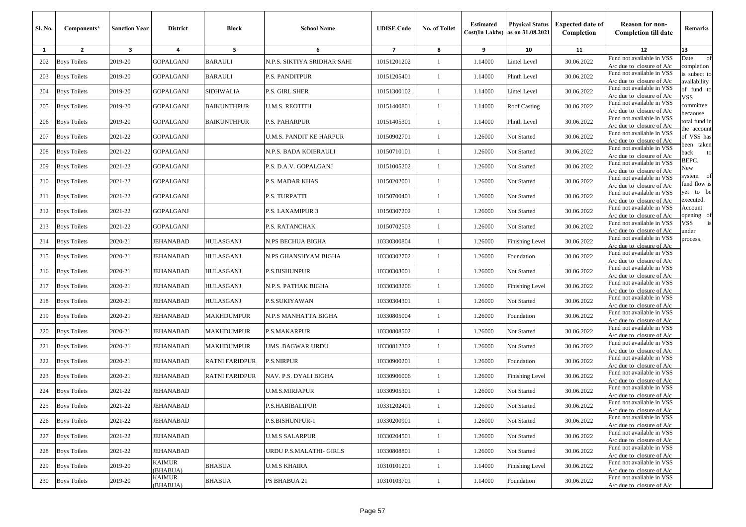| Sl. No. | Components* | Sanction Year | District | Block | School Name | UDISE Code | No. of Toilet | Estimated Cost(In Lakhs) | Physical Status as on 31.08.2021 | Expected date of Completion | Reason for non-Completion till date | Remarks |
|---|---|---|---|---|---|---|---|---|---|---|---|---|
| 1 | 2 | 3 | 4 | 5 | 6 | 7 | 8 | 9 | 10 | 11 | 12 | 13 |
| 202 | Boys Toilets | 2019-20 | GOPALGANJ | BARAULI | N.P.S. SIKTIYA SRIDHAR SAHI | 10151201202 | 1 | 1.14000 | Lintel Level | 30.06.2022 | Fund not available in VSS A/c due to closure of A/c | Date of completion is subject to availability of fund to VSS committee becaouse total fund in the account of VSS has been taken back to BEPC. New system of fund flow is yet to be executed. Account opening of VSS is under process. |
| 203 | Boys Toilets | 2019-20 | GOPALGANJ | BARAULI | P.S. PANDITPUR | 10151205401 | 1 | 1.14000 | Plinth Level | 30.06.2022 | Fund not available in VSS A/c due to closure of A/c | |
| 204 | Boys Toilets | 2019-20 | GOPALGANJ | SIDHWALIA | P.S. GIRL SHER | 10151300102 | 1 | 1.14000 | Lintel Level | 30.06.2022 | Fund not available in VSS A/c due to closure of A/c | |
| 205 | Boys Toilets | 2019-20 | GOPALGANJ | BAIKUNTHPUR | U.M.S. REOTITH | 10151400801 | 1 | 1.14000 | Roof Casting | 30.06.2022 | Fund not available in VSS A/c due to closure of A/c | |
| 206 | Boys Toilets | 2019-20 | GOPALGANJ | BAIKUNTHPUR | P.S. PAHARPUR | 10151405301 | 1 | 1.14000 | Plinth Level | 30.06.2022 | Fund not available in VSS A/c due to closure of A/c | |
| 207 | Boys Toilets | 2021-22 | GOPALGANJ | | U.M.S. PANDIT KE HARPUR | 10150902701 | 1 | 1.26000 | Not Started | 30.06.2022 | Fund not available in VSS A/c due to closure of A/c | |
| 208 | Boys Toilets | 2021-22 | GOPALGANJ | | N.P.S. BADA KOIERAULI | 10150710101 | 1 | 1.26000 | Not Started | 30.06.2022 | Fund not available in VSS A/c due to closure of A/c | |
| 209 | Boys Toilets | 2021-22 | GOPALGANJ | | P.S. D.A.V. GOPALGANJ | 10151005202 | 1 | 1.26000 | Not Started | 30.06.2022 | Fund not available in VSS A/c due to closure of A/c | |
| 210 | Boys Toilets | 2021-22 | GOPALGANJ | | P.S. MADAR KHAS | 10150202001 | 1 | 1.26000 | Not Started | 30.06.2022 | Fund not available in VSS A/c due to closure of A/c | |
| 211 | Boys Toilets | 2021-22 | GOPALGANJ | | P.S. TURPATTI | 10150700401 | 1 | 1.26000 | Not Started | 30.06.2022 | Fund not available in VSS A/c due to closure of A/c | |
| 212 | Boys Toilets | 2021-22 | GOPALGANJ | | P.S. LAXAMIPUR 3 | 10150307202 | 1 | 1.26000 | Not Started | 30.06.2022 | Fund not available in VSS A/c due to closure of A/c | |
| 213 | Boys Toilets | 2021-22 | GOPALGANJ | | P.S. RATANCHAK | 10150702503 | 1 | 1.26000 | Not Started | 30.06.2022 | Fund not available in VSS A/c due to closure of A/c | |
| 214 | Boys Toilets | 2020-21 | JEHANABAD | HULASGANJ | N.PS BECHUA BIGHA | 10330300804 | 1 | 1.26000 | Finishing Level | 30.06.2022 | Fund not available in VSS A/c due to closure of A/c | |
| 215 | Boys Toilets | 2020-21 | JEHANABAD | HULASGANJ | N.PS GHANSHYAM BIGHA | 10330302702 | 1 | 1.26000 | Foundation | 30.06.2022 | Fund not available in VSS A/c due to closure of A/c | |
| 216 | Boys Toilets | 2020-21 | JEHANABAD | HULASGANJ | P.S.BISHUNPUR | 10330303001 | 1 | 1.26000 | Not Started | 30.06.2022 | Fund not available in VSS A/c due to closure of A/c | |
| 217 | Boys Toilets | 2020-21 | JEHANABAD | HULASGANJ | N.P.S. PATHAK BIGHA | 10330303206 | 1 | 1.26000 | Finishing Level | 30.06.2022 | Fund not available in VSS A/c due to closure of A/c | |
| 218 | Boys Toilets | 2020-21 | JEHANABAD | HULASGANJ | P.S.SUKIYAWAN | 10330304301 | 1 | 1.26000 | Not Started | 30.06.2022 | Fund not available in VSS A/c due to closure of A/c | |
| 219 | Boys Toilets | 2020-21 | JEHANABAD | MAKHDUMPUR | N.P.S MANHATTA BIGHA | 10330805004 | 1 | 1.26000 | Foundation | 30.06.2022 | Fund not available in VSS A/c due to closure of A/c | |
| 220 | Boys Toilets | 2020-21 | JEHANABAD | MAKHDUMPUR | P.S.MAKARPUR | 10330808502 | 1 | 1.26000 | Not Started | 30.06.2022 | Fund not available in VSS A/c due to closure of A/c | |
| 221 | Boys Toilets | 2020-21 | JEHANABAD | MAKHDUMPUR | UMS .BAGWAR URDU | 10330812302 | 1 | 1.26000 | Not Started | 30.06.2022 | Fund not available in VSS A/c due to closure of A/c | |
| 222 | Boys Toilets | 2020-21 | JEHANABAD | RATNI FARIDPUR | P.S.NIRPUR | 10330900201 | 1 | 1.26000 | Foundation | 30.06.2022 | Fund not available in VSS A/c due to closure of A/c | |
| 223 | Boys Toilets | 2020-21 | JEHANABAD | RATNI FARIDPUR | NAV. P.S. DYALI BIGHA | 10330906006 | 1 | 1.26000 | Finishing Level | 30.06.2022 | Fund not available in VSS A/c due to closure of A/c | |
| 224 | Boys Toilets | 2021-22 | JEHANABAD | | U.M.S.MIRJAPUR | 10330905301 | 1 | 1.26000 | Not Started | 30.06.2022 | Fund not available in VSS A/c due to closure of A/c | |
| 225 | Boys Toilets | 2021-22 | JEHANABAD | | P.S.HABIBALIPUR | 10331202401 | 1 | 1.26000 | Not Started | 30.06.2022 | Fund not available in VSS A/c due to closure of A/c | |
| 226 | Boys Toilets | 2021-22 | JEHANABAD | | P.S.BISHUNPUR-1 | 10330200901 | 1 | 1.26000 | Not Started | 30.06.2022 | Fund not available in VSS A/c due to closure of A/c | |
| 227 | Boys Toilets | 2021-22 | JEHANABAD | | U.M.S SALARPUR | 10330204501 | 1 | 1.26000 | Not Started | 30.06.2022 | Fund not available in VSS A/c due to closure of A/c | |
| 228 | Boys Toilets | 2021-22 | JEHANABAD | | URDU P.S.MALATHI- GIRLS | 10330808801 | 1 | 1.26000 | Not Started | 30.06.2022 | Fund not available in VSS A/c due to closure of A/c | |
| 229 | Boys Toilets | 2019-20 | KAIMUR (BHABUA) | BHABUA | U.M.S KHAIRA | 10310101201 | 1 | 1.14000 | Finishing Level | 30.06.2022 | Fund not available in VSS A/c due to closure of A/c | |
| 230 | Boys Toilets | 2019-20 | KAIMUR (BHABUA) | BHABUA | PS BHABUA 21 | 10310103701 | 1 | 1.14000 | Foundation | 30.06.2022 | Fund not available in VSS A/c due to closure of A/c | |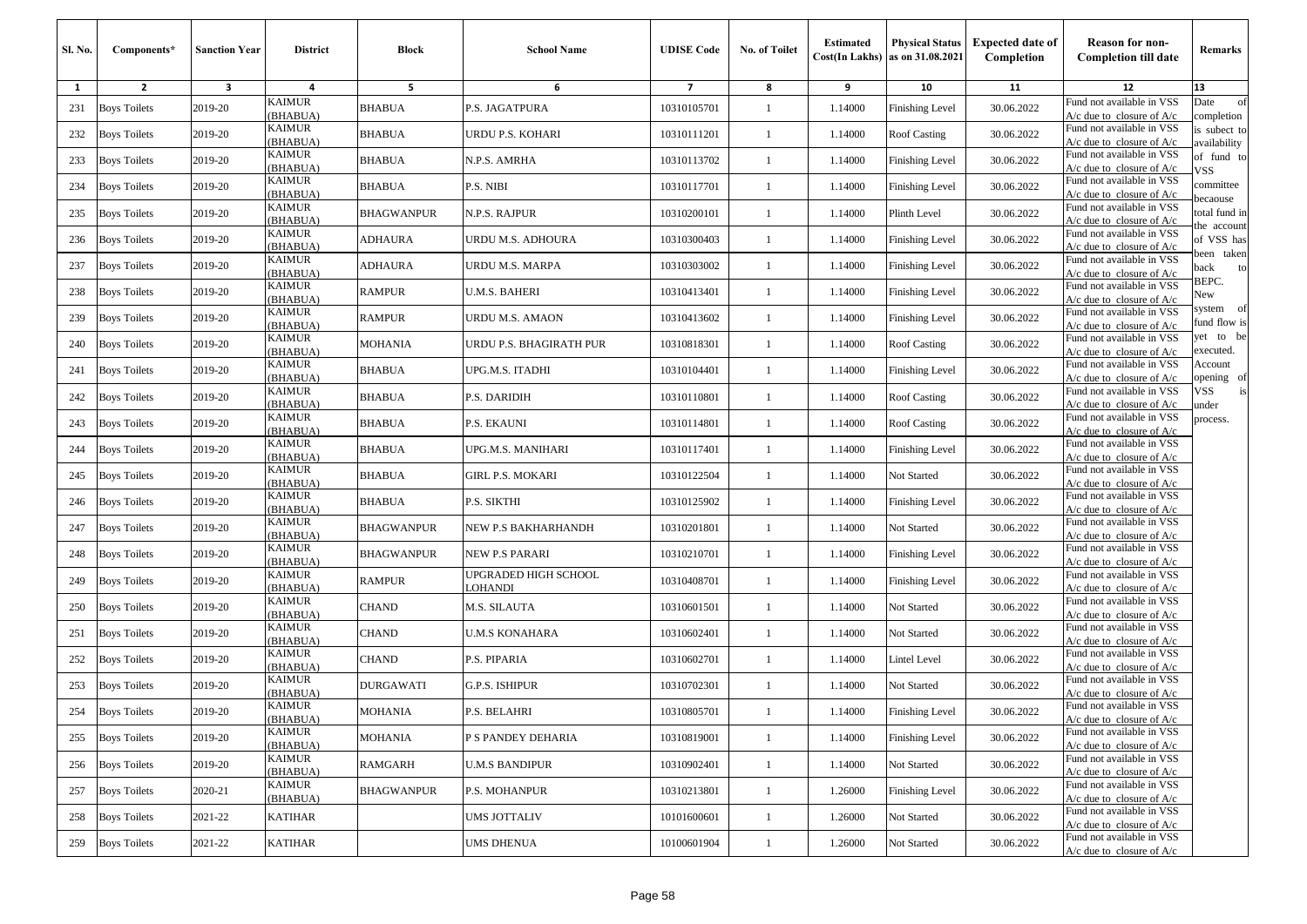| Sl. No. | Components* | Sanction Year | District | Block | School Name | UDISE Code | No. of Toilet | Estimated Cost(In Lakhs) | Physical Status as on 31.08.2021 | Expected date of Completion | Reason for non-Completion till date | Remarks |
|---|---|---|---|---|---|---|---|---|---|---|---|---|
| 1 | 2 | 3 | 4 | 5 | 6 | 7 | 8 | 9 | 10 | 11 | 12 | 13 |
| 231 | Boys Toilets | 2019-20 | KAIMUR (BHABUA) | BHABUA | P.S. JAGATPURA | 10310105701 | 1 | 1.14000 | Finishing Level | 30.06.2022 | Fund not available in VSS A/c due to closure of A/c | Date of completion is subject to availability of fund to VSS committee becaouse total fund in the account of VSS has been taken back to BEPC. New system of fund flow is yet to be executed. Account opening of VSS is under process. |
| 232 | Boys Toilets | 2019-20 | KAIMUR (BHABUA) | BHABUA | URDU P.S. KOHARI | 10310111201 | 1 | 1.14000 | Roof Casting | 30.06.2022 | Fund not available in VSS A/c due to closure of A/c | |
| 233 | Boys Toilets | 2019-20 | KAIMUR (BHABUA) | BHABUA | N.P.S. AMRHA | 10310113702 | 1 | 1.14000 | Finishing Level | 30.06.2022 | Fund not available in VSS A/c due to closure of A/c | |
| 234 | Boys Toilets | 2019-20 | KAIMUR (BHABUA) | BHABUA | P.S. NIBI | 10310117701 | 1 | 1.14000 | Finishing Level | 30.06.2022 | Fund not available in VSS A/c due to closure of A/c | |
| 235 | Boys Toilets | 2019-20 | KAIMUR (BHABUA) | BHAGWANPUR | N.P.S. RAJPUR | 10310200101 | 1 | 1.14000 | Plinth Level | 30.06.2022 | Fund not available in VSS A/c due to closure of A/c | |
| 236 | Boys Toilets | 2019-20 | KAIMUR (BHABUA) | ADHAURA | URDU M.S. ADHOURA | 10310300403 | 1 | 1.14000 | Finishing Level | 30.06.2022 | Fund not available in VSS A/c due to closure of A/c | |
| 237 | Boys Toilets | 2019-20 | KAIMUR (BHABUA) | ADHAURA | URDU M.S. MARPA | 10310303002 | 1 | 1.14000 | Finishing Level | 30.06.2022 | Fund not available in VSS A/c due to closure of A/c | |
| 238 | Boys Toilets | 2019-20 | KAIMUR (BHABUA) | RAMPUR | U.M.S. BAHERI | 10310413401 | 1 | 1.14000 | Finishing Level | 30.06.2022 | Fund not available in VSS A/c due to closure of A/c | |
| 239 | Boys Toilets | 2019-20 | KAIMUR (BHABUA) | RAMPUR | URDU M.S. AMAON | 10310413602 | 1 | 1.14000 | Finishing Level | 30.06.2022 | Fund not available in VSS A/c due to closure of A/c | |
| 240 | Boys Toilets | 2019-20 | KAIMUR (BHABUA) | MOHANIA | URDU P.S. BHAGIRATH PUR | 10310818301 | 1 | 1.14000 | Roof Casting | 30.06.2022 | Fund not available in VSS A/c due to closure of A/c | |
| 241 | Boys Toilets | 2019-20 | KAIMUR (BHABUA) | BHABUA | UPG.M.S. ITADHI | 10310104401 | 1 | 1.14000 | Finishing Level | 30.06.2022 | Fund not available in VSS A/c due to closure of A/c | |
| 242 | Boys Toilets | 2019-20 | KAIMUR (BHABUA) | BHABUA | P.S. DARIDIH | 10310110801 | 1 | 1.14000 | Roof Casting | 30.06.2022 | Fund not available in VSS A/c due to closure of A/c | |
| 243 | Boys Toilets | 2019-20 | KAIMUR (BHABUA) | BHABUA | P.S. EKAUNI | 10310114801 | 1 | 1.14000 | Roof Casting | 30.06.2022 | Fund not available in VSS A/c due to closure of A/c | |
| 244 | Boys Toilets | 2019-20 | KAIMUR (BHABUA) | BHABUA | UPG.M.S. MANIHARI | 10310117401 | 1 | 1.14000 | Finishing Level | 30.06.2022 | Fund not available in VSS A/c due to closure of A/c | |
| 245 | Boys Toilets | 2019-20 | KAIMUR (BHABUA) | BHABUA | GIRL P.S. MOKARI | 10310122504 | 1 | 1.14000 | Not Started | 30.06.2022 | Fund not available in VSS A/c due to closure of A/c | |
| 246 | Boys Toilets | 2019-20 | KAIMUR (BHABUA) | BHABUA | P.S. SIKTHI | 10310125902 | 1 | 1.14000 | Finishing Level | 30.06.2022 | Fund not available in VSS A/c due to closure of A/c | |
| 247 | Boys Toilets | 2019-20 | KAIMUR (BHABUA) | BHAGWANPUR | NEW P.S BAKHARHANDH | 10310201801 | 1 | 1.14000 | Not Started | 30.06.2022 | Fund not available in VSS A/c due to closure of A/c | |
| 248 | Boys Toilets | 2019-20 | KAIMUR (BHABUA) | BHAGWANPUR | NEW P.S PARARI | 10310210701 | 1 | 1.14000 | Finishing Level | 30.06.2022 | Fund not available in VSS A/c due to closure of A/c | |
| 249 | Boys Toilets | 2019-20 | KAIMUR (BHABUA) | RAMPUR | UPGRADED HIGH SCHOOL LOHANDI | 10310408701 | 1 | 1.14000 | Finishing Level | 30.06.2022 | Fund not available in VSS A/c due to closure of A/c | |
| 250 | Boys Toilets | 2019-20 | KAIMUR (BHABUA) | CHAND | M.S. SILAUTA | 10310601501 | 1 | 1.14000 | Not Started | 30.06.2022 | Fund not available in VSS A/c due to closure of A/c | |
| 251 | Boys Toilets | 2019-20 | KAIMUR (BHABUA) | CHAND | U.M.S KONAHARA | 10310602401 | 1 | 1.14000 | Not Started | 30.06.2022 | Fund not available in VSS A/c due to closure of A/c | |
| 252 | Boys Toilets | 2019-20 | KAIMUR (BHABUA) | CHAND | P.S. PIPARIA | 10310602701 | 1 | 1.14000 | Lintel Level | 30.06.2022 | Fund not available in VSS A/c due to closure of A/c | |
| 253 | Boys Toilets | 2019-20 | KAIMUR (BHABUA) | DURGAWATI | G.P.S. ISHIPUR | 10310702301 | 1 | 1.14000 | Not Started | 30.06.2022 | Fund not available in VSS A/c due to closure of A/c | |
| 254 | Boys Toilets | 2019-20 | KAIMUR (BHABUA) | MOHANIA | P.S. BELAHRI | 10310805701 | 1 | 1.14000 | Finishing Level | 30.06.2022 | Fund not available in VSS A/c due to closure of A/c | |
| 255 | Boys Toilets | 2019-20 | KAIMUR (BHABUA) | MOHANIA | P S PANDEY DEHARIA | 10310819001 | 1 | 1.14000 | Finishing Level | 30.06.2022 | Fund not available in VSS A/c due to closure of A/c | |
| 256 | Boys Toilets | 2019-20 | KAIMUR (BHABUA) | RAMGARH | U.M.S BANDIPUR | 10310902401 | 1 | 1.14000 | Not Started | 30.06.2022 | Fund not available in VSS A/c due to closure of A/c | |
| 257 | Boys Toilets | 2020-21 | KAIMUR (BHABUA) | BHAGWANPUR | P.S. MOHANPUR | 10310213801 | 1 | 1.26000 | Finishing Level | 30.06.2022 | Fund not available in VSS A/c due to closure of A/c | |
| 258 | Boys Toilets | 2021-22 | KATIHAR | | UMS JOTTALIV | 10101600601 | 1 | 1.26000 | Not Started | 30.06.2022 | Fund not available in VSS A/c due to closure of A/c | |
| 259 | Boys Toilets | 2021-22 | KATIHAR | | UMS DHENUA | 10100601904 | 1 | 1.26000 | Not Started | 30.06.2022 | Fund not available in VSS A/c due to closure of A/c | |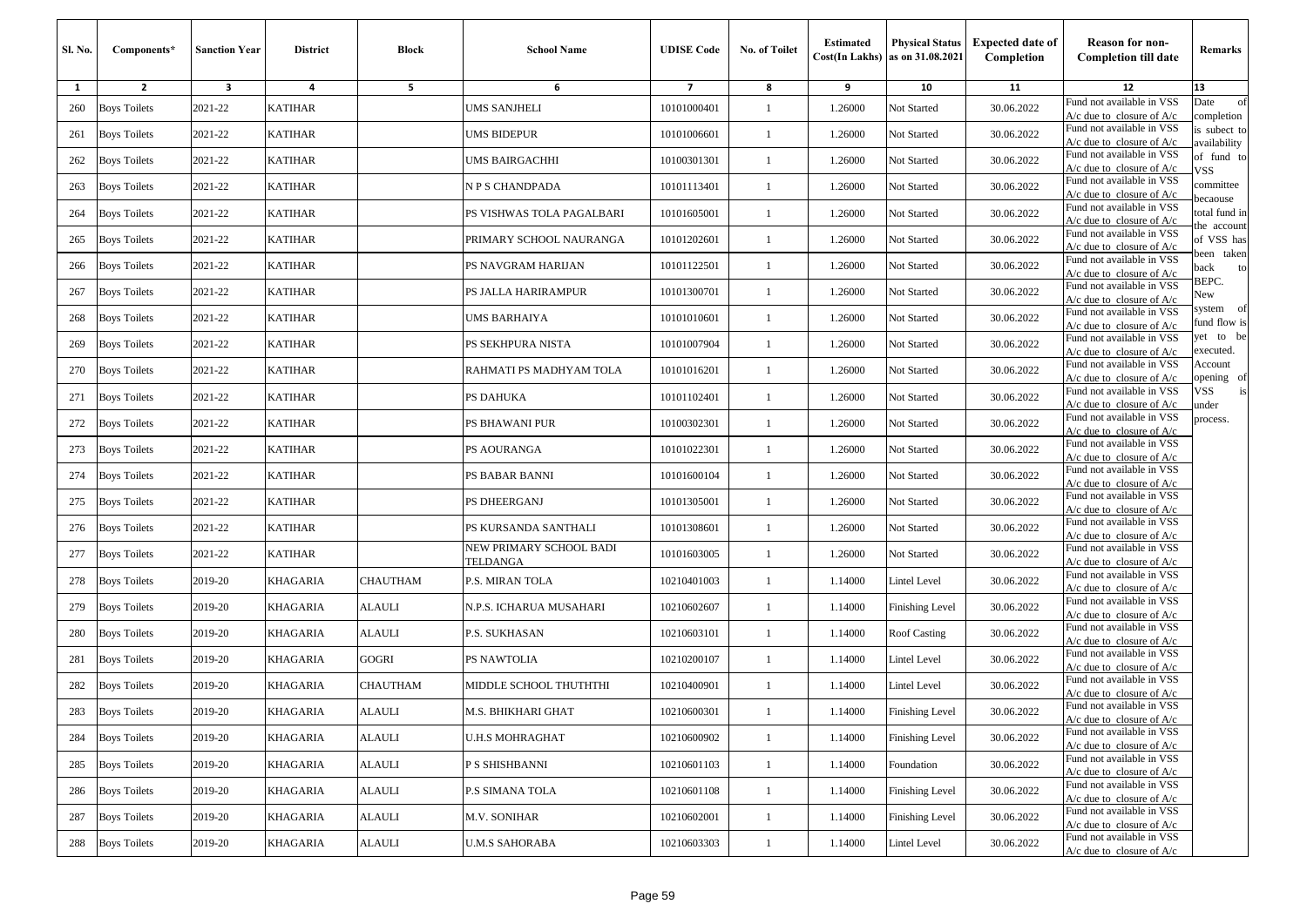| Sl. No. | Components* | Sanction Year | District | Block | School Name | UDISE Code | No. of Toilet | Estimated Cost(In Lakhs) | Physical Status as on 31.08.2021 | Expected date of Completion | Reason for non-Completion till date | Remarks |
|---|---|---|---|---|---|---|---|---|---|---|---|---|
| 1 | 2 | 3 | 4 | 5 | 6 | 7 | 8 | 9 | 10 | 11 | 12 | 13 |
| 260 | Boys Toilets | 2021-22 | KATIHAR | | UMS SANJHELI | 10101000401 | 1 | 1.26000 | Not Started | 30.06.2022 | Fund not available in VSS A/c due to closure of A/c | Date of completion is subject to availability of fund to VSS committee becaouse total fund in the account of VSS has been taken back to BEPC. New system of fund flow is yet to be executed. Account opening of VSS is under process. |
| 261 | Boys Toilets | 2021-22 | KATIHAR | | UMS BIDEPUR | 10101006601 | 1 | 1.26000 | Not Started | 30.06.2022 | Fund not available in VSS A/c due to closure of A/c | |
| 262 | Boys Toilets | 2021-22 | KATIHAR | | UMS BAIRGACHHI | 10100301301 | 1 | 1.26000 | Not Started | 30.06.2022 | Fund not available in VSS A/c due to closure of A/c | |
| 263 | Boys Toilets | 2021-22 | KATIHAR | | N P S CHANDPADA | 10101113401 | 1 | 1.26000 | Not Started | 30.06.2022 | Fund not available in VSS A/c due to closure of A/c | |
| 264 | Boys Toilets | 2021-22 | KATIHAR | | PS VISHWAS TOLA PAGALBARI | 10101605001 | 1 | 1.26000 | Not Started | 30.06.2022 | Fund not available in VSS A/c due to closure of A/c | |
| 265 | Boys Toilets | 2021-22 | KATIHAR | | PRIMARY SCHOOL NAURANGA | 10101202601 | 1 | 1.26000 | Not Started | 30.06.2022 | Fund not available in VSS A/c due to closure of A/c | |
| 266 | Boys Toilets | 2021-22 | KATIHAR | | PS NAVGRAM HARIJAN | 10101122501 | 1 | 1.26000 | Not Started | 30.06.2022 | Fund not available in VSS A/c due to closure of A/c | |
| 267 | Boys Toilets | 2021-22 | KATIHAR | | PS JALLA HARIRAMPUR | 10101300701 | 1 | 1.26000 | Not Started | 30.06.2022 | Fund not available in VSS A/c due to closure of A/c | |
| 268 | Boys Toilets | 2021-22 | KATIHAR | | UMS BARHAIYA | 10101010601 | 1 | 1.26000 | Not Started | 30.06.2022 | Fund not available in VSS A/c due to closure of A/c | |
| 269 | Boys Toilets | 2021-22 | KATIHAR | | PS SEKHPURA NISTA | 10101007904 | 1 | 1.26000 | Not Started | 30.06.2022 | Fund not available in VSS A/c due to closure of A/c | |
| 270 | Boys Toilets | 2021-22 | KATIHAR | | RAHMATI PS MADHYAM TOLA | 10101016201 | 1 | 1.26000 | Not Started | 30.06.2022 | Fund not available in VSS A/c due to closure of A/c | |
| 271 | Boys Toilets | 2021-22 | KATIHAR | | PS DAHUKA | 10101102401 | 1 | 1.26000 | Not Started | 30.06.2022 | Fund not available in VSS A/c due to closure of A/c | |
| 272 | Boys Toilets | 2021-22 | KATIHAR | | PS BHAWANI PUR | 10100302301 | 1 | 1.26000 | Not Started | 30.06.2022 | Fund not available in VSS A/c due to closure of A/c | |
| 273 | Boys Toilets | 2021-22 | KATIHAR | | PS AOURANGA | 10101022301 | 1 | 1.26000 | Not Started | 30.06.2022 | Fund not available in VSS A/c due to closure of A/c | |
| 274 | Boys Toilets | 2021-22 | KATIHAR | | PS BABAR BANNI | 10101600104 | 1 | 1.26000 | Not Started | 30.06.2022 | Fund not available in VSS A/c due to closure of A/c | |
| 275 | Boys Toilets | 2021-22 | KATIHAR | | PS DHEERGANJ | 10101305001 | 1 | 1.26000 | Not Started | 30.06.2022 | Fund not available in VSS A/c due to closure of A/c | |
| 276 | Boys Toilets | 2021-22 | KATIHAR | | PS KURSANDA SANTHALI | 10101308601 | 1 | 1.26000 | Not Started | 30.06.2022 | Fund not available in VSS A/c due to closure of A/c | |
| 277 | Boys Toilets | 2021-22 | KATIHAR | | NEW PRIMARY SCHOOL BADI TELDANGA | 10101603005 | 1 | 1.26000 | Not Started | 30.06.2022 | Fund not available in VSS A/c due to closure of A/c | |
| 278 | Boys Toilets | 2019-20 | KHAGARIA | CHAUTHAM | P.S. MIRAN TOLA | 10210401003 | 1 | 1.14000 | Lintel Level | 30.06.2022 | Fund not available in VSS A/c due to closure of A/c | |
| 279 | Boys Toilets | 2019-20 | KHAGARIA | ALAULI | N.P.S. ICHARUA MUSAHARI | 10210602607 | 1 | 1.14000 | Finishing Level | 30.06.2022 | Fund not available in VSS A/c due to closure of A/c | |
| 280 | Boys Toilets | 2019-20 | KHAGARIA | ALAULI | P.S. SUKHASAN | 10210603101 | 1 | 1.14000 | Roof Casting | 30.06.2022 | Fund not available in VSS A/c due to closure of A/c | |
| 281 | Boys Toilets | 2019-20 | KHAGARIA | GOGRI | PS NAWTOLIA | 10210200107 | 1 | 1.14000 | Lintel Level | 30.06.2022 | Fund not available in VSS A/c due to closure of A/c | |
| 282 | Boys Toilets | 2019-20 | KHAGARIA | CHAUTHAM | MIDDLE SCHOOL THUTHTHI | 10210400901 | 1 | 1.14000 | Lintel Level | 30.06.2022 | Fund not available in VSS A/c due to closure of A/c | |
| 283 | Boys Toilets | 2019-20 | KHAGARIA | ALAULI | M.S. BHIKHARI GHAT | 10210600301 | 1 | 1.14000 | Finishing Level | 30.06.2022 | Fund not available in VSS A/c due to closure of A/c | |
| 284 | Boys Toilets | 2019-20 | KHAGARIA | ALAULI | U.H.S MOHRAGHAT | 10210600902 | 1 | 1.14000 | Finishing Level | 30.06.2022 | Fund not available in VSS A/c due to closure of A/c | |
| 285 | Boys Toilets | 2019-20 | KHAGARIA | ALAULI | P S SHISHBANNI | 10210601103 | 1 | 1.14000 | Foundation | 30.06.2022 | Fund not available in VSS A/c due to closure of A/c | |
| 286 | Boys Toilets | 2019-20 | KHAGARIA | ALAULI | P.S SIMANA TOLA | 10210601108 | 1 | 1.14000 | Finishing Level | 30.06.2022 | Fund not available in VSS A/c due to closure of A/c | |
| 287 | Boys Toilets | 2019-20 | KHAGARIA | ALAULI | M.V. SONIHAR | 10210602001 | 1 | 1.14000 | Finishing Level | 30.06.2022 | Fund not available in VSS A/c due to closure of A/c | |
| 288 | Boys Toilets | 2019-20 | KHAGARIA | ALAULI | U.M.S SAHORABA | 10210603303 | 1 | 1.14000 | Lintel Level | 30.06.2022 | Fund not available in VSS A/c due to closure of A/c | |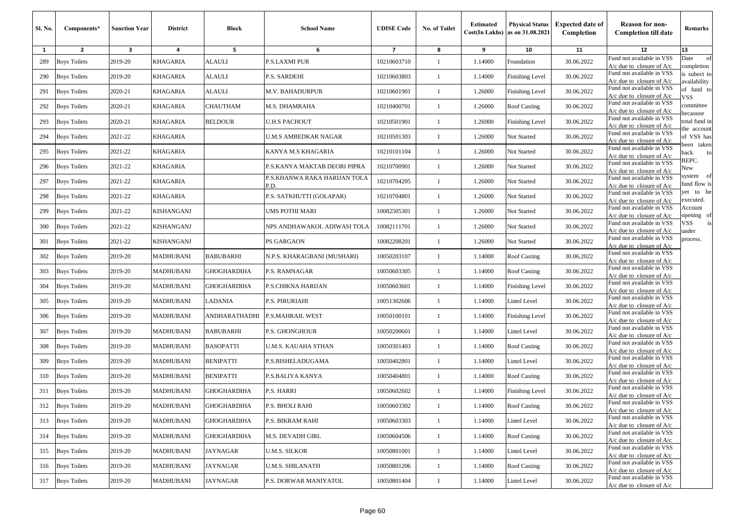| Sl. No. | Components* | Sanction Year | District | Block | School Name | UDISE Code | No. of Toilet | Estimated Cost(In Lakhs) | Physical Status as on 31.08.2021 | Expected date of Completion | Reason for non-Completion till date | Remarks |
|---|---|---|---|---|---|---|---|---|---|---|---|---|
| 1 | 2 | 3 | 4 | 5 | 6 | 7 | 8 | 9 | 10 | 11 | 12 | 13 |
| 289 | Boys Toilets | 2019-20 | KHAGARIA | ALAULI | P.S.LAXMI PUR | 10210603710 | 1 | 1.14000 | Foundation | 30.06.2022 | Fund not available in VSS A/c due to closure of A/c | Date of completion is subject to availability of fund to VSS committee becaouse total fund in the account of VSS has been taken back to BEPC. New system of fund flow is yet to be executed. Account opening of VSS is under process. |
| 290 | Boys Toilets | 2019-20 | KHAGARIA | ALAULI | P.S. SARDEHI | 10210603803 | 1 | 1.14000 | Finishing Level | 30.06.2022 | Fund not available in VSS A/c due to closure of A/c | |
| 291 | Boys Toilets | 2020-21 | KHAGARIA | ALAULI | M.V. BAHADURPUR | 10210601901 | 1 | 1.26000 | Finishing Level | 30.06.2022 | Fund not available in VSS A/c due to closure of A/c | |
| 292 | Boys Toilets | 2020-21 | KHAGARIA | CHAUTHAM | M.S. DHAMRAHA | 10210400701 | 1 | 1.26000 | Roof Casting | 30.06.2022 | Fund not available in VSS A/c due to closure of A/c | |
| 293 | Boys Toilets | 2020-21 | KHAGARIA | BELDOUR | U.H.S PACHOUT | 10210501901 | 1 | 1.26000 | Finishing Level | 30.06.2022 | Fund not available in VSS A/c due to closure of A/c | |
| 294 | Boys Toilets | 2021-22 | KHAGARIA | | U.M.S AMBEDKAR NAGAR | 10210501303 | 1 | 1.26000 | Not Started | 30.06.2022 | Fund not available in VSS A/c due to closure of A/c | |
| 295 | Boys Toilets | 2021-22 | KHAGARIA | | KANYA M.S KHAGARIA | 10210101104 | 1 | 1.26000 | Not Started | 30.06.2022 | Fund not available in VSS A/c due to closure of A/c | |
| 296 | Boys Toilets | 2021-22 | KHAGARIA | | P.S.KANYA MAKTAB DEORI PIPRA | 10210700901 | 1 | 1.26000 | Not Started | 30.06.2022 | Fund not available in VSS A/c due to closure of A/c | |
| 297 | Boys Toilets | 2021-22 | KHAGARIA | | P.S.KHANWA RAKA HARIJAN TOLA P.D. | 10210704205 | 1 | 1.26000 | Not Started | 30.06.2022 | Fund not available in VSS A/c due to closure of A/c | |
| 298 | Boys Toilets | 2021-22 | KHAGARIA | | P.S. SATKHUTTI (GOLAPAR) | 10210704801 | 1 | 1.26000 | Not Started | 30.06.2022 | Fund not available in VSS A/c due to closure of A/c | |
| 299 | Boys Toilets | 2021-22 | KISHANGANJ | | UMS POTHI MARI | 10082505301 | 1 | 1.26000 | Not Started | 30.06.2022 | Fund not available in VSS A/c due to closure of A/c | |
| 300 | Boys Toilets | 2021-22 | KISHANGANJ | | NPS ANDHAWAKOL ADIWASI TOLA | 10082111701 | 1 | 1.26000 | Not Started | 30.06.2022 | Fund not available in VSS A/c due to closure of A/c | |
| 301 | Boys Toilets | 2021-22 | KISHANGANJ | | PS GARGAON | 10082208201 | 1 | 1.26000 | Not Started | 30.06.2022 | Fund not available in VSS A/c due to closure of A/c | |
| 302 | Boys Toilets | 2019-20 | MADHUBANI | BABUBARHI | N.P.S. KHARAGBANI (MUSHARI) | 10050203107 | 1 | 1.14000 | Roof Casting | 30.06.2022 | Fund not available in VSS A/c due to closure of A/c | |
| 303 | Boys Toilets | 2019-20 | MADHUBANI | GHOGHARDIHA | P.S. RAMNAGAR | 10050603305 | 1 | 1.14000 | Roof Casting | 30.06.2022 | Fund not available in VSS A/c due to closure of A/c | |
| 304 | Boys Toilets | 2019-20 | MADHUBANI | GHOGHARDIHA | P.S.CHIKNA HARIJAN | 10050603601 | 1 | 1.14000 | Finishing Level | 30.06.2022 | Fund not available in VSS A/c due to closure of A/c | |
| 305 | Boys Toilets | 2019-20 | MADHUBANI | LADANIA | P.S. PIRURIAHI | 10051302606 | 1 | 1.14000 | Lintel Level | 30.06.2022 | Fund not available in VSS A/c due to closure of A/c | |
| 306 | Boys Toilets | 2019-20 | MADHUBANI | ANDHARATHADHI | P.S.MAHRAIL WEST | 10050100101 | 1 | 1.14000 | Finishing Level | 30.06.2022 | Fund not available in VSS A/c due to closure of A/c | |
| 307 | Boys Toilets | 2019-20 | MADHUBANI | BABUBARHI | P.S. GHONGHOUR | 10050200601 | 1 | 1.14000 | Lintel Level | 30.06.2022 | Fund not available in VSS A/c due to closure of A/c | |
| 308 | Boys Toilets | 2019-20 | MADHUBANI | BASOPATTI | U.M.S. KAUAHA STHAN | 10050301403 | 1 | 1.14000 | Roof Casting | 30.06.2022 | Fund not available in VSS A/c due to closure of A/c | |
| 309 | Boys Toilets | 2019-20 | MADHUBANI | BENIPATTI | P.S.BISHELADUGAMA | 10050402801 | 1 | 1.14000 | Lintel Level | 30.06.2022 | Fund not available in VSS A/c due to closure of A/c | |
| 310 | Boys Toilets | 2019-20 | MADHUBANI | BENIPATTI | P.S.BALIYA KANYA | 10050404801 | 1 | 1.14000 | Roof Casting | 30.06.2022 | Fund not available in VSS A/c due to closure of A/c | |
| 311 | Boys Toilets | 2019-20 | MADHUBANI | GHOGHARDIHA | P.S. HARRI | 10050602602 | 1 | 1.14000 | Finishing Level | 30.06.2022 | Fund not available in VSS A/c due to closure of A/c | |
| 312 | Boys Toilets | 2019-20 | MADHUBANI | GHOGHARDIHA | P.S. BHOLI RAHI | 10050603302 | 1 | 1.14000 | Roof Casting | 30.06.2022 | Fund not available in VSS A/c due to closure of A/c | |
| 313 | Boys Toilets | 2019-20 | MADHUBANI | GHOGHARDIHA | P.S. BIKRAM RAHI | 10050603303 | 1 | 1.14000 | Lintel Level | 30.06.2022 | Fund not available in VSS A/c due to closure of A/c | |
| 314 | Boys Toilets | 2019-20 | MADHUBANI | GHOGHARDIHA | M.S. DEVADH GIRL | 10050604506 | 1 | 1.14000 | Roof Casting | 30.06.2022 | Fund not available in VSS A/c due to closure of A/c | |
| 315 | Boys Toilets | 2019-20 | MADHUBANI | JAYNAGAR | U.M.S. SILKOR | 10050801001 | 1 | 1.14000 | Lintel Level | 30.06.2022 | Fund not available in VSS A/c due to closure of A/c | |
| 316 | Boys Toilets | 2019-20 | MADHUBANI | JAYNAGAR | U.M.S. SHILANATH | 10050801206 | 1 | 1.14000 | Roof Casting | 30.06.2022 | Fund not available in VSS A/c due to closure of A/c | |
| 317 | Boys Toilets | 2019-20 | MADHUBANI | JAYNAGAR | P.S. DORWAR MANIYATOL | 10050801404 | 1 | 1.14000 | Lintel Level | 30.06.2022 | Fund not available in VSS A/c due to closure of A/c | |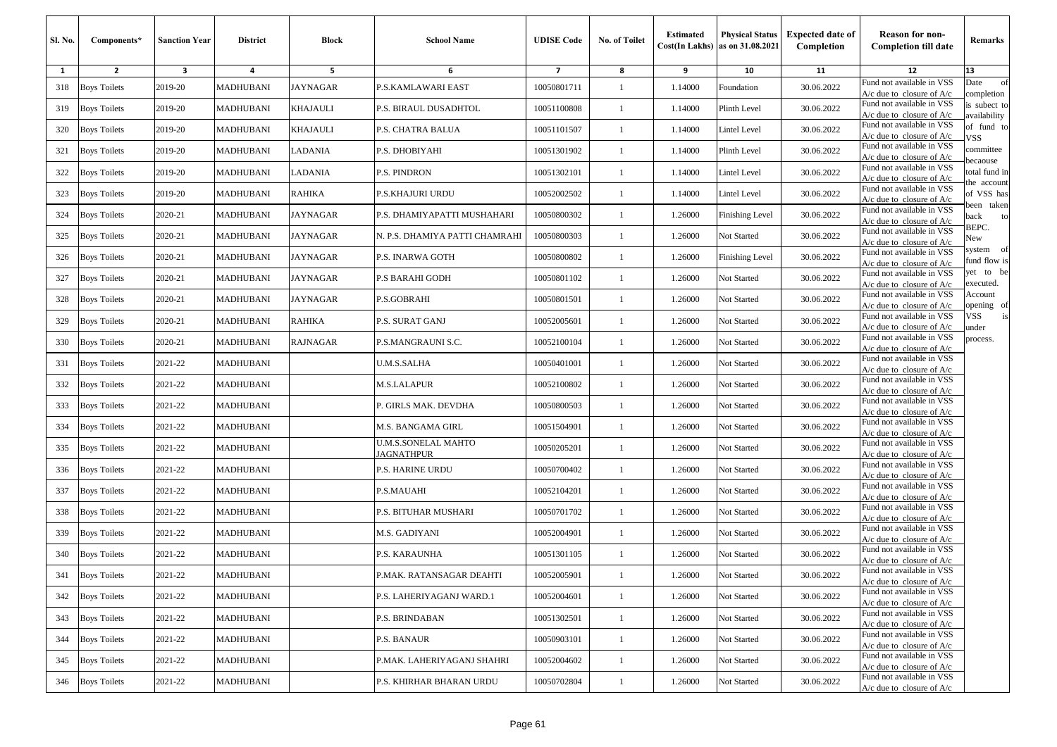| Sl. No. | Components* | Sanction Year | District | Block | School Name | UDISE Code | No. of Toilet | Estimated Cost(In Lakhs) | Physical Status as on 31.08.2021 | Expected date of Completion | Reason for non-Completion till date | Remarks |
|---|---|---|---|---|---|---|---|---|---|---|---|---|
| 1 | 2 | 3 | 4 | 5 | 6 | 7 | 8 | 9 | 10 | 11 | 12 | 13 |
| 318 | Boys Toilets | 2019-20 | MADHUBANI | JAYNAGAR | P.S.KAMLAWARI EAST | 10050801711 | 1 | 1.14000 | Foundation | 30.06.2022 | Fund not available in VSS A/c due to closure of A/c | Date of completion is subject to availability of fund to VSS committee becaouse total fund in the account of VSS has been taken back to BEPC. New system of fund flow is yet to be executed. Account opening of VSS is under process. |
| 319 | Boys Toilets | 2019-20 | MADHUBANI | KHAJAULI | P.S. BIRAUL DUSADHTOL | 10051100808 | 1 | 1.14000 | Plinth Level | 30.06.2022 | Fund not available in VSS A/c due to closure of A/c | |
| 320 | Boys Toilets | 2019-20 | MADHUBANI | KHAJAULI | P.S. CHATRA BALUA | 10051101507 | 1 | 1.14000 | Lintel Level | 30.06.2022 | Fund not available in VSS A/c due to closure of A/c | |
| 321 | Boys Toilets | 2019-20 | MADHUBANI | LADANIA | P.S. DHOBIYAHI | 10051301902 | 1 | 1.14000 | Plinth Level | 30.06.2022 | Fund not available in VSS A/c due to closure of A/c | |
| 322 | Boys Toilets | 2019-20 | MADHUBANI | LADANIA | P.S. PINDRON | 10051302101 | 1 | 1.14000 | Lintel Level | 30.06.2022 | Fund not available in VSS A/c due to closure of A/c | |
| 323 | Boys Toilets | 2019-20 | MADHUBANI | RAHIKA | P.S.KHAJURI URDU | 10052002502 | 1 | 1.14000 | Lintel Level | 30.06.2022 | Fund not available in VSS A/c due to closure of A/c | |
| 324 | Boys Toilets | 2020-21 | MADHUBANI | JAYNAGAR | P.S. DHAMIYAPATTI MUSHAHARI | 10050800302 | 1 | 1.26000 | Finishing Level | 30.06.2022 | Fund not available in VSS A/c due to closure of A/c | |
| 325 | Boys Toilets | 2020-21 | MADHUBANI | JAYNAGAR | N. P.S. DHAMIYA PATTI CHAMRAHI | 10050800303 | 1 | 1.26000 | Not Started | 30.06.2022 | Fund not available in VSS A/c due to closure of A/c | |
| 326 | Boys Toilets | 2020-21 | MADHUBANI | JAYNAGAR | P.S. INARWA GOTH | 10050800802 | 1 | 1.26000 | Finishing Level | 30.06.2022 | Fund not available in VSS A/c due to closure of A/c | |
| 327 | Boys Toilets | 2020-21 | MADHUBANI | JAYNAGAR | P.S BARAHI GODH | 10050801102 | 1 | 1.26000 | Not Started | 30.06.2022 | Fund not available in VSS A/c due to closure of A/c | |
| 328 | Boys Toilets | 2020-21 | MADHUBANI | JAYNAGAR | P.S.GOBRAHI | 10050801501 | 1 | 1.26000 | Not Started | 30.06.2022 | Fund not available in VSS A/c due to closure of A/c | |
| 329 | Boys Toilets | 2020-21 | MADHUBANI | RAHIKA | P.S. SURAT GANJ | 10052005601 | 1 | 1.26000 | Not Started | 30.06.2022 | Fund not available in VSS A/c due to closure of A/c | |
| 330 | Boys Toilets | 2020-21 | MADHUBANI | RAJNAGAR | P.S.MANGRAUNI S.C. | 10052100104 | 1 | 1.26000 | Not Started | 30.06.2022 | Fund not available in VSS A/c due to closure of A/c | |
| 331 | Boys Toilets | 2021-22 | MADHUBANI | | U.M.S.SALHA | 10050401001 | 1 | 1.26000 | Not Started | 30.06.2022 | Fund not available in VSS A/c due to closure of A/c | |
| 332 | Boys Toilets | 2021-22 | MADHUBANI | | M.S.LALAPUR | 10052100802 | 1 | 1.26000 | Not Started | 30.06.2022 | Fund not available in VSS A/c due to closure of A/c | |
| 333 | Boys Toilets | 2021-22 | MADHUBANI | | P. GIRLS MAK. DEVDHA | 10050800503 | 1 | 1.26000 | Not Started | 30.06.2022 | Fund not available in VSS A/c due to closure of A/c | |
| 334 | Boys Toilets | 2021-22 | MADHUBANI | | M.S. BANGAMA GIRL | 10051504901 | 1 | 1.26000 | Not Started | 30.06.2022 | Fund not available in VSS A/c due to closure of A/c | |
| 335 | Boys Toilets | 2021-22 | MADHUBANI | | U.M.S.SONELAL MAHTO JAGNATHPUR | 10050205201 | 1 | 1.26000 | Not Started | 30.06.2022 | Fund not available in VSS A/c due to closure of A/c | |
| 336 | Boys Toilets | 2021-22 | MADHUBANI | | P.S. HARINE URDU | 10050700402 | 1 | 1.26000 | Not Started | 30.06.2022 | Fund not available in VSS A/c due to closure of A/c | |
| 337 | Boys Toilets | 2021-22 | MADHUBANI | | P.S.MAUAHI | 10052104201 | 1 | 1.26000 | Not Started | 30.06.2022 | Fund not available in VSS A/c due to closure of A/c | |
| 338 | Boys Toilets | 2021-22 | MADHUBANI | | P.S. BITUHAR MUSHARI | 10050701702 | 1 | 1.26000 | Not Started | 30.06.2022 | Fund not available in VSS A/c due to closure of A/c | |
| 339 | Boys Toilets | 2021-22 | MADHUBANI | | M.S. GADIYANI | 10052004901 | 1 | 1.26000 | Not Started | 30.06.2022 | Fund not available in VSS A/c due to closure of A/c | |
| 340 | Boys Toilets | 2021-22 | MADHUBANI | | P.S. KARAUNHA | 10051301105 | 1 | 1.26000 | Not Started | 30.06.2022 | Fund not available in VSS A/c due to closure of A/c | |
| 341 | Boys Toilets | 2021-22 | MADHUBANI | | P.MAK. RATANSAGAR DEAHTI | 10052005901 | 1 | 1.26000 | Not Started | 30.06.2022 | Fund not available in VSS A/c due to closure of A/c | |
| 342 | Boys Toilets | 2021-22 | MADHUBANI | | P.S. LAHERIYAGANJ WARD.1 | 10052004601 | 1 | 1.26000 | Not Started | 30.06.2022 | Fund not available in VSS A/c due to closure of A/c | |
| 343 | Boys Toilets | 2021-22 | MADHUBANI | | P.S. BRINDABAN | 10051302501 | 1 | 1.26000 | Not Started | 30.06.2022 | Fund not available in VSS A/c due to closure of A/c | |
| 344 | Boys Toilets | 2021-22 | MADHUBANI | | P.S. BANAUR | 10050903101 | 1 | 1.26000 | Not Started | 30.06.2022 | Fund not available in VSS A/c due to closure of A/c | |
| 345 | Boys Toilets | 2021-22 | MADHUBANI | | P.MAK. LAHERIYAGANJ SHAHRI | 10052004602 | 1 | 1.26000 | Not Started | 30.06.2022 | Fund not available in VSS A/c due to closure of A/c | |
| 346 | Boys Toilets | 2021-22 | MADHUBANI | | P.S. KHIRHAR BHARAN URDU | 10050702804 | 1 | 1.26000 | Not Started | 30.06.2022 | Fund not available in VSS A/c due to closure of A/c | |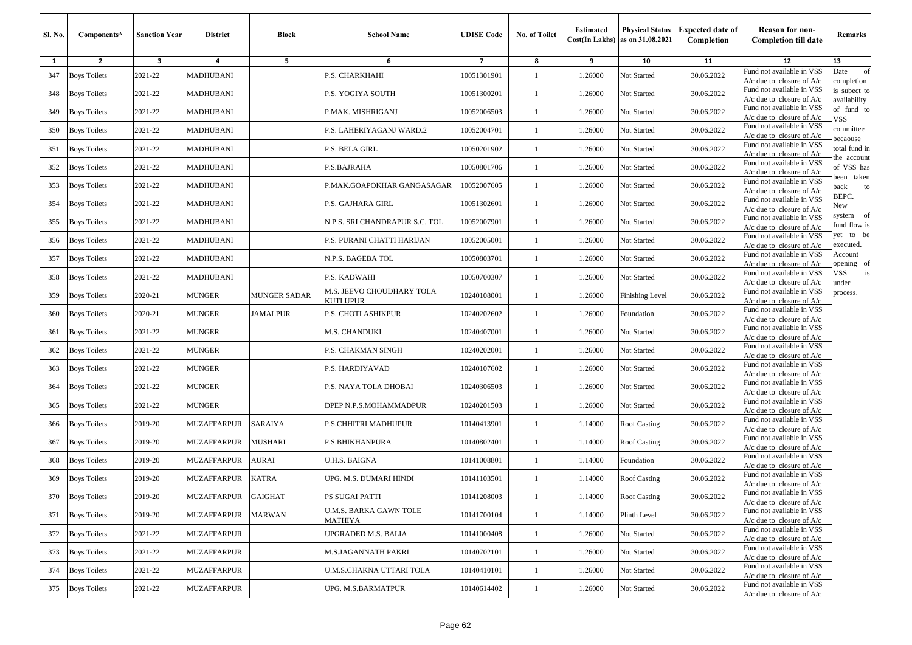| Sl. No. | Components* | Sanction Year | District | Block | School Name | UDISE Code | No. of Toilet | Estimated Cost(In Lakhs) | Physical Status as on 31.08.2021 | Expected date of Completion | Reason for non-Completion till date | Remarks |
|---|---|---|---|---|---|---|---|---|---|---|---|---|
| 1 | 2 | 3 | 4 | 5 | 6 | 7 | 8 | 9 | 10 | 11 | 12 | 13 |
| 347 | Boys Toilets | 2021-22 | MADHUBANI | | P.S. CHARKHAHI | 10051301901 | 1 | 1.26000 | Not Started | 30.06.2022 | Fund not available in VSS A/c due to closure of A/c | Date of completion is subject to availability of fund to VSS committee becaouse total fund in the account of VSS has been taken back to BEPC. New system of fund flow is yet to be executed. Account opening of VSS is under process. |
| 348 | Boys Toilets | 2021-22 | MADHUBANI | | P.S. YOGIYA SOUTH | 10051300201 | 1 | 1.26000 | Not Started | 30.06.2022 | Fund not available in VSS A/c due to closure of A/c | |
| 349 | Boys Toilets | 2021-22 | MADHUBANI | | P.MAK. MISHRIGANJ | 10052006503 | 1 | 1.26000 | Not Started | 30.06.2022 | Fund not available in VSS A/c due to closure of A/c | |
| 350 | Boys Toilets | 2021-22 | MADHUBANI | | P.S. LAHERIYAGANJ WARD.2 | 10052004701 | 1 | 1.26000 | Not Started | 30.06.2022 | Fund not available in VSS A/c due to closure of A/c | |
| 351 | Boys Toilets | 2021-22 | MADHUBANI | | P.S. BELA GIRL | 10050201902 | 1 | 1.26000 | Not Started | 30.06.2022 | Fund not available in VSS A/c due to closure of A/c | |
| 352 | Boys Toilets | 2021-22 | MADHUBANI | | P.S.BAJRAHA | 10050801706 | 1 | 1.26000 | Not Started | 30.06.2022 | Fund not available in VSS A/c due to closure of A/c | |
| 353 | Boys Toilets | 2021-22 | MADHUBANI | | P.MAK.GOAPOKHAR GANGASAGAR | 10052007605 | 1 | 1.26000 | Not Started | 30.06.2022 | Fund not available in VSS A/c due to closure of A/c | |
| 354 | Boys Toilets | 2021-22 | MADHUBANI | | P.S. GAJHARA GIRL | 10051302601 | 1 | 1.26000 | Not Started | 30.06.2022 | Fund not available in VSS A/c due to closure of A/c | |
| 355 | Boys Toilets | 2021-22 | MADHUBANI | | N.P.S. SRI CHANDRAPUR S.C. TOL | 10052007901 | 1 | 1.26000 | Not Started | 30.06.2022 | Fund not available in VSS A/c due to closure of A/c | |
| 356 | Boys Toilets | 2021-22 | MADHUBANI | | P.S. PURANI CHATTI HARIJAN | 10052005001 | 1 | 1.26000 | Not Started | 30.06.2022 | Fund not available in VSS A/c due to closure of A/c | |
| 357 | Boys Toilets | 2021-22 | MADHUBANI | | N.P.S. BAGEBA TOL | 10050803701 | 1 | 1.26000 | Not Started | 30.06.2022 | Fund not available in VSS A/c due to closure of A/c | |
| 358 | Boys Toilets | 2021-22 | MADHUBANI | | P.S. KADWAHI | 10050700307 | 1 | 1.26000 | Not Started | 30.06.2022 | Fund not available in VSS A/c due to closure of A/c | |
| 359 | Boys Toilets | 2020-21 | MUNGER | MUNGER SADAR | M.S. JEEVO CHOUDHARY TOLA KUTLUPUR | 10240108001 | 1 | 1.26000 | Finishing Level | 30.06.2022 | Fund not available in VSS A/c due to closure of A/c | |
| 360 | Boys Toilets | 2020-21 | MUNGER | JAMALPUR | P.S. CHOTI ASHIKPUR | 10240202602 | 1 | 1.26000 | Foundation | 30.06.2022 | Fund not available in VSS A/c due to closure of A/c | |
| 361 | Boys Toilets | 2021-22 | MUNGER | | M.S. CHANDUKI | 10240407001 | 1 | 1.26000 | Not Started | 30.06.2022 | Fund not available in VSS A/c due to closure of A/c | |
| 362 | Boys Toilets | 2021-22 | MUNGER | | P.S. CHAKMAN SINGH | 10240202001 | 1 | 1.26000 | Not Started | 30.06.2022 | Fund not available in VSS A/c due to closure of A/c | |
| 363 | Boys Toilets | 2021-22 | MUNGER | | P.S. HARDIYAVAD | 10240107602 | 1 | 1.26000 | Not Started | 30.06.2022 | Fund not available in VSS A/c due to closure of A/c | |
| 364 | Boys Toilets | 2021-22 | MUNGER | | P.S. NAYA TOLA DHOBAI | 10240306503 | 1 | 1.26000 | Not Started | 30.06.2022 | Fund not available in VSS A/c due to closure of A/c | |
| 365 | Boys Toilets | 2021-22 | MUNGER | | DPEP N.P.S.MOHAMMADPUR | 10240201503 | 1 | 1.26000 | Not Started | 30.06.2022 | Fund not available in VSS A/c due to closure of A/c | |
| 366 | Boys Toilets | 2019-20 | MUZAFFARPUR | SARAIYA | P.S.CHHITRI MADHUPUR | 10140413901 | 1 | 1.14000 | Roof Casting | 30.06.2022 | Fund not available in VSS A/c due to closure of A/c | |
| 367 | Boys Toilets | 2019-20 | MUZAFFARPUR | MUSHARI | P.S.BHIKHANPURA | 10140802401 | 1 | 1.14000 | Roof Casting | 30.06.2022 | Fund not available in VSS A/c due to closure of A/c | |
| 368 | Boys Toilets | 2019-20 | MUZAFFARPUR | AURAI | U.H.S. BAIGNA | 10141008801 | 1 | 1.14000 | Foundation | 30.06.2022 | Fund not available in VSS A/c due to closure of A/c | |
| 369 | Boys Toilets | 2019-20 | MUZAFFARPUR | KATRA | UPG. M.S. DUMARI HINDI | 10141103501 | 1 | 1.14000 | Roof Casting | 30.06.2022 | Fund not available in VSS A/c due to closure of A/c | |
| 370 | Boys Toilets | 2019-20 | MUZAFFARPUR | GAIGHAT | PS SUGAI PATTI | 10141208003 | 1 | 1.14000 | Roof Casting | 30.06.2022 | Fund not available in VSS A/c due to closure of A/c | |
| 371 | Boys Toilets | 2019-20 | MUZAFFARPUR | MARWAN | U.M.S. BARKA GAWN TOLE MATHIYA | 10141700104 | 1 | 1.14000 | Plinth Level | 30.06.2022 | Fund not available in VSS A/c due to closure of A/c | |
| 372 | Boys Toilets | 2021-22 | MUZAFFARPUR | | UPGRADED M.S. BALIA | 10141000408 | 1 | 1.26000 | Not Started | 30.06.2022 | Fund not available in VSS A/c due to closure of A/c | |
| 373 | Boys Toilets | 2021-22 | MUZAFFARPUR | | M.S.JAGANNATH PAKRI | 10140702101 | 1 | 1.26000 | Not Started | 30.06.2022 | Fund not available in VSS A/c due to closure of A/c | |
| 374 | Boys Toilets | 2021-22 | MUZAFFARPUR | | U.M.S.CHAKNA UTTARI TOLA | 10140410101 | 1 | 1.26000 | Not Started | 30.06.2022 | Fund not available in VSS A/c due to closure of A/c | |
| 375 | Boys Toilets | 2021-22 | MUZAFFARPUR | | UPG. M.S.BARMATPUR | 10140614402 | 1 | 1.26000 | Not Started | 30.06.2022 | Fund not available in VSS A/c due to closure of A/c | |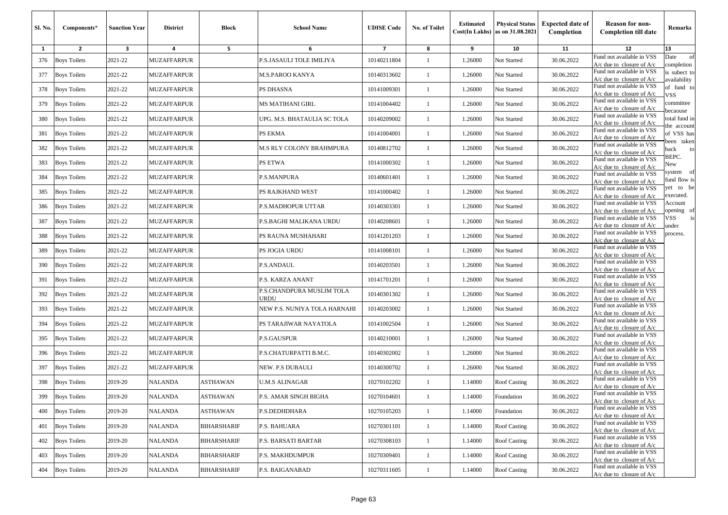| Sl. No. | Components* | Sanction Year | District | Block | School Name | UDISE Code | No. of Toilet | Estimated Cost(In Lakhs) | Physical Status as on 31.08.2021 | Expected date of Completion | Reason for non-Completion till date | Remarks |
|---|---|---|---|---|---|---|---|---|---|---|---|---|
| 1 | 2 | 3 | 4 | 5 | 6 | 7 | 8 | 9 | 10 | 11 | 12 | 13 |
| 376 | Boys Toilets | 2021-22 | MUZAFFARPUR | | P.S.JASAULI TOLE IMILIYA | 10140211804 | 1 | 1.26000 | Not Started | 30.06.2022 | Fund not available in VSS A/c due to closure of A/c | Date of completion is subject to availability of fund to VSS committee becaouse total fund in the account of VSS has been taken back to BEPC. New system of fund flow is yet to be executed. Account opening of VSS is under process. |
| 377 | Boys Toilets | 2021-22 | MUZAFFARPUR | | M.S.PAROO KANYA | 10140313602 | 1 | 1.26000 | Not Started | 30.06.2022 | Fund not available in VSS A/c due to closure of A/c | |
| 378 | Boys Toilets | 2021-22 | MUZAFFARPUR | | PS DHASNA | 10141009301 | 1 | 1.26000 | Not Started | 30.06.2022 | Fund not available in VSS A/c due to closure of A/c | |
| 379 | Boys Toilets | 2021-22 | MUZAFFARPUR | | MS MATIHANI GIRL | 10141004402 | 1 | 1.26000 | Not Started | 30.06.2022 | Fund not available in VSS A/c due to closure of A/c | |
| 380 | Boys Toilets | 2021-22 | MUZAFFARPUR | | UPG. M.S. BHATAULIA SC TOLA | 10140209002 | 1 | 1.26000 | Not Started | 30.06.2022 | Fund not available in VSS A/c due to closure of A/c | |
| 381 | Boys Toilets | 2021-22 | MUZAFFARPUR | | PS EKMA | 10141004001 | 1 | 1.26000 | Not Started | 30.06.2022 | Fund not available in VSS A/c due to closure of A/c | |
| 382 | Boys Toilets | 2021-22 | MUZAFFARPUR | | M.S RLY COLONY BRAHMPURA | 10140812702 | 1 | 1.26000 | Not Started | 30.06.2022 | Fund not available in VSS A/c due to closure of A/c | |
| 383 | Boys Toilets | 2021-22 | MUZAFFARPUR | | PS ETWA | 10141000302 | 1 | 1.26000 | Not Started | 30.06.2022 | Fund not available in VSS A/c due to closure of A/c | |
| 384 | Boys Toilets | 2021-22 | MUZAFFARPUR | | P.S.MANPURA | 10140601401 | 1 | 1.26000 | Not Started | 30.06.2022 | Fund not available in VSS A/c due to closure of A/c | |
| 385 | Boys Toilets | 2021-22 | MUZAFFARPUR | | PS RAJKHAND WEST | 10141000402 | 1 | 1.26000 | Not Started | 30.06.2022 | Fund not available in VSS A/c due to closure of A/c | |
| 386 | Boys Toilets | 2021-22 | MUZAFFARPUR | | P.S.MADHOPUR UTTAR | 10140303301 | 1 | 1.26000 | Not Started | 30.06.2022 | Fund not available in VSS A/c due to closure of A/c | |
| 387 | Boys Toilets | 2021-22 | MUZAFFARPUR | | P.S.BAGHI MALIKANA URDU | 10140208601 | 1 | 1.26000 | Not Started | 30.06.2022 | Fund not available in VSS A/c due to closure of A/c | |
| 388 | Boys Toilets | 2021-22 | MUZAFFARPUR | | PS RAUNA MUSHAHARI | 10141201203 | 1 | 1.26000 | Not Started | 30.06.2022 | Fund not available in VSS A/c due to closure of A/c | |
| 389 | Boys Toilets | 2021-22 | MUZAFFARPUR | | PS JOGIA URDU | 10141008101 | 1 | 1.26000 | Not Started | 30.06.2022 | Fund not available in VSS A/c due to closure of A/c | |
| 390 | Boys Toilets | 2021-22 | MUZAFFARPUR | | P.S.ANDAUL | 10140203501 | 1 | 1.26000 | Not Started | 30.06.2022 | Fund not available in VSS A/c due to closure of A/c | |
| 391 | Boys Toilets | 2021-22 | MUZAFFARPUR | | P.S. KARZA ANANT | 10141701201 | 1 | 1.26000 | Not Started | 30.06.2022 | Fund not available in VSS A/c due to closure of A/c | |
| 392 | Boys Toilets | 2021-22 | MUZAFFARPUR | | P.S.CHANDPURA MUSLIM TOLA URDU | 10140301302 | 1 | 1.26000 | Not Started | 30.06.2022 | Fund not available in VSS A/c due to closure of A/c | |
| 393 | Boys Toilets | 2021-22 | MUZAFFARPUR | | NEW P.S. NUNIYA TOLA HARNAHI | 10140203002 | 1 | 1.26000 | Not Started | 30.06.2022 | Fund not available in VSS A/c due to closure of A/c | |
| 394 | Boys Toilets | 2021-22 | MUZAFFARPUR | | PS TARAJIWAR NAYATOLA | 10141002504 | 1 | 1.26000 | Not Started | 30.06.2022 | Fund not available in VSS A/c due to closure of A/c | |
| 395 | Boys Toilets | 2021-22 | MUZAFFARPUR | | P.S.GAUSPUR | 10140210001 | 1 | 1.26000 | Not Started | 30.06.2022 | Fund not available in VSS A/c due to closure of A/c | |
| 396 | Boys Toilets | 2021-22 | MUZAFFARPUR | | P.S.CHATURPATTI B.M.C. | 10140302002 | 1 | 1.26000 | Not Started | 30.06.2022 | Fund not available in VSS A/c due to closure of A/c | |
| 397 | Boys Toilets | 2021-22 | MUZAFFARPUR | | NEW. P.S DUBAULI | 10140300702 | 1 | 1.26000 | Not Started | 30.06.2022 | Fund not available in VSS A/c due to closure of A/c | |
| 398 | Boys Toilets | 2019-20 | NALANDA | ASTHAWAN | U.M.S ALINAGAR | 10270102202 | 1 | 1.14000 | Roof Casting | 30.06.2022 | Fund not available in VSS A/c due to closure of A/c | |
| 399 | Boys Toilets | 2019-20 | NALANDA | ASTHAWAN | P.S. AMAR SINGH BIGHA | 10270104601 | 1 | 1.14000 | Foundation | 30.06.2022 | Fund not available in VSS A/c due to closure of A/c | |
| 400 | Boys Toilets | 2019-20 | NALANDA | ASTHAWAN | P.S.DEDHDHARA | 10270105203 | 1 | 1.14000 | Foundation | 30.06.2022 | Fund not available in VSS A/c due to closure of A/c | |
| 401 | Boys Toilets | 2019-20 | NALANDA | BIHARSHARIF | P.S. BAHUARA | 10270301101 | 1 | 1.14000 | Roof Casting | 30.06.2022 | Fund not available in VSS A/c due to closure of A/c | |
| 402 | Boys Toilets | 2019-20 | NALANDA | BIHARSHARIF | P.S. BARSATI BARTAR | 10270308103 | 1 | 1.14000 | Roof Casting | 30.06.2022 | Fund not available in VSS A/c due to closure of A/c | |
| 403 | Boys Toilets | 2019-20 | NALANDA | BIHARSHARIF | P.S. MAKHDUMPUR | 10270309401 | 1 | 1.14000 | Roof Casting | 30.06.2022 | Fund not available in VSS A/c due to closure of A/c | |
| 404 | Boys Toilets | 2019-20 | NALANDA | BIHARSHARIF | P.S. BAIGANABAD | 10270311605 | 1 | 1.14000 | Roof Casting | 30.06.2022 | Fund not available in VSS A/c due to closure of A/c | |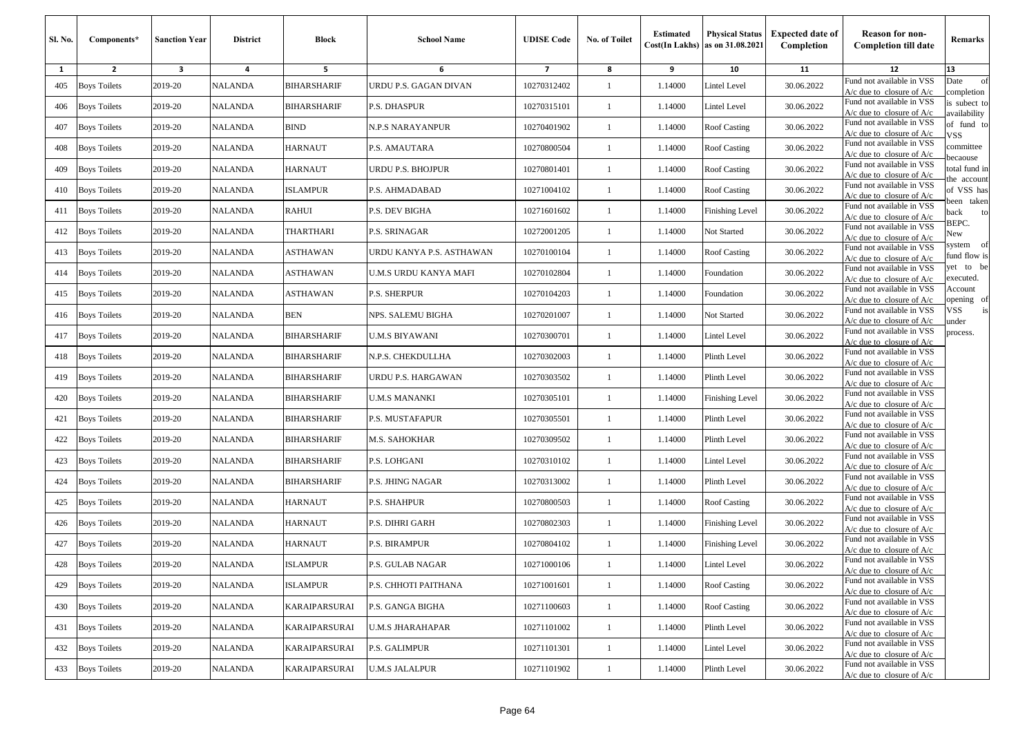| Sl. No. | Components* | Sanction Year | District | Block | School Name | UDISE Code | No. of Toilet | Estimated Cost(In Lakhs) | Physical Status as on 31.08.2021 | Expected date of Completion | Reason for non-Completion till date | Remarks |
|---|---|---|---|---|---|---|---|---|---|---|---|---|
| 1 | 2 | 3 | 4 | 5 | 6 | 7 | 8 | 9 | 10 | 11 | 12 | 13 |
| 405 | Boys Toilets | 2019-20 | NALANDA | BIHARSHARIF | URDU P.S. GAGAN DIVAN | 10270312402 | 1 | 1.14000 | Lintel Level | 30.06.2022 | Fund not available in VSS A/c due to closure of A/c | Date of completion is subject to availability of fund to VSS committee becaouse total fund in the account of VSS has been taken back to BEPC. New system of fund flow is yet to be executed. Account opening of VSS is under process. |
| 406 | Boys Toilets | 2019-20 | NALANDA | BIHARSHARIF | P.S. DHASPUR | 10270315101 | 1 | 1.14000 | Lintel Level | 30.06.2022 | Fund not available in VSS A/c due to closure of A/c | |
| 407 | Boys Toilets | 2019-20 | NALANDA | BIND | N.P.S NARAYANPUR | 10270401902 | 1 | 1.14000 | Roof Casting | 30.06.2022 | Fund not available in VSS A/c due to closure of A/c | |
| 408 | Boys Toilets | 2019-20 | NALANDA | HARNAUT | P.S. AMAUTARA | 10270800504 | 1 | 1.14000 | Roof Casting | 30.06.2022 | Fund not available in VSS A/c due to closure of A/c | |
| 409 | Boys Toilets | 2019-20 | NALANDA | HARNAUT | URDU P.S. BHOJPUR | 10270801401 | 1 | 1.14000 | Roof Casting | 30.06.2022 | Fund not available in VSS A/c due to closure of A/c | |
| 410 | Boys Toilets | 2019-20 | NALANDA | ISLAMPUR | P.S. AHMADABAD | 10271004102 | 1 | 1.14000 | Roof Casting | 30.06.2022 | Fund not available in VSS A/c due to closure of A/c | |
| 411 | Boys Toilets | 2019-20 | NALANDA | RAHUI | P.S. DEV BIGHA | 10271601602 | 1 | 1.14000 | Finishing Level | 30.06.2022 | Fund not available in VSS A/c due to closure of A/c | |
| 412 | Boys Toilets | 2019-20 | NALANDA | THARTHARI | P.S. SRINAGAR | 10272001205 | 1 | 1.14000 | Not Started | 30.06.2022 | Fund not available in VSS A/c due to closure of A/c | |
| 413 | Boys Toilets | 2019-20 | NALANDA | ASTHAWAN | URDU KANYA P.S. ASTHAWAN | 10270100104 | 1 | 1.14000 | Roof Casting | 30.06.2022 | Fund not available in VSS A/c due to closure of A/c | |
| 414 | Boys Toilets | 2019-20 | NALANDA | ASTHAWAN | U.M.S URDU KANYA MAFI | 10270102804 | 1 | 1.14000 | Foundation | 30.06.2022 | Fund not available in VSS A/c due to closure of A/c | |
| 415 | Boys Toilets | 2019-20 | NALANDA | ASTHAWAN | P.S. SHERPUR | 10270104203 | 1 | 1.14000 | Foundation | 30.06.2022 | Fund not available in VSS A/c due to closure of A/c | |
| 416 | Boys Toilets | 2019-20 | NALANDA | BEN | NPS. SALEMU BIGHA | 10270201007 | 1 | 1.14000 | Not Started | 30.06.2022 | Fund not available in VSS A/c due to closure of A/c | |
| 417 | Boys Toilets | 2019-20 | NALANDA | BIHARSHARIF | U.M.S BIYAWANI | 10270300701 | 1 | 1.14000 | Lintel Level | 30.06.2022 | Fund not available in VSS A/c due to closure of A/c | |
| 418 | Boys Toilets | 2019-20 | NALANDA | BIHARSHARIF | N.P.S. CHEKDULLHA | 10270302003 | 1 | 1.14000 | Plinth Level | 30.06.2022 | Fund not available in VSS A/c due to closure of A/c | |
| 419 | Boys Toilets | 2019-20 | NALANDA | BIHARSHARIF | URDU P.S. HARGAWAN | 10270303502 | 1 | 1.14000 | Plinth Level | 30.06.2022 | Fund not available in VSS A/c due to closure of A/c | |
| 420 | Boys Toilets | 2019-20 | NALANDA | BIHARSHARIF | U.M.S MANANKI | 10270305101 | 1 | 1.14000 | Finishing Level | 30.06.2022 | Fund not available in VSS A/c due to closure of A/c | |
| 421 | Boys Toilets | 2019-20 | NALANDA | BIHARSHARIF | P.S. MUSTAFAPUR | 10270305501 | 1 | 1.14000 | Plinth Level | 30.06.2022 | Fund not available in VSS A/c due to closure of A/c | |
| 422 | Boys Toilets | 2019-20 | NALANDA | BIHARSHARIF | M.S. SAHOKHAR | 10270309502 | 1 | 1.14000 | Plinth Level | 30.06.2022 | Fund not available in VSS A/c due to closure of A/c | |
| 423 | Boys Toilets | 2019-20 | NALANDA | BIHARSHARIF | P.S. LOHGANI | 10270310102 | 1 | 1.14000 | Lintel Level | 30.06.2022 | Fund not available in VSS A/c due to closure of A/c | |
| 424 | Boys Toilets | 2019-20 | NALANDA | BIHARSHARIF | P.S. JHING NAGAR | 10270313002 | 1 | 1.14000 | Plinth Level | 30.06.2022 | Fund not available in VSS A/c due to closure of A/c | |
| 425 | Boys Toilets | 2019-20 | NALANDA | HARNAUT | P.S. SHAHPUR | 10270800503 | 1 | 1.14000 | Roof Casting | 30.06.2022 | Fund not available in VSS A/c due to closure of A/c | |
| 426 | Boys Toilets | 2019-20 | NALANDA | HARNAUT | P.S. DIHRI GARH | 10270802303 | 1 | 1.14000 | Finishing Level | 30.06.2022 | Fund not available in VSS A/c due to closure of A/c | |
| 427 | Boys Toilets | 2019-20 | NALANDA | HARNAUT | P.S. BIRAMPUR | 10270804102 | 1 | 1.14000 | Finishing Level | 30.06.2022 | Fund not available in VSS A/c due to closure of A/c | |
| 428 | Boys Toilets | 2019-20 | NALANDA | ISLAMPUR | P.S. GULAB NAGAR | 10271000106 | 1 | 1.14000 | Lintel Level | 30.06.2022 | Fund not available in VSS A/c due to closure of A/c | |
| 429 | Boys Toilets | 2019-20 | NALANDA | ISLAMPUR | P.S. CHHOTI PAITHANA | 10271001601 | 1 | 1.14000 | Roof Casting | 30.06.2022 | Fund not available in VSS A/c due to closure of A/c | |
| 430 | Boys Toilets | 2019-20 | NALANDA | KARAIPARSURAI | P.S. GANGA BIGHA | 10271100603 | 1 | 1.14000 | Roof Casting | 30.06.2022 | Fund not available in VSS A/c due to closure of A/c | |
| 431 | Boys Toilets | 2019-20 | NALANDA | KARAIPARSURAI | U.M.S JHARAHAPAR | 10271101002 | 1 | 1.14000 | Plinth Level | 30.06.2022 | Fund not available in VSS A/c due to closure of A/c | |
| 432 | Boys Toilets | 2019-20 | NALANDA | KARAIPARSURAI | P.S. GALIMPUR | 10271101301 | 1 | 1.14000 | Lintel Level | 30.06.2022 | Fund not available in VSS A/c due to closure of A/c | |
| 433 | Boys Toilets | 2019-20 | NALANDA | KARAIPARSURAI | U.M.S JALALPUR | 10271101902 | 1 | 1.14000 | Plinth Level | 30.06.2022 | Fund not available in VSS A/c due to closure of A/c | |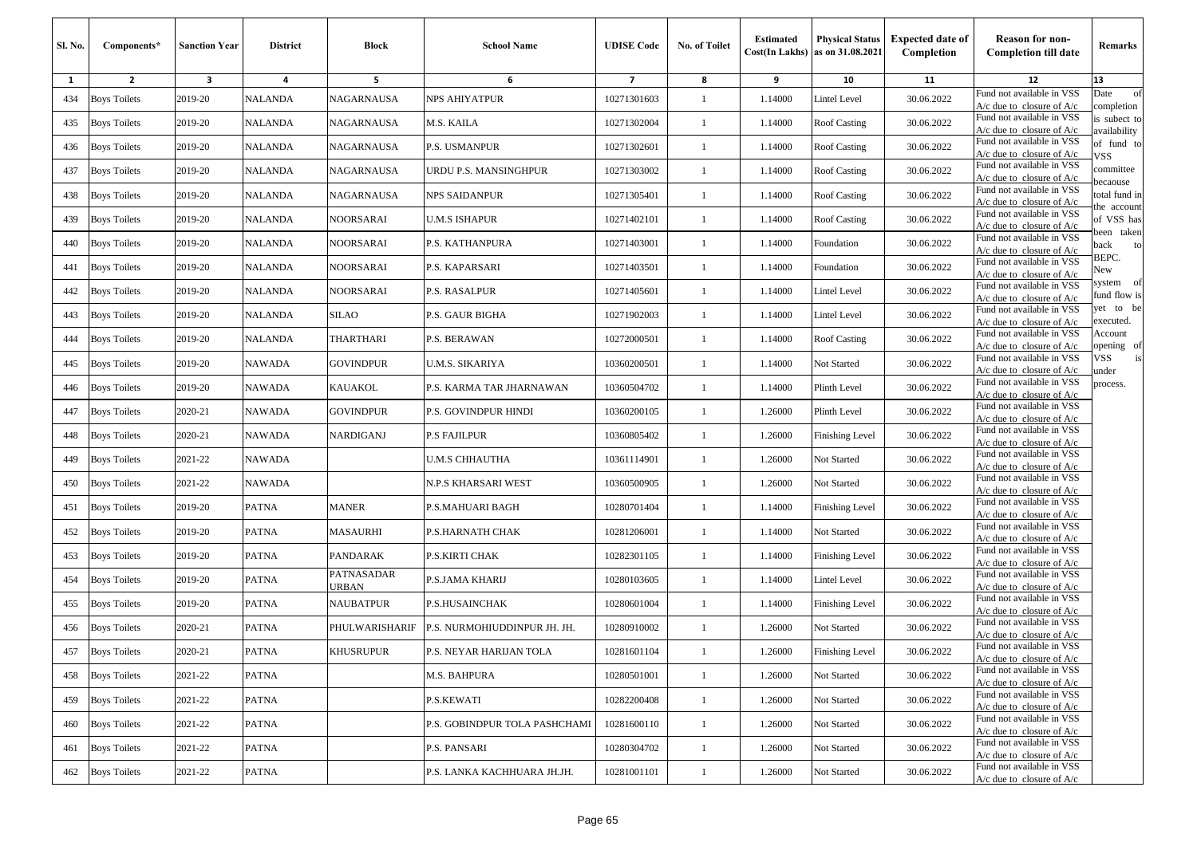| Sl. No. | Components* | Sanction Year | District | Block | School Name | UDISE Code | No. of Toilet | Estimated Cost(In Lakhs) | Physical Status as on 31.08.2021 | Expected date of Completion | Reason for non-Completion till date | Remarks |
|---|---|---|---|---|---|---|---|---|---|---|---|---|
| 1 | 2 | 3 | 4 | 5 | 6 | 7 | 8 | 9 | 10 | 11 | 12 | 13 |
| 434 | Boys Toilets | 2019-20 | NALANDA | NAGARNAUSA | NPS AHIYATPUR | 10271301603 | 1 | 1.14000 | Lintel Level | 30.06.2022 | Fund not available in VSS A/c due to closure of A/c | Date of completion is subject to availability of fund to VSS committee becaouse total fund in the account of VSS has been taken back to BEPC. New system of fund flow is yet to be executed. Account opening of VSS is under process. |
| 435 | Boys Toilets | 2019-20 | NALANDA | NAGARNAUSA | M.S. KAILA | 10271302004 | 1 | 1.14000 | Roof Casting | 30.06.2022 | Fund not available in VSS A/c due to closure of A/c | |
| 436 | Boys Toilets | 2019-20 | NALANDA | NAGARNAUSA | P.S. USMANPUR | 10271302601 | 1 | 1.14000 | Roof Casting | 30.06.2022 | Fund not available in VSS A/c due to closure of A/c | |
| 437 | Boys Toilets | 2019-20 | NALANDA | NAGARNAUSA | URDU P.S. MANSINGHPUR | 10271303002 | 1 | 1.14000 | Roof Casting | 30.06.2022 | Fund not available in VSS A/c due to closure of A/c | |
| 438 | Boys Toilets | 2019-20 | NALANDA | NAGARNAUSA | NPS SAIDANPUR | 10271305401 | 1 | 1.14000 | Roof Casting | 30.06.2022 | Fund not available in VSS A/c due to closure of A/c | |
| 439 | Boys Toilets | 2019-20 | NALANDA | NOORSARAI | U.M.S ISHAPUR | 10271402101 | 1 | 1.14000 | Roof Casting | 30.06.2022 | Fund not available in VSS A/c due to closure of A/c | |
| 440 | Boys Toilets | 2019-20 | NALANDA | NOORSARAI | P.S. KATHANPURA | 10271403001 | 1 | 1.14000 | Foundation | 30.06.2022 | Fund not available in VSS A/c due to closure of A/c | |
| 441 | Boys Toilets | 2019-20 | NALANDA | NOORSARAI | P.S. KAPARSARI | 10271403501 | 1 | 1.14000 | Foundation | 30.06.2022 | Fund not available in VSS A/c due to closure of A/c | |
| 442 | Boys Toilets | 2019-20 | NALANDA | NOORSARAI | P.S. RASALPUR | 10271405601 | 1 | 1.14000 | Lintel Level | 30.06.2022 | Fund not available in VSS A/c due to closure of A/c | |
| 443 | Boys Toilets | 2019-20 | NALANDA | SILAO | P.S. GAUR BIGHA | 10271902003 | 1 | 1.14000 | Lintel Level | 30.06.2022 | Fund not available in VSS A/c due to closure of A/c | |
| 444 | Boys Toilets | 2019-20 | NALANDA | THARTHARI | P.S. BERAWAN | 10272000501 | 1 | 1.14000 | Roof Casting | 30.06.2022 | Fund not available in VSS A/c due to closure of A/c | |
| 445 | Boys Toilets | 2019-20 | NAWADA | GOVINDPUR | U.M.S. SIKARIYA | 10360200501 | 1 | 1.14000 | Not Started | 30.06.2022 | Fund not available in VSS A/c due to closure of A/c | |
| 446 | Boys Toilets | 2019-20 | NAWADA | KAUAKOL | P.S. KARMA TAR JHARNAWAN | 10360504702 | 1 | 1.14000 | Plinth Level | 30.06.2022 | Fund not available in VSS A/c due to closure of A/c | |
| 447 | Boys Toilets | 2020-21 | NAWADA | GOVINDPUR | P.S. GOVINDPUR HINDI | 10360200105 | 1 | 1.26000 | Plinth Level | 30.06.2022 | Fund not available in VSS A/c due to closure of A/c | |
| 448 | Boys Toilets | 2020-21 | NAWADA | NARDIGANJ | P.S FAJILPUR | 10360805402 | 1 | 1.26000 | Finishing Level | 30.06.2022 | Fund not available in VSS A/c due to closure of A/c | |
| 449 | Boys Toilets | 2021-22 | NAWADA | | U.M.S CHHAUTHA | 10361114901 | 1 | 1.26000 | Not Started | 30.06.2022 | Fund not available in VSS A/c due to closure of A/c | |
| 450 | Boys Toilets | 2021-22 | NAWADA | | N.P.S KHARSARI WEST | 10360500905 | 1 | 1.26000 | Not Started | 30.06.2022 | Fund not available in VSS A/c due to closure of A/c | |
| 451 | Boys Toilets | 2019-20 | PATNA | MANER | P.S.MAHUARI BAGH | 10280701404 | 1 | 1.14000 | Finishing Level | 30.06.2022 | Fund not available in VSS A/c due to closure of A/c | |
| 452 | Boys Toilets | 2019-20 | PATNA | MASAURHI | P.S.HARNATH CHAK | 10281206001 | 1 | 1.14000 | Not Started | 30.06.2022 | Fund not available in VSS A/c due to closure of A/c | |
| 453 | Boys Toilets | 2019-20 | PATNA | PANDARAK | P.S.KIRTI CHAK | 10282301105 | 1 | 1.14000 | Finishing Level | 30.06.2022 | Fund not available in VSS A/c due to closure of A/c | |
| 454 | Boys Toilets | 2019-20 | PATNA | PATNASADAR URBAN | P.S.JAMA KHARIJ | 10280103605 | 1 | 1.14000 | Lintel Level | 30.06.2022 | Fund not available in VSS A/c due to closure of A/c | |
| 455 | Boys Toilets | 2019-20 | PATNA | NAUBATPUR | P.S.HUSAINCHAK | 10280601004 | 1 | 1.14000 | Finishing Level | 30.06.2022 | Fund not available in VSS A/c due to closure of A/c | |
| 456 | Boys Toilets | 2020-21 | PATNA | PHULWARISHARIF | P.S. NURMOHIUDDINPUR JH. JH. | 10280910002 | 1 | 1.26000 | Not Started | 30.06.2022 | Fund not available in VSS A/c due to closure of A/c | |
| 457 | Boys Toilets | 2020-21 | PATNA | KHUSRUPUR | P.S. NEYAR HARIJAN TOLA | 10281601104 | 1 | 1.26000 | Finishing Level | 30.06.2022 | Fund not available in VSS A/c due to closure of A/c | |
| 458 | Boys Toilets | 2021-22 | PATNA | | M.S. BAHPURA | 10280501001 | 1 | 1.26000 | Not Started | 30.06.2022 | Fund not available in VSS A/c due to closure of A/c | |
| 459 | Boys Toilets | 2021-22 | PATNA | | P.S.KEWATI | 10282200408 | 1 | 1.26000 | Not Started | 30.06.2022 | Fund not available in VSS A/c due to closure of A/c | |
| 460 | Boys Toilets | 2021-22 | PATNA | | P.S. GOBINDPUR TOLA PASHCHAMI | 10281600110 | 1 | 1.26000 | Not Started | 30.06.2022 | Fund not available in VSS A/c due to closure of A/c | |
| 461 | Boys Toilets | 2021-22 | PATNA | | P.S. PANSARI | 10280304702 | 1 | 1.26000 | Not Started | 30.06.2022 | Fund not available in VSS A/c due to closure of A/c | |
| 462 | Boys Toilets | 2021-22 | PATNA | | P.S. LANKA KACHHUARA JH.JH. | 10281001101 | 1 | 1.26000 | Not Started | 30.06.2022 | Fund not available in VSS A/c due to closure of A/c | |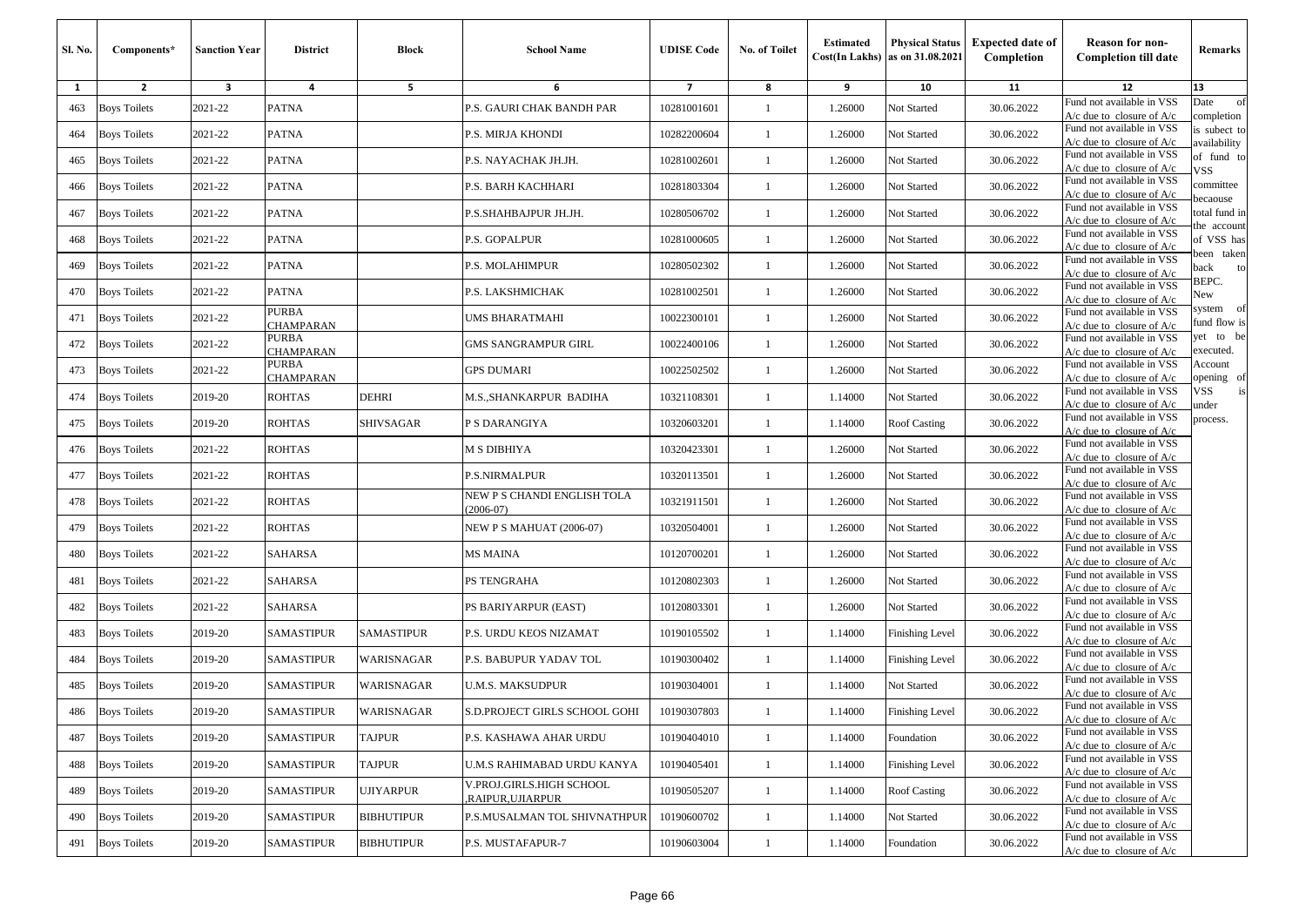| Sl. No. | Components* | Sanction Year | District | Block | School Name | UDISE Code | No. of Toilet | Estimated Cost(In Lakhs) | Physical Status as on 31.08.2021 | Expected date of Completion | Reason for non-Completion till date | Remarks |
|---|---|---|---|---|---|---|---|---|---|---|---|---|
| 1 | 2 | 3 | 4 | 5 | 6 | 7 | 8 | 9 | 10 | 11 | 12 | 13 |
| 463 | Boys Toilets | 2021-22 | PATNA | | P.S. GAURI CHAK BANDH PAR | 10281001601 | 1 | 1.26000 | Not Started | 30.06.2022 | Fund not available in VSS A/c due to closure of A/c | Date of completion is subject to availability of fund to VSS committee becaouse total fund in the account of VSS has been taken back to BEPC. New system of fund flow is yet to be executed. Account opening of VSS is under process. |
| 464 | Boys Toilets | 2021-22 | PATNA | | P.S. MIRJA KHONDI | 10282200604 | 1 | 1.26000 | Not Started | 30.06.2022 | Fund not available in VSS A/c due to closure of A/c | |
| 465 | Boys Toilets | 2021-22 | PATNA | | P.S. NAYACHAK JH.JH. | 10281002601 | 1 | 1.26000 | Not Started | 30.06.2022 | Fund not available in VSS A/c due to closure of A/c | |
| 466 | Boys Toilets | 2021-22 | PATNA | | P.S. BARH KACHHARI | 10281803304 | 1 | 1.26000 | Not Started | 30.06.2022 | Fund not available in VSS A/c due to closure of A/c | |
| 467 | Boys Toilets | 2021-22 | PATNA | | P.S.SHAHBAJPUR JH.JH. | 10280506702 | 1 | 1.26000 | Not Started | 30.06.2022 | Fund not available in VSS A/c due to closure of A/c | |
| 468 | Boys Toilets | 2021-22 | PATNA | | P.S. GOPALPUR | 10281000605 | 1 | 1.26000 | Not Started | 30.06.2022 | Fund not available in VSS A/c due to closure of A/c | |
| 469 | Boys Toilets | 2021-22 | PATNA | | P.S. MOLAHIMPUR | 10280502302 | 1 | 1.26000 | Not Started | 30.06.2022 | Fund not available in VSS A/c due to closure of A/c | |
| 470 | Boys Toilets | 2021-22 | PATNA | | P.S. LAKSHMICHAK | 10281002501 | 1 | 1.26000 | Not Started | 30.06.2022 | Fund not available in VSS A/c due to closure of A/c | |
| 471 | Boys Toilets | 2021-22 | PURBA CHAMPARAN | | UMS BHARATMAHI | 10022300101 | 1 | 1.26000 | Not Started | 30.06.2022 | Fund not available in VSS A/c due to closure of A/c | |
| 472 | Boys Toilets | 2021-22 | PURBA CHAMPARAN | | GMS SANGRAMPUR GIRL | 10022400106 | 1 | 1.26000 | Not Started | 30.06.2022 | Fund not available in VSS A/c due to closure of A/c | |
| 473 | Boys Toilets | 2021-22 | PURBA CHAMPARAN | | GPS DUMARI | 10022502502 | 1 | 1.26000 | Not Started | 30.06.2022 | Fund not available in VSS A/c due to closure of A/c | |
| 474 | Boys Toilets | 2019-20 | ROHTAS | DEHRI | M.S.,SHANKARPUR BADIHA | 10321108301 | 1 | 1.14000 | Not Started | 30.06.2022 | Fund not available in VSS A/c due to closure of A/c | |
| 475 | Boys Toilets | 2019-20 | ROHTAS | SHIVSAGAR | P S DARANGIYA | 10320603201 | 1 | 1.14000 | Roof Casting | 30.06.2022 | Fund not available in VSS A/c due to closure of A/c | |
| 476 | Boys Toilets | 2021-22 | ROHTAS | | M S DIBHIYA | 10320423301 | 1 | 1.26000 | Not Started | 30.06.2022 | Fund not available in VSS A/c due to closure of A/c | |
| 477 | Boys Toilets | 2021-22 | ROHTAS | | P.S.NIRMALPUR | 10320113501 | 1 | 1.26000 | Not Started | 30.06.2022 | Fund not available in VSS A/c due to closure of A/c | |
| 478 | Boys Toilets | 2021-22 | ROHTAS | | NEW P S CHANDI ENGLISH TOLA (2006-07) | 10321911501 | 1 | 1.26000 | Not Started | 30.06.2022 | Fund not available in VSS A/c due to closure of A/c | |
| 479 | Boys Toilets | 2021-22 | ROHTAS | | NEW P S MAHUAT (2006-07) | 10320504001 | 1 | 1.26000 | Not Started | 30.06.2022 | Fund not available in VSS A/c due to closure of A/c | |
| 480 | Boys Toilets | 2021-22 | SAHARSA | | MS MAINA | 10120700201 | 1 | 1.26000 | Not Started | 30.06.2022 | Fund not available in VSS A/c due to closure of A/c | |
| 481 | Boys Toilets | 2021-22 | SAHARSA | | PS TENGRAHA | 10120802303 | 1 | 1.26000 | Not Started | 30.06.2022 | Fund not available in VSS A/c due to closure of A/c | |
| 482 | Boys Toilets | 2021-22 | SAHARSA | | PS BARIYARPUR (EAST) | 10120803301 | 1 | 1.26000 | Not Started | 30.06.2022 | Fund not available in VSS A/c due to closure of A/c | |
| 483 | Boys Toilets | 2019-20 | SAMASTIPUR | SAMASTIPUR | P.S. URDU KEOS NIZAMAT | 10190105502 | 1 | 1.14000 | Finishing Level | 30.06.2022 | Fund not available in VSS A/c due to closure of A/c | |
| 484 | Boys Toilets | 2019-20 | SAMASTIPUR | WARISNAGAR | P.S. BABUPUR YADAV TOL | 10190300402 | 1 | 1.14000 | Finishing Level | 30.06.2022 | Fund not available in VSS A/c due to closure of A/c | |
| 485 | Boys Toilets | 2019-20 | SAMASTIPUR | WARISNAGAR | U.M.S. MAKSUDPUR | 10190304001 | 1 | 1.14000 | Not Started | 30.06.2022 | Fund not available in VSS A/c due to closure of A/c | |
| 486 | Boys Toilets | 2019-20 | SAMASTIPUR | WARISNAGAR | S.D.PROJECT GIRLS SCHOOL GOHI | 10190307803 | 1 | 1.14000 | Finishing Level | 30.06.2022 | Fund not available in VSS A/c due to closure of A/c | |
| 487 | Boys Toilets | 2019-20 | SAMASTIPUR | TAJPUR | P.S. KASHAWA AHAR URDU | 10190404010 | 1 | 1.14000 | Foundation | 30.06.2022 | Fund not available in VSS A/c due to closure of A/c | |
| 488 | Boys Toilets | 2019-20 | SAMASTIPUR | TAJPUR | U.M.S RAHIMABAD URDU KANYA | 10190405401 | 1 | 1.14000 | Finishing Level | 30.06.2022 | Fund not available in VSS A/c due to closure of A/c | |
| 489 | Boys Toilets | 2019-20 | SAMASTIPUR | UJIYARPUR | V.PROJ.GIRLS.HIGH SCHOOL ,RAIPUR,UJIARPUR | 10190505207 | 1 | 1.14000 | Roof Casting | 30.06.2022 | Fund not available in VSS A/c due to closure of A/c | |
| 490 | Boys Toilets | 2019-20 | SAMASTIPUR | BIBHUTIPUR | P.S.MUSALMAN TOL SHIVNATHPUR | 10190600702 | 1 | 1.14000 | Not Started | 30.06.2022 | Fund not available in VSS A/c due to closure of A/c | |
| 491 | Boys Toilets | 2019-20 | SAMASTIPUR | BIBHUTIPUR | P.S. MUSTAFAPUR-7 | 10190603004 | 1 | 1.14000 | Foundation | 30.06.2022 | Fund not available in VSS A/c due to closure of A/c | |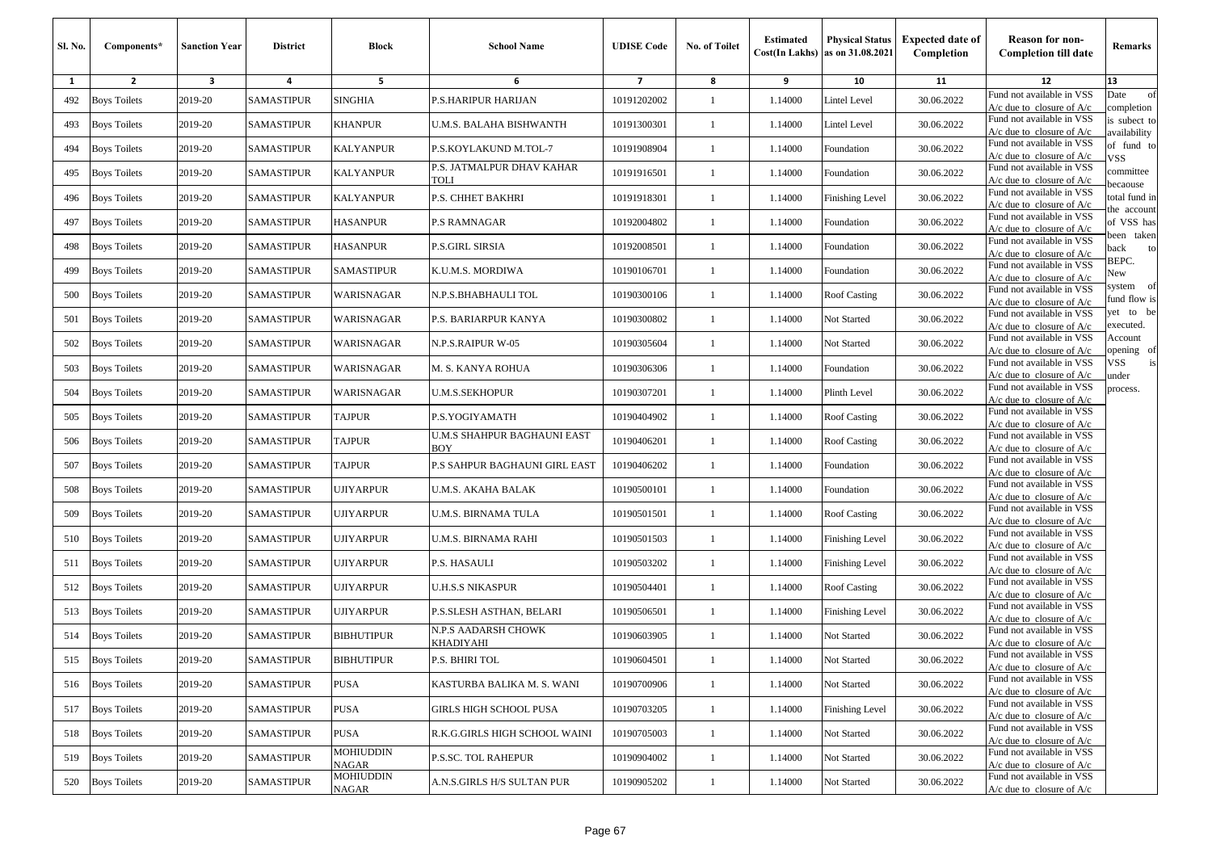| Sl. No. | Components* | Sanction Year | District | Block | School Name | UDISE Code | No. of Toilet | Estimated Cost(In Lakhs) | Physical Status as on 31.08.2021 | Expected date of Completion | Reason for non-Completion till date | Remarks |
|---|---|---|---|---|---|---|---|---|---|---|---|---|
| 1 | 2 | 3 | 4 | 5 | 6 | 7 | 8 | 9 | 10 | 11 | 12 | 13 |
| 492 | Boys Toilets | 2019-20 | SAMASTIPUR | SINGHIA | P.S.HARIPUR HARIJAN | 10191202002 | 1 | 1.14000 | Lintel Level | 30.06.2022 | Fund not available in VSS A/c due to closure of A/c | Date of completion is subject to availability of fund to VSS committee becaouse total fund in the account of VSS has been taken back to BEPC. New system of fund flow is yet to be executed. Account opening of VSS is under process. |
| 493 | Boys Toilets | 2019-20 | SAMASTIPUR | KHANPUR | U.M.S. BALAHA BISHWANTH | 10191300301 | 1 | 1.14000 | Lintel Level | 30.06.2022 | Fund not available in VSS A/c due to closure of A/c | |
| 494 | Boys Toilets | 2019-20 | SAMASTIPUR | KALYANPUR | P.S.KOYLAKUND M.TOL-7 | 10191908904 | 1 | 1.14000 | Foundation | 30.06.2022 | Fund not available in VSS A/c due to closure of A/c | |
| 495 | Boys Toilets | 2019-20 | SAMASTIPUR | KALYANPUR | P.S. JATMALPUR DHAV KAHAR TOLI | 10191916501 | 1 | 1.14000 | Foundation | 30.06.2022 | Fund not available in VSS A/c due to closure of A/c | |
| 496 | Boys Toilets | 2019-20 | SAMASTIPUR | KALYANPUR | P.S. CHHET BAKHRI | 10191918301 | 1 | 1.14000 | Finishing Level | 30.06.2022 | Fund not available in VSS A/c due to closure of A/c | |
| 497 | Boys Toilets | 2019-20 | SAMASTIPUR | HASANPUR | P.S RAMNAGAR | 10192004802 | 1 | 1.14000 | Foundation | 30.06.2022 | Fund not available in VSS A/c due to closure of A/c | |
| 498 | Boys Toilets | 2019-20 | SAMASTIPUR | HASANPUR | P.S.GIRL SIRSIA | 10192008501 | 1 | 1.14000 | Foundation | 30.06.2022 | Fund not available in VSS A/c due to closure of A/c | |
| 499 | Boys Toilets | 2019-20 | SAMASTIPUR | SAMASTIPUR | K.U.M.S. MORDIWA | 10190106701 | 1 | 1.14000 | Foundation | 30.06.2022 | Fund not available in VSS A/c due to closure of A/c | |
| 500 | Boys Toilets | 2019-20 | SAMASTIPUR | WARISNAGAR | N.P.S.BHABHAULI TOL | 10190300106 | 1 | 1.14000 | Roof Casting | 30.06.2022 | Fund not available in VSS A/c due to closure of A/c | |
| 501 | Boys Toilets | 2019-20 | SAMASTIPUR | WARISNAGAR | P.S. BARIARPUR KANYA | 10190300802 | 1 | 1.14000 | Not Started | 30.06.2022 | Fund not available in VSS A/c due to closure of A/c | |
| 502 | Boys Toilets | 2019-20 | SAMASTIPUR | WARISNAGAR | N.P.S.RAIPUR W-05 | 10190305604 | 1 | 1.14000 | Not Started | 30.06.2022 | Fund not available in VSS A/c due to closure of A/c | |
| 503 | Boys Toilets | 2019-20 | SAMASTIPUR | WARISNAGAR | M. S. KANYA ROHUA | 10190306306 | 1 | 1.14000 | Foundation | 30.06.2022 | Fund not available in VSS A/c due to closure of A/c | |
| 504 | Boys Toilets | 2019-20 | SAMASTIPUR | WARISNAGAR | U.M.S.SEKHOPUR | 10190307201 | 1 | 1.14000 | Plinth Level | 30.06.2022 | Fund not available in VSS A/c due to closure of A/c | |
| 505 | Boys Toilets | 2019-20 | SAMASTIPUR | TAJPUR | P.S.YOGIYAMATH | 10190404902 | 1 | 1.14000 | Roof Casting | 30.06.2022 | Fund not available in VSS A/c due to closure of A/c | |
| 506 | Boys Toilets | 2019-20 | SAMASTIPUR | TAJPUR | U.M.S SHAHPUR BAGHAUNI EAST BOY | 10190406201 | 1 | 1.14000 | Roof Casting | 30.06.2022 | Fund not available in VSS A/c due to closure of A/c | |
| 507 | Boys Toilets | 2019-20 | SAMASTIPUR | TAJPUR | P.S SAHPUR BAGHAUNI GIRL EAST | 10190406202 | 1 | 1.14000 | Foundation | 30.06.2022 | Fund not available in VSS A/c due to closure of A/c | |
| 508 | Boys Toilets | 2019-20 | SAMASTIPUR | UJIYARPUR | U.M.S. AKAHA BALAK | 10190500101 | 1 | 1.14000 | Foundation | 30.06.2022 | Fund not available in VSS A/c due to closure of A/c | |
| 509 | Boys Toilets | 2019-20 | SAMASTIPUR | UJIYARPUR | U.M.S. BIRNAMA TULA | 10190501501 | 1 | 1.14000 | Roof Casting | 30.06.2022 | Fund not available in VSS A/c due to closure of A/c | |
| 510 | Boys Toilets | 2019-20 | SAMASTIPUR | UJIYARPUR | U.M.S. BIRNAMA RAHI | 10190501503 | 1 | 1.14000 | Finishing Level | 30.06.2022 | Fund not available in VSS A/c due to closure of A/c | |
| 511 | Boys Toilets | 2019-20 | SAMASTIPUR | UJIYARPUR | P.S. HASAULI | 10190503202 | 1 | 1.14000 | Finishing Level | 30.06.2022 | Fund not available in VSS A/c due to closure of A/c | |
| 512 | Boys Toilets | 2019-20 | SAMASTIPUR | UJIYARPUR | U.H.S.S NIKASPUR | 10190504401 | 1 | 1.14000 | Roof Casting | 30.06.2022 | Fund not available in VSS A/c due to closure of A/c | |
| 513 | Boys Toilets | 2019-20 | SAMASTIPUR | UJIYARPUR | P.S.SLESH ASTHAN, BELARI | 10190506501 | 1 | 1.14000 | Finishing Level | 30.06.2022 | Fund not available in VSS A/c due to closure of A/c | |
| 514 | Boys Toilets | 2019-20 | SAMASTIPUR | BIBHUTIPUR | N.P.S AADARSH CHOWK KHADIYAHI | 10190603905 | 1 | 1.14000 | Not Started | 30.06.2022 | Fund not available in VSS A/c due to closure of A/c | |
| 515 | Boys Toilets | 2019-20 | SAMASTIPUR | BIBHUTIPUR | P.S. BHIRI TOL | 10190604501 | 1 | 1.14000 | Not Started | 30.06.2022 | Fund not available in VSS A/c due to closure of A/c | |
| 516 | Boys Toilets | 2019-20 | SAMASTIPUR | PUSA | KASTURBA BALIKA M. S. WANI | 10190700906 | 1 | 1.14000 | Not Started | 30.06.2022 | Fund not available in VSS A/c due to closure of A/c | |
| 517 | Boys Toilets | 2019-20 | SAMASTIPUR | PUSA | GIRLS HIGH SCHOOL PUSA | 10190703205 | 1 | 1.14000 | Finishing Level | 30.06.2022 | Fund not available in VSS A/c due to closure of A/c | |
| 518 | Boys Toilets | 2019-20 | SAMASTIPUR | PUSA | R.K.G.GIRLS HIGH SCHOOL WAINI | 10190705003 | 1 | 1.14000 | Not Started | 30.06.2022 | Fund not available in VSS A/c due to closure of A/c | |
| 519 | Boys Toilets | 2019-20 | SAMASTIPUR | MOHIUDDIN NAGAR | P.S.SC. TOL RAHEPUR | 10190904002 | 1 | 1.14000 | Not Started | 30.06.2022 | Fund not available in VSS A/c due to closure of A/c | |
| 520 | Boys Toilets | 2019-20 | SAMASTIPUR | MOHIUDDIN NAGAR | A.N.S.GIRLS H/S SULTAN PUR | 10190905202 | 1 | 1.14000 | Not Started | 30.06.2022 | Fund not available in VSS A/c due to closure of A/c | |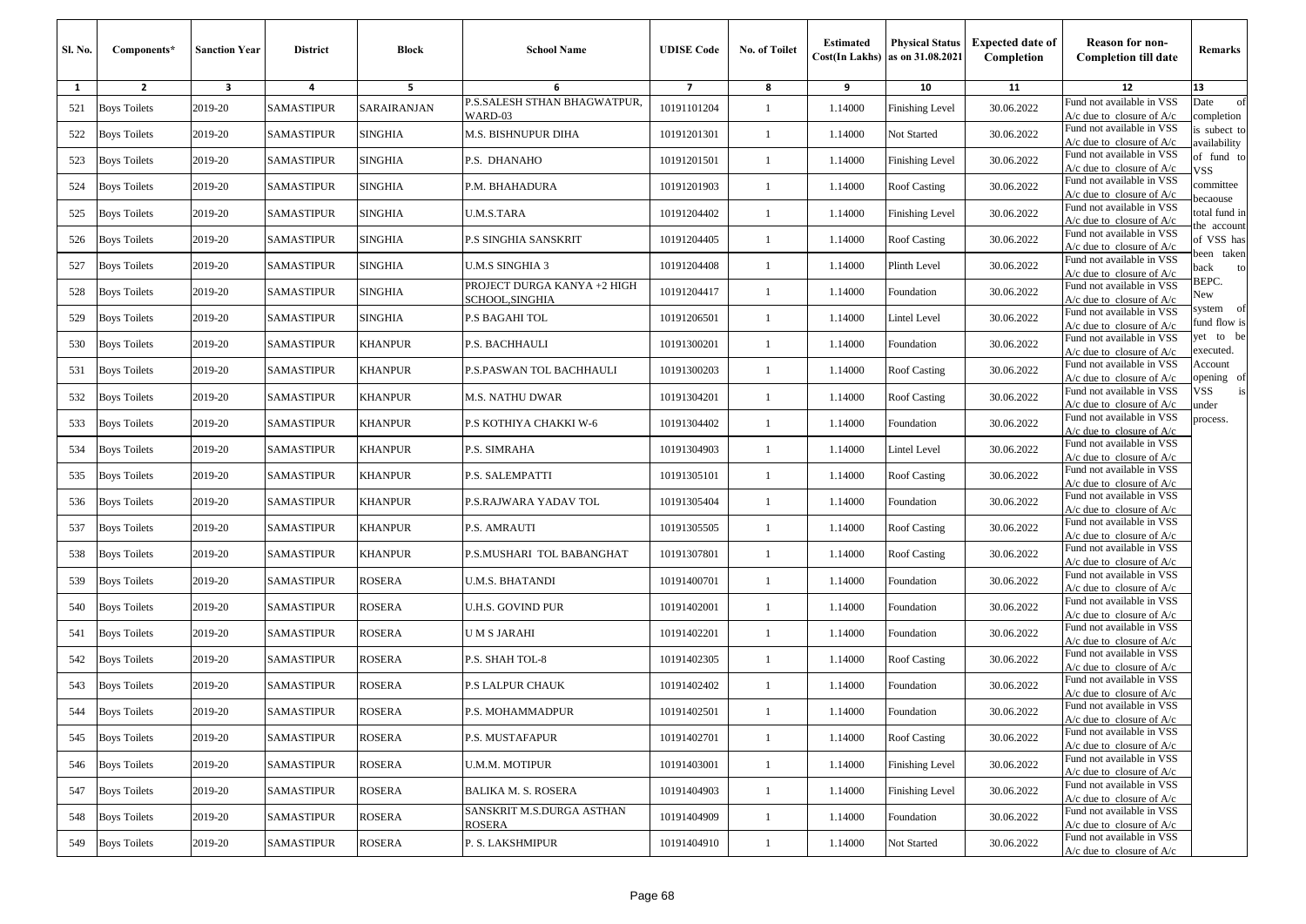| Sl. No. | Components* | Sanction Year | District | Block | School Name | UDISE Code | No. of Toilet | Estimated Cost(In Lakhs) | Physical Status as on 31.08.2021 | Expected date of Completion | Reason for non-Completion till date | Remarks |
|---|---|---|---|---|---|---|---|---|---|---|---|---|
| 1 | 2 | 3 | 4 | 5 | 6 | 7 | 8 | 9 | 10 | 11 | 12 | 13 |
| 521 | Boys Toilets | 2019-20 | SAMASTIPUR | SARAIRANJAN | P.S.SALESH STHAN BHAGWATPUR, WARD-03 | 10191101204 | 1 | 1.14000 | Finishing Level | 30.06.2022 | Fund not available in VSS A/c due to closure of A/c | Date of completion is subject to availability of fund to VSS committee becaouse total fund in the account of VSS has been taken back to BEPC. New system of fund flow is yet to be executed. Account opening of VSS is under process. |
| 522 | Boys Toilets | 2019-20 | SAMASTIPUR | SINGHIA | M.S. BISHNUPUR DIHA | 10191201301 | 1 | 1.14000 | Not Started | 30.06.2022 | Fund not available in VSS A/c due to closure of A/c | |
| 523 | Boys Toilets | 2019-20 | SAMASTIPUR | SINGHIA | P.S. DHANAHO | 10191201501 | 1 | 1.14000 | Finishing Level | 30.06.2022 | Fund not available in VSS A/c due to closure of A/c | |
| 524 | Boys Toilets | 2019-20 | SAMASTIPUR | SINGHIA | P.M. BHAHADURA | 10191201903 | 1 | 1.14000 | Roof Casting | 30.06.2022 | Fund not available in VSS A/c due to closure of A/c | |
| 525 | Boys Toilets | 2019-20 | SAMASTIPUR | SINGHIA | U.M.S.TARA | 10191204402 | 1 | 1.14000 | Finishing Level | 30.06.2022 | Fund not available in VSS A/c due to closure of A/c | |
| 526 | Boys Toilets | 2019-20 | SAMASTIPUR | SINGHIA | P.S SINGHIA SANSKRIT | 10191204405 | 1 | 1.14000 | Roof Casting | 30.06.2022 | Fund not available in VSS A/c due to closure of A/c | |
| 527 | Boys Toilets | 2019-20 | SAMASTIPUR | SINGHIA | U.M.S SINGHIA 3 | 10191204408 | 1 | 1.14000 | Plinth Level | 30.06.2022 | Fund not available in VSS A/c due to closure of A/c | |
| 528 | Boys Toilets | 2019-20 | SAMASTIPUR | SINGHIA | PROJECT DURGA KANYA +2 HIGH SCHOOL,SINGHIA | 10191204417 | 1 | 1.14000 | Foundation | 30.06.2022 | Fund not available in VSS A/c due to closure of A/c | |
| 529 | Boys Toilets | 2019-20 | SAMASTIPUR | SINGHIA | P.S BAGAHI TOL | 10191206501 | 1 | 1.14000 | Lintel Level | 30.06.2022 | Fund not available in VSS A/c due to closure of A/c | |
| 530 | Boys Toilets | 2019-20 | SAMASTIPUR | KHANPUR | P.S. BACHHAULI | 10191300201 | 1 | 1.14000 | Foundation | 30.06.2022 | Fund not available in VSS A/c due to closure of A/c | |
| 531 | Boys Toilets | 2019-20 | SAMASTIPUR | KHANPUR | P.S.PASWAN TOL BACHHAULI | 10191300203 | 1 | 1.14000 | Roof Casting | 30.06.2022 | Fund not available in VSS A/c due to closure of A/c | |
| 532 | Boys Toilets | 2019-20 | SAMASTIPUR | KHANPUR | M.S. NATHU DWAR | 10191304201 | 1 | 1.14000 | Roof Casting | 30.06.2022 | Fund not available in VSS A/c due to closure of A/c | |
| 533 | Boys Toilets | 2019-20 | SAMASTIPUR | KHANPUR | P.S KOTHIYA CHAKKI W-6 | 10191304402 | 1 | 1.14000 | Foundation | 30.06.2022 | Fund not available in VSS A/c due to closure of A/c | |
| 534 | Boys Toilets | 2019-20 | SAMASTIPUR | KHANPUR | P.S. SIMRAHA | 10191304903 | 1 | 1.14000 | Lintel Level | 30.06.2022 | Fund not available in VSS A/c due to closure of A/c | |
| 535 | Boys Toilets | 2019-20 | SAMASTIPUR | KHANPUR | P.S. SALEMPATTI | 10191305101 | 1 | 1.14000 | Roof Casting | 30.06.2022 | Fund not available in VSS A/c due to closure of A/c | |
| 536 | Boys Toilets | 2019-20 | SAMASTIPUR | KHANPUR | P.S.RAJWARA YADAV TOL | 10191305404 | 1 | 1.14000 | Foundation | 30.06.2022 | Fund not available in VSS A/c due to closure of A/c | |
| 537 | Boys Toilets | 2019-20 | SAMASTIPUR | KHANPUR | P.S. AMRAUTI | 10191305505 | 1 | 1.14000 | Roof Casting | 30.06.2022 | Fund not available in VSS A/c due to closure of A/c | |
| 538 | Boys Toilets | 2019-20 | SAMASTIPUR | KHANPUR | P.S.MUSHARI TOL BABANGHAT | 10191307801 | 1 | 1.14000 | Roof Casting | 30.06.2022 | Fund not available in VSS A/c due to closure of A/c | |
| 539 | Boys Toilets | 2019-20 | SAMASTIPUR | ROSERA | U.M.S. BHATANDI | 10191400701 | 1 | 1.14000 | Foundation | 30.06.2022 | Fund not available in VSS A/c due to closure of A/c | |
| 540 | Boys Toilets | 2019-20 | SAMASTIPUR | ROSERA | U.H.S. GOVIND PUR | 10191402001 | 1 | 1.14000 | Foundation | 30.06.2022 | Fund not available in VSS A/c due to closure of A/c | |
| 541 | Boys Toilets | 2019-20 | SAMASTIPUR | ROSERA | U M S JARAHI | 10191402201 | 1 | 1.14000 | Foundation | 30.06.2022 | Fund not available in VSS A/c due to closure of A/c | |
| 542 | Boys Toilets | 2019-20 | SAMASTIPUR | ROSERA | P.S. SHAH TOL-8 | 10191402305 | 1 | 1.14000 | Roof Casting | 30.06.2022 | Fund not available in VSS A/c due to closure of A/c | |
| 543 | Boys Toilets | 2019-20 | SAMASTIPUR | ROSERA | P.S LALPUR CHAUK | 10191402402 | 1 | 1.14000 | Foundation | 30.06.2022 | Fund not available in VSS A/c due to closure of A/c | |
| 544 | Boys Toilets | 2019-20 | SAMASTIPUR | ROSERA | P.S. MOHAMMADPUR | 10191402501 | 1 | 1.14000 | Foundation | 30.06.2022 | Fund not available in VSS A/c due to closure of A/c | |
| 545 | Boys Toilets | 2019-20 | SAMASTIPUR | ROSERA | P.S. MUSTAFAPUR | 10191402701 | 1 | 1.14000 | Roof Casting | 30.06.2022 | Fund not available in VSS A/c due to closure of A/c | |
| 546 | Boys Toilets | 2019-20 | SAMASTIPUR | ROSERA | U.M.M. MOTIPUR | 10191403001 | 1 | 1.14000 | Finishing Level | 30.06.2022 | Fund not available in VSS A/c due to closure of A/c | |
| 547 | Boys Toilets | 2019-20 | SAMASTIPUR | ROSERA | BALIKA M. S. ROSERA | 10191404903 | 1 | 1.14000 | Finishing Level | 30.06.2022 | Fund not available in VSS A/c due to closure of A/c | |
| 548 | Boys Toilets | 2019-20 | SAMASTIPUR | ROSERA | SANSKRIT M.S.DURGA ASTHAN ROSERA | 10191404909 | 1 | 1.14000 | Foundation | 30.06.2022 | Fund not available in VSS A/c due to closure of A/c | |
| 549 | Boys Toilets | 2019-20 | SAMASTIPUR | ROSERA | P. S. LAKSHMIPUR | 10191404910 | 1 | 1.14000 | Not Started | 30.06.2022 | Fund not available in VSS A/c due to closure of A/c | |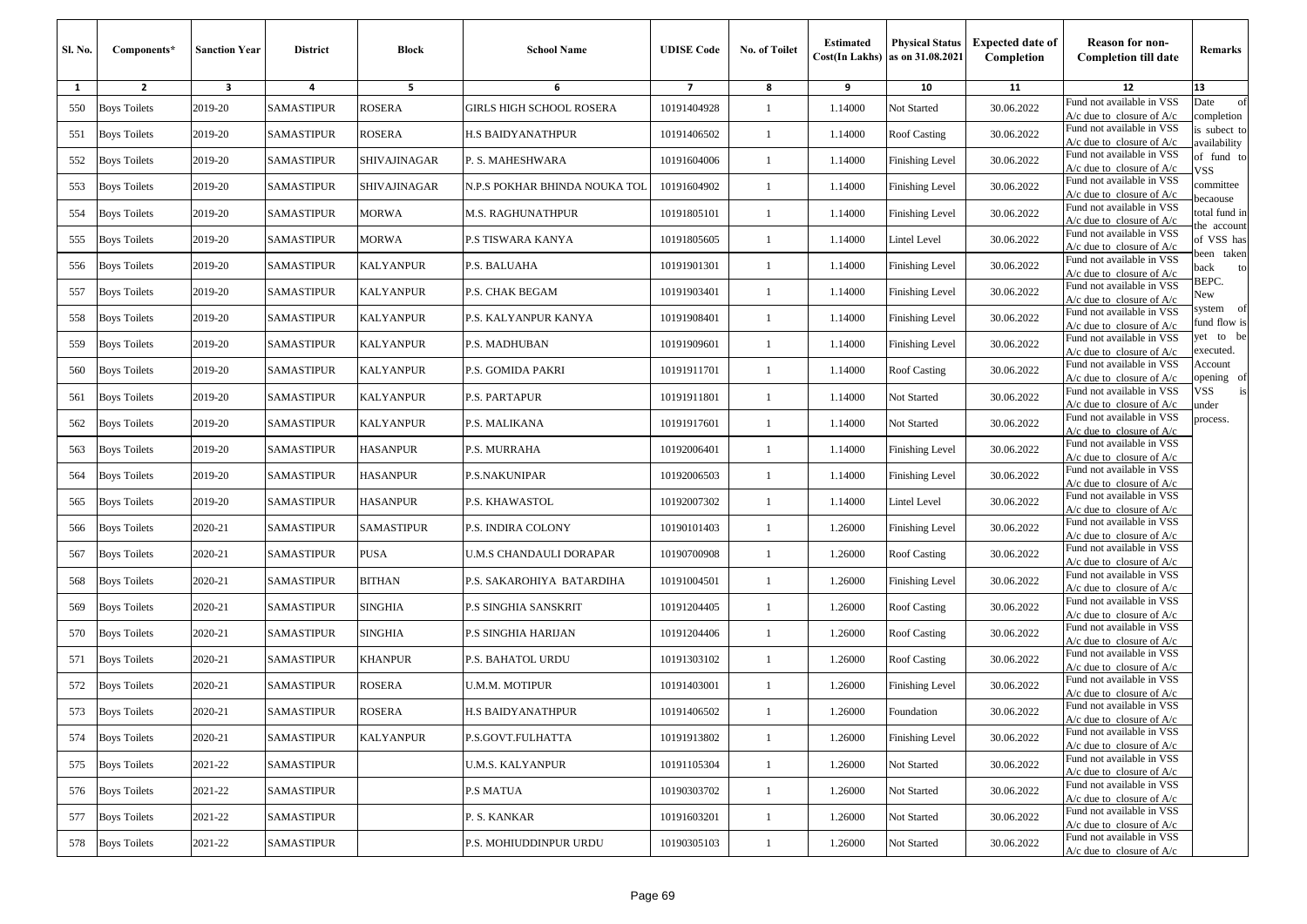| Sl. No. | Components* | Sanction Year | District | Block | School Name | UDISE Code | No. of Toilet | Estimated Cost(In Lakhs) | Physical Status as on 31.08.2021 | Expected date of Completion | Reason for non-Completion till date | Remarks |
|---|---|---|---|---|---|---|---|---|---|---|---|---|
| 1 | 2 | 3 | 4 | 5 | 6 | 7 | 8 | 9 | 10 | 11 | 12 | 13 |
| 550 | Boys Toilets | 2019-20 | SAMASTIPUR | ROSERA | GIRLS HIGH SCHOOL ROSERA | 10191404928 | 1 | 1.14000 | Not Started | 30.06.2022 | Fund not available in VSS A/c due to closure of A/c | Date of completion is subject to availability of fund to VSS committee becaouse total fund in the account of VSS has been taken back to BEPC. New system of fund flow is yet to be executed. Account opening of VSS is under process. |
| 551 | Boys Toilets | 2019-20 | SAMASTIPUR | ROSERA | H.S BAIDYANATHPUR | 10191406502 | 1 | 1.14000 | Roof Casting | 30.06.2022 | Fund not available in VSS A/c due to closure of A/c | |
| 552 | Boys Toilets | 2019-20 | SAMASTIPUR | SHIVAJINAGAR | P. S. MAHESHWARA | 10191604006 | 1 | 1.14000 | Finishing Level | 30.06.2022 | Fund not available in VSS A/c due to closure of A/c | |
| 553 | Boys Toilets | 2019-20 | SAMASTIPUR | SHIVAJINAGAR | N.P.S POKHAR BHINDA NOUKA TOL | 10191604902 | 1 | 1.14000 | Finishing Level | 30.06.2022 | Fund not available in VSS A/c due to closure of A/c | |
| 554 | Boys Toilets | 2019-20 | SAMASTIPUR | MORWA | M.S. RAGHUNATHPUR | 10191805101 | 1 | 1.14000 | Finishing Level | 30.06.2022 | Fund not available in VSS A/c due to closure of A/c | |
| 555 | Boys Toilets | 2019-20 | SAMASTIPUR | MORWA | P.S TISWARA KANYA | 10191805605 | 1 | 1.14000 | Lintel Level | 30.06.2022 | Fund not available in VSS A/c due to closure of A/c | |
| 556 | Boys Toilets | 2019-20 | SAMASTIPUR | KALYANPUR | P.S. BALUAHA | 10191901301 | 1 | 1.14000 | Finishing Level | 30.06.2022 | Fund not available in VSS A/c due to closure of A/c | |
| 557 | Boys Toilets | 2019-20 | SAMASTIPUR | KALYANPUR | P.S. CHAK BEGAM | 10191903401 | 1 | 1.14000 | Finishing Level | 30.06.2022 | Fund not available in VSS A/c due to closure of A/c | |
| 558 | Boys Toilets | 2019-20 | SAMASTIPUR | KALYANPUR | P.S. KALYANPUR KANYA | 10191908401 | 1 | 1.14000 | Finishing Level | 30.06.2022 | Fund not available in VSS A/c due to closure of A/c | |
| 559 | Boys Toilets | 2019-20 | SAMASTIPUR | KALYANPUR | P.S. MADHUBAN | 10191909601 | 1 | 1.14000 | Finishing Level | 30.06.2022 | Fund not available in VSS A/c due to closure of A/c | |
| 560 | Boys Toilets | 2019-20 | SAMASTIPUR | KALYANPUR | P.S. GOMIDA PAKRI | 10191911701 | 1 | 1.14000 | Roof Casting | 30.06.2022 | Fund not available in VSS A/c due to closure of A/c | |
| 561 | Boys Toilets | 2019-20 | SAMASTIPUR | KALYANPUR | P.S. PARTAPUR | 10191911801 | 1 | 1.14000 | Not Started | 30.06.2022 | Fund not available in VSS A/c due to closure of A/c | |
| 562 | Boys Toilets | 2019-20 | SAMASTIPUR | KALYANPUR | P.S. MALIKANA | 10191917601 | 1 | 1.14000 | Not Started | 30.06.2022 | Fund not available in VSS A/c due to closure of A/c | |
| 563 | Boys Toilets | 2019-20 | SAMASTIPUR | HASANPUR | P.S. MURRAHA | 10192006401 | 1 | 1.14000 | Finishing Level | 30.06.2022 | Fund not available in VSS A/c due to closure of A/c | |
| 564 | Boys Toilets | 2019-20 | SAMASTIPUR | HASANPUR | P.S.NAKUNIPAR | 10192006503 | 1 | 1.14000 | Finishing Level | 30.06.2022 | Fund not available in VSS A/c due to closure of A/c | |
| 565 | Boys Toilets | 2019-20 | SAMASTIPUR | HASANPUR | P.S. KHAWASTOL | 10192007302 | 1 | 1.14000 | Lintel Level | 30.06.2022 | Fund not available in VSS A/c due to closure of A/c | |
| 566 | Boys Toilets | 2020-21 | SAMASTIPUR | SAMASTIPUR | P.S. INDIRA COLONY | 10190101403 | 1 | 1.26000 | Finishing Level | 30.06.2022 | Fund not available in VSS A/c due to closure of A/c | |
| 567 | Boys Toilets | 2020-21 | SAMASTIPUR | PUSA | U.M.S CHANDAULI DORAPAR | 10190700908 | 1 | 1.26000 | Roof Casting | 30.06.2022 | Fund not available in VSS A/c due to closure of A/c | |
| 568 | Boys Toilets | 2020-21 | SAMASTIPUR | BITHAN | P.S. SAKAROHIYA BATARDIHA | 10191004501 | 1 | 1.26000 | Finishing Level | 30.06.2022 | Fund not available in VSS A/c due to closure of A/c | |
| 569 | Boys Toilets | 2020-21 | SAMASTIPUR | SINGHIA | P.S SINGHIA SANSKRIT | 10191204405 | 1 | 1.26000 | Roof Casting | 30.06.2022 | Fund not available in VSS A/c due to closure of A/c | |
| 570 | Boys Toilets | 2020-21 | SAMASTIPUR | SINGHIA | P.S SINGHIA HARIJAN | 10191204406 | 1 | 1.26000 | Roof Casting | 30.06.2022 | Fund not available in VSS A/c due to closure of A/c | |
| 571 | Boys Toilets | 2020-21 | SAMASTIPUR | KHANPUR | P.S. BAHATOL URDU | 10191303102 | 1 | 1.26000 | Roof Casting | 30.06.2022 | Fund not available in VSS A/c due to closure of A/c | |
| 572 | Boys Toilets | 2020-21 | SAMASTIPUR | ROSERA | U.M.M. MOTIPUR | 10191403001 | 1 | 1.26000 | Finishing Level | 30.06.2022 | Fund not available in VSS A/c due to closure of A/c | |
| 573 | Boys Toilets | 2020-21 | SAMASTIPUR | ROSERA | H.S BAIDYANATHPUR | 10191406502 | 1 | 1.26000 | Foundation | 30.06.2022 | Fund not available in VSS A/c due to closure of A/c | |
| 574 | Boys Toilets | 2020-21 | SAMASTIPUR | KALYANPUR | P.S.GOVT.FULHATTA | 10191913802 | 1 | 1.26000 | Finishing Level | 30.06.2022 | Fund not available in VSS A/c due to closure of A/c | |
| 575 | Boys Toilets | 2021-22 | SAMASTIPUR | | U.M.S. KALYANPUR | 10191105304 | 1 | 1.26000 | Not Started | 30.06.2022 | Fund not available in VSS A/c due to closure of A/c | |
| 576 | Boys Toilets | 2021-22 | SAMASTIPUR | | P.S MATUA | 10190303702 | 1 | 1.26000 | Not Started | 30.06.2022 | Fund not available in VSS A/c due to closure of A/c | |
| 577 | Boys Toilets | 2021-22 | SAMASTIPUR | | P. S. KANKAR | 10191603201 | 1 | 1.26000 | Not Started | 30.06.2022 | Fund not available in VSS A/c due to closure of A/c | |
| 578 | Boys Toilets | 2021-22 | SAMASTIPUR | | P.S. MOHIUDDINPUR URDU | 10190305103 | 1 | 1.26000 | Not Started | 30.06.2022 | Fund not available in VSS A/c due to closure of A/c | |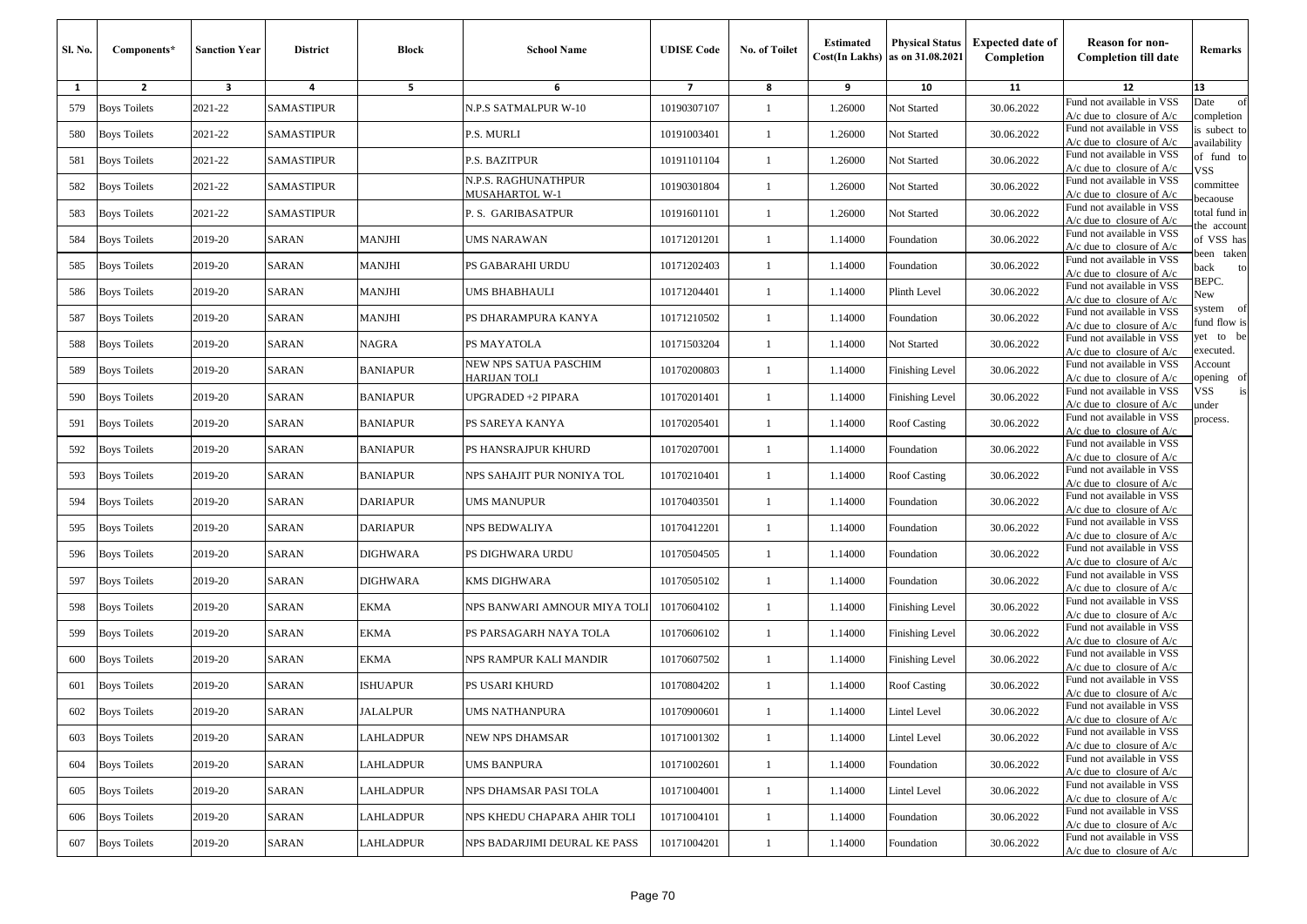| Sl. No. | Components* | Sanction Year | District | Block | School Name | UDISE Code | No. of Toilet | Estimated Cost(In Lakhs) | Physical Status as on 31.08.2021 | Expected date of Completion | Reason for non-Completion till date | Remarks |
|---|---|---|---|---|---|---|---|---|---|---|---|---|
| 1 | 2 | 3 | 4 | 5 | 6 | 7 | 8 | 9 | 10 | 11 | 12 | 13 |
| 579 | Boys Toilets | 2021-22 | SAMASTIPUR | | N.P.S SATMALPUR W-10 | 10190307107 | 1 | 1.26000 | Not Started | 30.06.2022 | Fund not available in VSS A/c due to closure of A/c | Date of completion is subject to availability of fund to VSS committee becaouse total fund in the account of VSS has been taken back to BEPC. New system of fund flow is yet to be executed. Account opening of VSS is under process. |
| 580 | Boys Toilets | 2021-22 | SAMASTIPUR | | P.S. MURLI | 10191003401 | 1 | 1.26000 | Not Started | 30.06.2022 | Fund not available in VSS A/c due to closure of A/c | |
| 581 | Boys Toilets | 2021-22 | SAMASTIPUR | | P.S. BAZITPUR | 10191101104 | 1 | 1.26000 | Not Started | 30.06.2022 | Fund not available in VSS A/c due to closure of A/c | |
| 582 | Boys Toilets | 2021-22 | SAMASTIPUR | | N.P.S. RAGHUNATHPUR MUSAHARTOL W-1 | 10190301804 | 1 | 1.26000 | Not Started | 30.06.2022 | Fund not available in VSS A/c due to closure of A/c | |
| 583 | Boys Toilets | 2021-22 | SAMASTIPUR | | P. S. GARIBASATPUR | 10191601101 | 1 | 1.26000 | Not Started | 30.06.2022 | Fund not available in VSS A/c due to closure of A/c | |
| 584 | Boys Toilets | 2019-20 | SARAN | MANJHI | UMS NARAWAN | 10171201201 | 1 | 1.14000 | Foundation | 30.06.2022 | Fund not available in VSS A/c due to closure of A/c | |
| 585 | Boys Toilets | 2019-20 | SARAN | MANJHI | PS GABARAHI URDU | 10171202403 | 1 | 1.14000 | Foundation | 30.06.2022 | Fund not available in VSS A/c due to closure of A/c | |
| 586 | Boys Toilets | 2019-20 | SARAN | MANJHI | UMS BHABHAULI | 10171204401 | 1 | 1.14000 | Plinth Level | 30.06.2022 | Fund not available in VSS A/c due to closure of A/c | |
| 587 | Boys Toilets | 2019-20 | SARAN | MANJHI | PS DHARAMPURA KANYA | 10171210502 | 1 | 1.14000 | Foundation | 30.06.2022 | Fund not available in VSS A/c due to closure of A/c | |
| 588 | Boys Toilets | 2019-20 | SARAN | NAGRA | PS MAYATOLA | 10171503204 | 1 | 1.14000 | Not Started | 30.06.2022 | Fund not available in VSS A/c due to closure of A/c | |
| 589 | Boys Toilets | 2019-20 | SARAN | BANIAPUR | NEW NPS SATUA PASCHIM HARIJAN TOLI | 10170200803 | 1 | 1.14000 | Finishing Level | 30.06.2022 | Fund not available in VSS A/c due to closure of A/c | |
| 590 | Boys Toilets | 2019-20 | SARAN | BANIAPUR | UPGRADED +2 PIPARA | 10170201401 | 1 | 1.14000 | Finishing Level | 30.06.2022 | Fund not available in VSS A/c due to closure of A/c | |
| 591 | Boys Toilets | 2019-20 | SARAN | BANIAPUR | PS SAREYA KANYA | 10170205401 | 1 | 1.14000 | Roof Casting | 30.06.2022 | Fund not available in VSS A/c due to closure of A/c | |
| 592 | Boys Toilets | 2019-20 | SARAN | BANIAPUR | PS HANSRAJPUR KHURD | 10170207001 | 1 | 1.14000 | Foundation | 30.06.2022 | Fund not available in VSS A/c due to closure of A/c | |
| 593 | Boys Toilets | 2019-20 | SARAN | BANIAPUR | NPS SAHAJIT PUR NONIYA TOL | 10170210401 | 1 | 1.14000 | Roof Casting | 30.06.2022 | Fund not available in VSS A/c due to closure of A/c | |
| 594 | Boys Toilets | 2019-20 | SARAN | DARIAPUR | UMS MANUPUR | 10170403501 | 1 | 1.14000 | Foundation | 30.06.2022 | Fund not available in VSS A/c due to closure of A/c | |
| 595 | Boys Toilets | 2019-20 | SARAN | DARIAPUR | NPS BEDWALIYA | 10170412201 | 1 | 1.14000 | Foundation | 30.06.2022 | Fund not available in VSS A/c due to closure of A/c | |
| 596 | Boys Toilets | 2019-20 | SARAN | DIGHWARA | PS DIGHWARA URDU | 10170504505 | 1 | 1.14000 | Foundation | 30.06.2022 | Fund not available in VSS A/c due to closure of A/c | |
| 597 | Boys Toilets | 2019-20 | SARAN | DIGHWARA | KMS DIGHWARA | 10170505102 | 1 | 1.14000 | Foundation | 30.06.2022 | Fund not available in VSS A/c due to closure of A/c | |
| 598 | Boys Toilets | 2019-20 | SARAN | EKMA | NPS BANWARI AMNOUR MIYA TOLI | 10170604102 | 1 | 1.14000 | Finishing Level | 30.06.2022 | Fund not available in VSS A/c due to closure of A/c | |
| 599 | Boys Toilets | 2019-20 | SARAN | EKMA | PS PARSAGARH NAYA TOLA | 10170606102 | 1 | 1.14000 | Finishing Level | 30.06.2022 | Fund not available in VSS A/c due to closure of A/c | |
| 600 | Boys Toilets | 2019-20 | SARAN | EKMA | NPS RAMPUR KALI MANDIR | 10170607502 | 1 | 1.14000 | Finishing Level | 30.06.2022 | Fund not available in VSS A/c due to closure of A/c | |
| 601 | Boys Toilets | 2019-20 | SARAN | ISHUAPUR | PS USARI KHURD | 10170804202 | 1 | 1.14000 | Roof Casting | 30.06.2022 | Fund not available in VSS A/c due to closure of A/c | |
| 602 | Boys Toilets | 2019-20 | SARAN | JALALPUR | UMS NATHANPURA | 10170900601 | 1 | 1.14000 | Lintel Level | 30.06.2022 | Fund not available in VSS A/c due to closure of A/c | |
| 603 | Boys Toilets | 2019-20 | SARAN | LAHLADPUR | NEW NPS DHAMSAR | 10171001302 | 1 | 1.14000 | Lintel Level | 30.06.2022 | Fund not available in VSS A/c due to closure of A/c | |
| 604 | Boys Toilets | 2019-20 | SARAN | LAHLADPUR | UMS BANPURA | 10171002601 | 1 | 1.14000 | Foundation | 30.06.2022 | Fund not available in VSS A/c due to closure of A/c | |
| 605 | Boys Toilets | 2019-20 | SARAN | LAHLADPUR | NPS DHAMSAR PASI TOLA | 10171004001 | 1 | 1.14000 | Lintel Level | 30.06.2022 | Fund not available in VSS A/c due to closure of A/c | |
| 606 | Boys Toilets | 2019-20 | SARAN | LAHLADPUR | NPS KHEDU CHAPARA AHIR TOLI | 10171004101 | 1 | 1.14000 | Foundation | 30.06.2022 | Fund not available in VSS A/c due to closure of A/c | |
| 607 | Boys Toilets | 2019-20 | SARAN | LAHLADPUR | NPS BADARJIMI DEURAL KE PASS | 10171004201 | 1 | 1.14000 | Foundation | 30.06.2022 | Fund not available in VSS A/c due to closure of A/c | |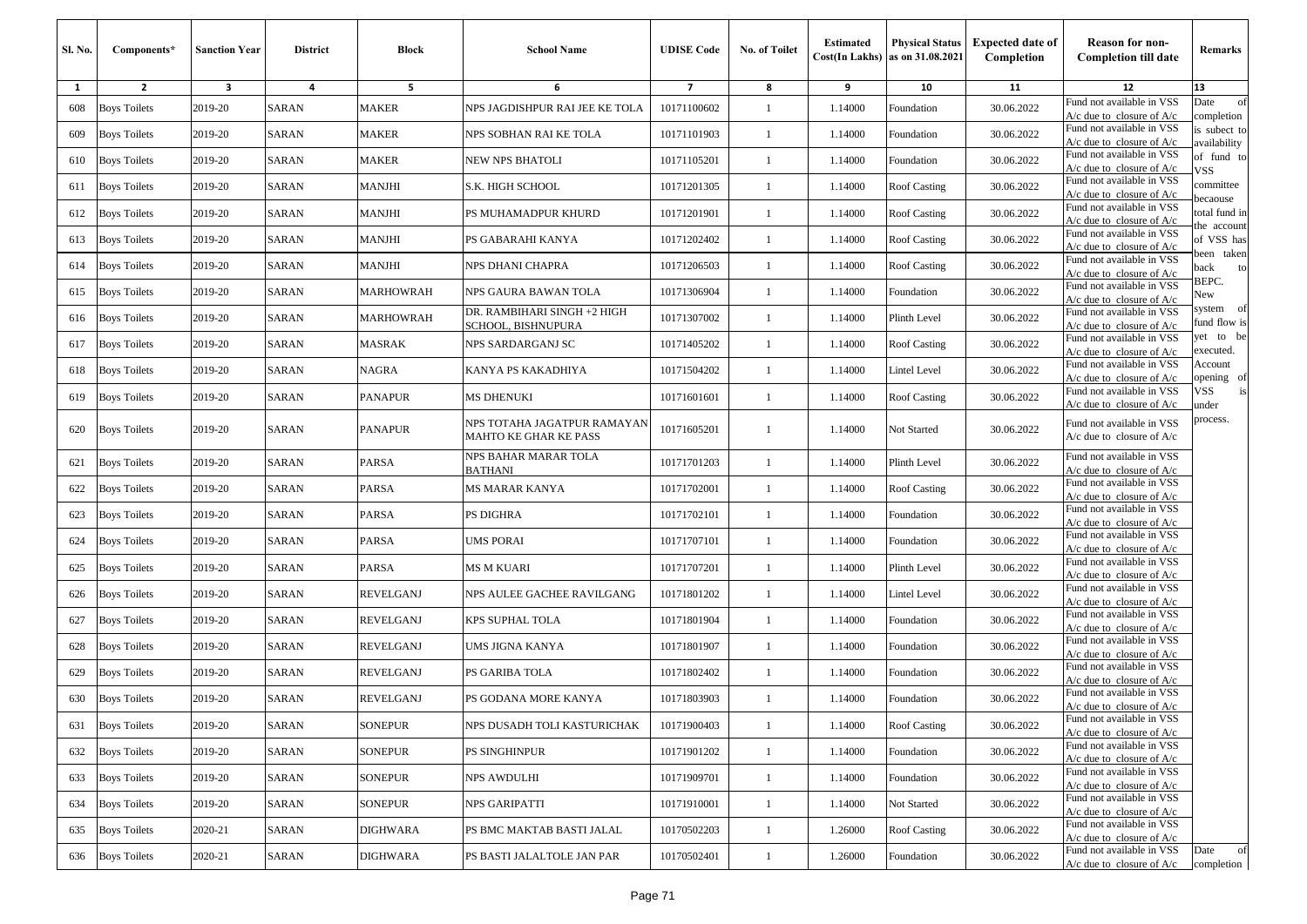| Sl. No. | Components* | Sanction Year | District | Block | School Name | UDISE Code | No. of Toilet | Estimated Cost(In Lakhs) | Physical Status as on 31.08.2021 | Expected date of Completion | Reason for non-Completion till date | Remarks |
|---|---|---|---|---|---|---|---|---|---|---|---|---|
| 1 | 2 | 3 | 4 | 5 | 6 | 7 | 8 | 9 | 10 | 11 | 12 | 13 |
| 608 | Boys Toilets | 2019-20 | SARAN | MAKER | NPS JAGDISHPUR RAI JEE KE TOLA | 10171100602 | 1 | 1.14000 | Foundation | 30.06.2022 | Fund not available in VSS A/c due to closure of A/c | Date of completion is subject to availability of fund to VSS committee becaouse total fund in the account of VSS has been taken back to BEPC. New system of fund flow is yet to be executed. Account opening of VSS is under process. |
| 609 | Boys Toilets | 2019-20 | SARAN | MAKER | NPS SOBHAN RAI KE TOLA | 10171101903 | 1 | 1.14000 | Foundation | 30.06.2022 | Fund not available in VSS A/c due to closure of A/c | |
| 610 | Boys Toilets | 2019-20 | SARAN | MAKER | NEW NPS BHATOLI | 10171105201 | 1 | 1.14000 | Foundation | 30.06.2022 | Fund not available in VSS A/c due to closure of A/c | |
| 611 | Boys Toilets | 2019-20 | SARAN | MANJHI | S.K. HIGH SCHOOL | 10171201305 | 1 | 1.14000 | Roof Casting | 30.06.2022 | Fund not available in VSS A/c due to closure of A/c | |
| 612 | Boys Toilets | 2019-20 | SARAN | MANJHI | PS MUHAMADPUR KHURD | 10171201901 | 1 | 1.14000 | Roof Casting | 30.06.2022 | Fund not available in VSS A/c due to closure of A/c | |
| 613 | Boys Toilets | 2019-20 | SARAN | MANJHI | PS GABARAHI KANYA | 10171202402 | 1 | 1.14000 | Roof Casting | 30.06.2022 | Fund not available in VSS A/c due to closure of A/c | |
| 614 | Boys Toilets | 2019-20 | SARAN | MANJHI | NPS DHANI CHAPRA | 10171206503 | 1 | 1.14000 | Roof Casting | 30.06.2022 | Fund not available in VSS A/c due to closure of A/c | |
| 615 | Boys Toilets | 2019-20 | SARAN | MARHOWRAH | NPS GAURA BAWAN TOLA | 10171306904 | 1 | 1.14000 | Foundation | 30.06.2022 | Fund not available in VSS A/c due to closure of A/c | |
| 616 | Boys Toilets | 2019-20 | SARAN | MARHOWRAH | DR. RAMBIHARI SINGH +2 HIGH SCHOOL, BISHNUPURA | 10171307002 | 1 | 1.14000 | Plinth Level | 30.06.2022 | Fund not available in VSS A/c due to closure of A/c | |
| 617 | Boys Toilets | 2019-20 | SARAN | MASRAK | NPS SARDARGANJ SC | 10171405202 | 1 | 1.14000 | Roof Casting | 30.06.2022 | Fund not available in VSS A/c due to closure of A/c | |
| 618 | Boys Toilets | 2019-20 | SARAN | NAGRA | KANYA PS KAKADHIYA | 10171504202 | 1 | 1.14000 | Lintel Level | 30.06.2022 | Fund not available in VSS A/c due to closure of A/c | |
| 619 | Boys Toilets | 2019-20 | SARAN | PANAPUR | MS DHENUKI | 10171601601 | 1 | 1.14000 | Roof Casting | 30.06.2022 | Fund not available in VSS A/c due to closure of A/c | |
| 620 | Boys Toilets | 2019-20 | SARAN | PANAPUR | NPS TOTAHA JAGATPUR RAMAYAN MAHTO KE GHAR KE PASS | 10171605201 | 1 | 1.14000 | Not Started | 30.06.2022 | Fund not available in VSS A/c due to closure of A/c | |
| 621 | Boys Toilets | 2019-20 | SARAN | PARSA | NPS BAHAR MARAR TOLA BATHANI | 10171701203 | 1 | 1.14000 | Plinth Level | 30.06.2022 | Fund not available in VSS A/c due to closure of A/c | |
| 622 | Boys Toilets | 2019-20 | SARAN | PARSA | MS MARAR KANYA | 10171702001 | 1 | 1.14000 | Roof Casting | 30.06.2022 | Fund not available in VSS A/c due to closure of A/c | |
| 623 | Boys Toilets | 2019-20 | SARAN | PARSA | PS DIGHRA | 10171702101 | 1 | 1.14000 | Foundation | 30.06.2022 | Fund not available in VSS A/c due to closure of A/c | |
| 624 | Boys Toilets | 2019-20 | SARAN | PARSA | UMS PORAI | 10171707101 | 1 | 1.14000 | Foundation | 30.06.2022 | Fund not available in VSS A/c due to closure of A/c | |
| 625 | Boys Toilets | 2019-20 | SARAN | PARSA | MS M KUARI | 10171707201 | 1 | 1.14000 | Plinth Level | 30.06.2022 | Fund not available in VSS A/c due to closure of A/c | |
| 626 | Boys Toilets | 2019-20 | SARAN | REVELGANJ | NPS AULEE GACHEE RAVILGANG | 10171801202 | 1 | 1.14000 | Lintel Level | 30.06.2022 | Fund not available in VSS A/c due to closure of A/c | |
| 627 | Boys Toilets | 2019-20 | SARAN | REVELGANJ | KPS SUPHAL TOLA | 10171801904 | 1 | 1.14000 | Foundation | 30.06.2022 | Fund not available in VSS A/c due to closure of A/c | |
| 628 | Boys Toilets | 2019-20 | SARAN | REVELGANJ | UMS JIGNA KANYA | 10171801907 | 1 | 1.14000 | Foundation | 30.06.2022 | Fund not available in VSS A/c due to closure of A/c | |
| 629 | Boys Toilets | 2019-20 | SARAN | REVELGANJ | PS GARIBA TOLA | 10171802402 | 1 | 1.14000 | Foundation | 30.06.2022 | Fund not available in VSS A/c due to closure of A/c | |
| 630 | Boys Toilets | 2019-20 | SARAN | REVELGANJ | PS GODANA MORE KANYA | 10171803903 | 1 | 1.14000 | Foundation | 30.06.2022 | Fund not available in VSS A/c due to closure of A/c | |
| 631 | Boys Toilets | 2019-20 | SARAN | SONEPUR | NPS DUSADH TOLI KASTURICHAK | 10171900403 | 1 | 1.14000 | Roof Casting | 30.06.2022 | Fund not available in VSS A/c due to closure of A/c | |
| 632 | Boys Toilets | 2019-20 | SARAN | SONEPUR | PS SINGHINPUR | 10171901202 | 1 | 1.14000 | Foundation | 30.06.2022 | Fund not available in VSS A/c due to closure of A/c | |
| 633 | Boys Toilets | 2019-20 | SARAN | SONEPUR | NPS AWDULHI | 10171909701 | 1 | 1.14000 | Foundation | 30.06.2022 | Fund not available in VSS A/c due to closure of A/c | |
| 634 | Boys Toilets | 2019-20 | SARAN | SONEPUR | NPS GARIPATTI | 10171910001 | 1 | 1.14000 | Not Started | 30.06.2022 | Fund not available in VSS A/c due to closure of A/c | |
| 635 | Boys Toilets | 2020-21 | SARAN | DIGHWARA | PS BMC MAKTAB BASTI JALAL | 10170502203 | 1 | 1.26000 | Roof Casting | 30.06.2022 | Fund not available in VSS A/c due to closure of A/c | |
| 636 | Boys Toilets | 2020-21 | SARAN | DIGHWARA | PS BASTI JALALTOLE JAN PAR | 10170502401 | 1 | 1.26000 | Foundation | 30.06.2022 | Fund not available in VSS A/c due to closure of A/c | Date of completion |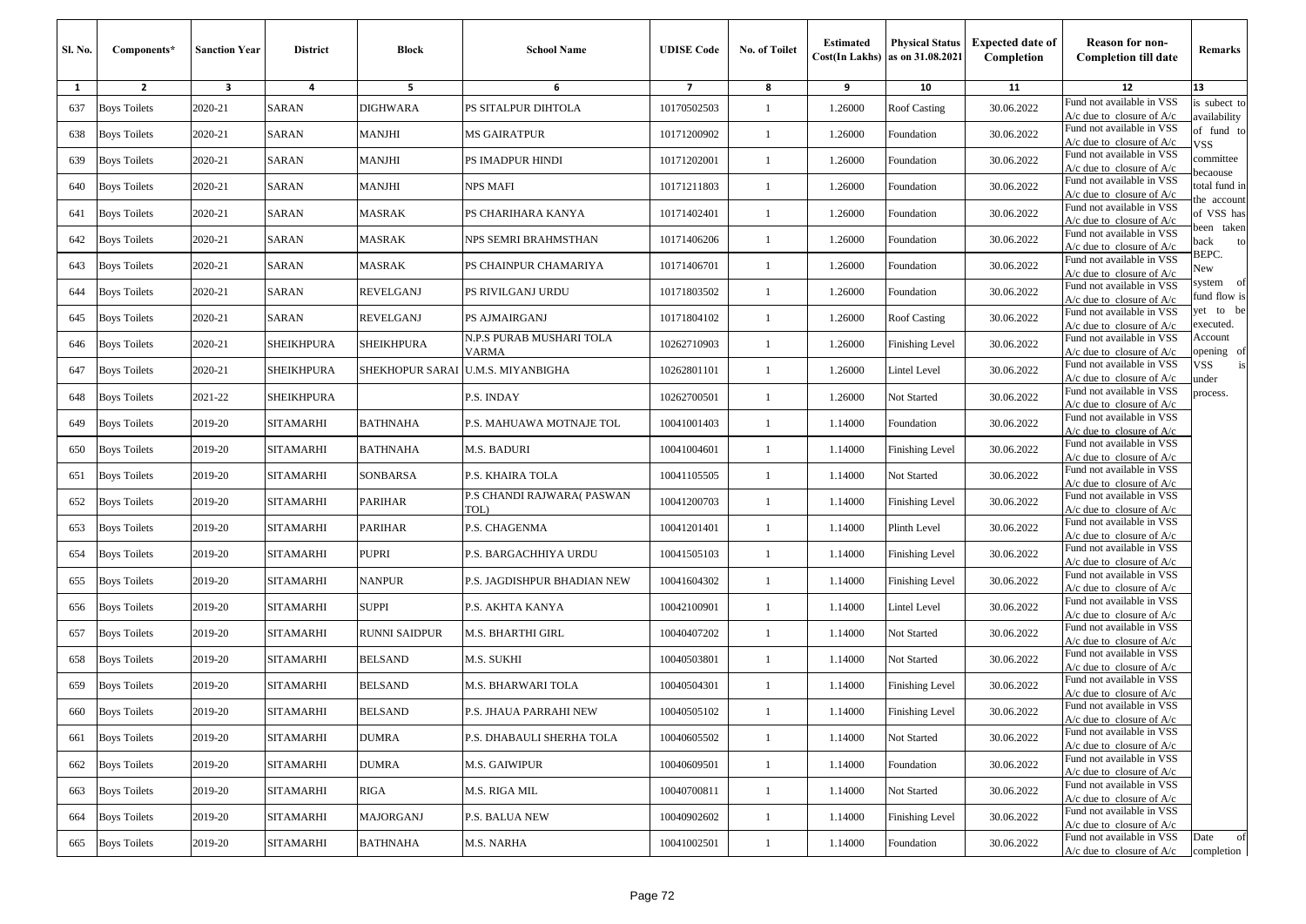| Sl. No. | Components* | Sanction Year | District | Block | School Name | UDISE Code | No. of Toilet | Estimated Cost(In Lakhs) | Physical Status as on 31.08.2021 | Expected date of Completion | Reason for non-Completion till date | Remarks |
|---|---|---|---|---|---|---|---|---|---|---|---|---|
| 1 | 2 | 3 | 4 | 5 | 6 | 7 | 8 | 9 | 10 | 11 | 12 | 13 |
| 637 | Boys Toilets | 2020-21 | SARAN | DIGHWARA | PS SITALPUR DIHTOLA | 10170502503 | 1 | 1.26000 | Roof Casting | 30.06.2022 | Fund not available in VSS A/c due to closure of A/c | is subject to availability of fund to VSS committee becaouse total fund in the account of VSS has been taken back to BEPC. New system of fund flow is yet to be executed. Account opening of VSS is under process. |
| 638 | Boys Toilets | 2020-21 | SARAN | MANJHI | MS GAIRATPUR | 10171200902 | 1 | 1.26000 | Foundation | 30.06.2022 | Fund not available in VSS A/c due to closure of A/c | |
| 639 | Boys Toilets | 2020-21 | SARAN | MANJHI | PS IMADPUR HINDI | 10171202001 | 1 | 1.26000 | Foundation | 30.06.2022 | Fund not available in VSS A/c due to closure of A/c | |
| 640 | Boys Toilets | 2020-21 | SARAN | MANJHI | NPS MAFI | 10171211803 | 1 | 1.26000 | Foundation | 30.06.2022 | Fund not available in VSS A/c due to closure of A/c | |
| 641 | Boys Toilets | 2020-21 | SARAN | MASRAK | PS CHARIHARA KANYA | 10171402401 | 1 | 1.26000 | Foundation | 30.06.2022 | Fund not available in VSS A/c due to closure of A/c | |
| 642 | Boys Toilets | 2020-21 | SARAN | MASRAK | NPS SEMRI BRAHMSTHAN | 10171406206 | 1 | 1.26000 | Foundation | 30.06.2022 | Fund not available in VSS A/c due to closure of A/c | |
| 643 | Boys Toilets | 2020-21 | SARAN | MASRAK | PS CHAINPUR CHAMARIYA | 10171406701 | 1 | 1.26000 | Foundation | 30.06.2022 | Fund not available in VSS A/c due to closure of A/c | |
| 644 | Boys Toilets | 2020-21 | SARAN | REVELGANJ | PS RIVILGANJ URDU | 10171803502 | 1 | 1.26000 | Foundation | 30.06.2022 | Fund not available in VSS A/c due to closure of A/c | |
| 645 | Boys Toilets | 2020-21 | SARAN | REVELGANJ | PS AJMAIRGANJ | 10171804102 | 1 | 1.26000 | Roof Casting | 30.06.2022 | Fund not available in VSS A/c due to closure of A/c | |
| 646 | Boys Toilets | 2020-21 | SHEIKHPURA | SHEIKHPURA | N.P.S PURAB MUSHARI TOLA VARMA | 10262710903 | 1 | 1.26000 | Finishing Level | 30.06.2022 | Fund not available in VSS A/c due to closure of A/c | |
| 647 | Boys Toilets | 2020-21 | SHEIKHPURA | SHEKHOPUR SARAI | U.M.S. MIYANBIGHA | 10262801101 | 1 | 1.26000 | Lintel Level | 30.06.2022 | Fund not available in VSS A/c due to closure of A/c | |
| 648 | Boys Toilets | 2021-22 | SHEIKHPURA | | P.S. INDAY | 10262700501 | 1 | 1.26000 | Not Started | 30.06.2022 | Fund not available in VSS A/c due to closure of A/c | |
| 649 | Boys Toilets | 2019-20 | SITAMARHI | BATHNAHA | P.S. MAHUAWA MOTNAJE TOL | 10041001403 | 1 | 1.14000 | Foundation | 30.06.2022 | Fund not available in VSS A/c due to closure of A/c | |
| 650 | Boys Toilets | 2019-20 | SITAMARHI | BATHNAHA | M.S. BADURI | 10041004601 | 1 | 1.14000 | Finishing Level | 30.06.2022 | Fund not available in VSS A/c due to closure of A/c | |
| 651 | Boys Toilets | 2019-20 | SITAMARHI | SONBARSA | P.S. KHAIRA TOLA | 10041105505 | 1 | 1.14000 | Not Started | 30.06.2022 | Fund not available in VSS A/c due to closure of A/c | |
| 652 | Boys Toilets | 2019-20 | SITAMARHI | PARIHAR | P.S CHANDI RAJWARA( PASWAN TOL) | 10041200703 | 1 | 1.14000 | Finishing Level | 30.06.2022 | Fund not available in VSS A/c due to closure of A/c | |
| 653 | Boys Toilets | 2019-20 | SITAMARHI | PARIHAR | P.S. CHAGENMA | 10041201401 | 1 | 1.14000 | Plinth Level | 30.06.2022 | Fund not available in VSS A/c due to closure of A/c | |
| 654 | Boys Toilets | 2019-20 | SITAMARHI | PUPRI | P.S. BARGACHHIYA URDU | 10041505103 | 1 | 1.14000 | Finishing Level | 30.06.2022 | Fund not available in VSS A/c due to closure of A/c | |
| 655 | Boys Toilets | 2019-20 | SITAMARHI | NANPUR | P.S. JAGDISHPUR BHADIAN NEW | 10041604302 | 1 | 1.14000 | Finishing Level | 30.06.2022 | Fund not available in VSS A/c due to closure of A/c | |
| 656 | Boys Toilets | 2019-20 | SITAMARHI | SUPPI | P.S. AKHTA KANYA | 10042100901 | 1 | 1.14000 | Lintel Level | 30.06.2022 | Fund not available in VSS A/c due to closure of A/c | |
| 657 | Boys Toilets | 2019-20 | SITAMARHI | RUNNI SAIDPUR | M.S. BHARTHI GIRL | 10040407202 | 1 | 1.14000 | Not Started | 30.06.2022 | Fund not available in VSS A/c due to closure of A/c | |
| 658 | Boys Toilets | 2019-20 | SITAMARHI | BELSAND | M.S. SUKHI | 10040503801 | 1 | 1.14000 | Not Started | 30.06.2022 | Fund not available in VSS A/c due to closure of A/c | |
| 659 | Boys Toilets | 2019-20 | SITAMARHI | BELSAND | M.S. BHARWARI TOLA | 10040504301 | 1 | 1.14000 | Finishing Level | 30.06.2022 | Fund not available in VSS A/c due to closure of A/c | |
| 660 | Boys Toilets | 2019-20 | SITAMARHI | BELSAND | P.S. JHAUA PARRAHI NEW | 10040505102 | 1 | 1.14000 | Finishing Level | 30.06.2022 | Fund not available in VSS A/c due to closure of A/c | |
| 661 | Boys Toilets | 2019-20 | SITAMARHI | DUMRA | P.S. DHABAULI SHERHA TOLA | 10040605502 | 1 | 1.14000 | Not Started | 30.06.2022 | Fund not available in VSS A/c due to closure of A/c | |
| 662 | Boys Toilets | 2019-20 | SITAMARHI | DUMRA | M.S. GAIWIPUR | 10040609501 | 1 | 1.14000 | Foundation | 30.06.2022 | Fund not available in VSS A/c due to closure of A/c | |
| 663 | Boys Toilets | 2019-20 | SITAMARHI | RIGA | M.S. RIGA MIL | 10040700811 | 1 | 1.14000 | Not Started | 30.06.2022 | Fund not available in VSS A/c due to closure of A/c | |
| 664 | Boys Toilets | 2019-20 | SITAMARHI | MAJORGANJ | P.S. BALUA NEW | 10040902602 | 1 | 1.14000 | Finishing Level | 30.06.2022 | Fund not available in VSS A/c due to closure of A/c | |
| 665 | Boys Toilets | 2019-20 | SITAMARHI | BATHNAHA | M.S. NARHA | 10041002501 | 1 | 1.14000 | Foundation | 30.06.2022 | Fund not available in VSS A/c due to closure of A/c | Date of completion |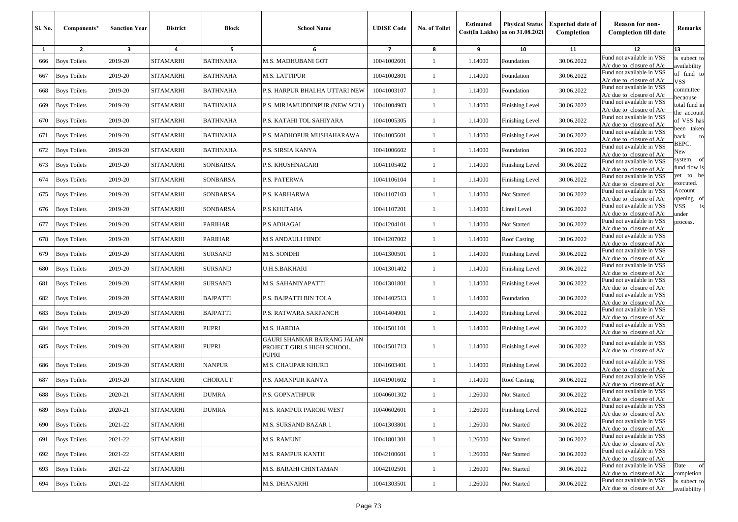| Sl. No. | Components* | Sanction Year | District | Block | School Name | UDISE Code | No. of Toilet | Estimated Cost(In Lakhs) | Physical Status as on 31.08.2021 | Expected date of Completion | Reason for non-Completion till date | Remarks |
|---|---|---|---|---|---|---|---|---|---|---|---|---|
| 1 | 2 | 3 | 4 | 5 | 6 | 7 | 8 | 9 | 10 | 11 | 12 | 13 |
| 666 | Boys Toilets | 2019-20 | SITAMARHI | BATHNAHA | M.S. MADHUBANI GOT | 10041002601 | 1 | 1.14000 | Foundation | 30.06.2022 | Fund not available in VSS A/c due to closure of A/c | is subject to availability of fund to VSS committee becaouse total fund in the account of VSS has been taken back to BEPC. New system of fund flow is yet to be executed. Account opening of VSS is under process. |
| 667 | Boys Toilets | 2019-20 | SITAMARHI | BATHNAHA | M.S. LATTIPUR | 10041002801 | 1 | 1.14000 | Foundation | 30.06.2022 | Fund not available in VSS A/c due to closure of A/c | |
| 668 | Boys Toilets | 2019-20 | SITAMARHI | BATHNAHA | P.S. HARPUR BHALHA UTTARI NEW | 10041003107 | 1 | 1.14000 | Foundation | 30.06.2022 | Fund not available in VSS A/c due to closure of A/c | |
| 669 | Boys Toilets | 2019-20 | SITAMARHI | BATHNAHA | P.S. MIRJAMUDDINPUR (NEW SCH.) | 10041004903 | 1 | 1.14000 | Finishing Level | 30.06.2022 | Fund not available in VSS A/c due to closure of A/c | |
| 670 | Boys Toilets | 2019-20 | SITAMARHI | BATHNAHA | P.S. KATAHI TOL SAHIYARA | 10041005305 | 1 | 1.14000 | Finishing Level | 30.06.2022 | Fund not available in VSS A/c due to closure of A/c | |
| 671 | Boys Toilets | 2019-20 | SITAMARHI | BATHNAHA | P.S. MADHOPUR MUSHAHARAWA | 10041005601 | 1 | 1.14000 | Finishing Level | 30.06.2022 | Fund not available in VSS A/c due to closure of A/c | |
| 672 | Boys Toilets | 2019-20 | SITAMARHI | BATHNAHA | P.S. SIRSIA KANYA | 10041006602 | 1 | 1.14000 | Foundation | 30.06.2022 | Fund not available in VSS A/c due to closure of A/c | |
| 673 | Boys Toilets | 2019-20 | SITAMARHI | SONBARSA | P.S. KHUSHNAGARI | 10041105402 | 1 | 1.14000 | Finishing Level | 30.06.2022 | Fund not available in VSS A/c due to closure of A/c | |
| 674 | Boys Toilets | 2019-20 | SITAMARHI | SONBARSA | P.S. PATERWA | 10041106104 | 1 | 1.14000 | Finishing Level | 30.06.2022 | Fund not available in VSS A/c due to closure of A/c | |
| 675 | Boys Toilets | 2019-20 | SITAMARHI | SONBARSA | P.S. KARHARWA | 10041107103 | 1 | 1.14000 | Not Started | 30.06.2022 | Fund not available in VSS A/c due to closure of A/c | |
| 676 | Boys Toilets | 2019-20 | SITAMARHI | SONBARSA | P.S KHUTAHA | 10041107201 | 1 | 1.14000 | Lintel Level | 30.06.2022 | Fund not available in VSS A/c due to closure of A/c | |
| 677 | Boys Toilets | 2019-20 | SITAMARHI | PARIHAR | P.S ADHAGAI | 10041204101 | 1 | 1.14000 | Not Started | 30.06.2022 | Fund not available in VSS A/c due to closure of A/c | |
| 678 | Boys Toilets | 2019-20 | SITAMARHI | PARIHAR | M.S ANDAULI HINDI | 10041207002 | 1 | 1.14000 | Roof Casting | 30.06.2022 | Fund not available in VSS A/c due to closure of A/c | |
| 679 | Boys Toilets | 2019-20 | SITAMARHI | SURSAND | M.S. SONDHI | 10041300501 | 1 | 1.14000 | Finishing Level | 30.06.2022 | Fund not available in VSS A/c due to closure of A/c | |
| 680 | Boys Toilets | 2019-20 | SITAMARHI | SURSAND | U.H.S.BAKHARI | 10041301402 | 1 | 1.14000 | Finishing Level | 30.06.2022 | Fund not available in VSS A/c due to closure of A/c | |
| 681 | Boys Toilets | 2019-20 | SITAMARHI | SURSAND | M.S. SAHANIYAPATTI | 10041301801 | 1 | 1.14000 | Finishing Level | 30.06.2022 | Fund not available in VSS A/c due to closure of A/c | |
| 682 | Boys Toilets | 2019-20 | SITAMARHI | BAJPATTI | P.S. BAJPATTI BIN TOLA | 10041402513 | 1 | 1.14000 | Foundation | 30.06.2022 | Fund not available in VSS A/c due to closure of A/c | |
| 683 | Boys Toilets | 2019-20 | SITAMARHI | BAJPATTI | P.S. RATWARA SARPANCH | 10041404901 | 1 | 1.14000 | Finishing Level | 30.06.2022 | Fund not available in VSS A/c due to closure of A/c | |
| 684 | Boys Toilets | 2019-20 | SITAMARHI | PUPRI | M.S. HARDIA | 10041501101 | 1 | 1.14000 | Finishing Level | 30.06.2022 | Fund not available in VSS A/c due to closure of A/c | |
| 685 | Boys Toilets | 2019-20 | SITAMARHI | PUPRI | GAURI SHANKAR BAJRANG JALAN PROJECT GIRLS HIGH SCHOOL, PUPRI | 10041501713 | 1 | 1.14000 | Finishing Level | 30.06.2022 | Fund not available in VSS A/c due to closure of A/c | |
| 686 | Boys Toilets | 2019-20 | SITAMARHI | NANPUR | M.S. CHAUPAR KHURD | 10041603401 | 1 | 1.14000 | Finishing Level | 30.06.2022 | Fund not available in VSS A/c due to closure of A/c | |
| 687 | Boys Toilets | 2019-20 | SITAMARHI | CHORAUT | P.S. AMANPUR KANYA | 10041901602 | 1 | 1.14000 | Roof Casting | 30.06.2022 | Fund not available in VSS A/c due to closure of A/c | |
| 688 | Boys Toilets | 2020-21 | SITAMARHI | DUMRA | P.S. GOPNATHPUR | 10040601302 | 1 | 1.26000 | Not Started | 30.06.2022 | Fund not available in VSS A/c due to closure of A/c | |
| 689 | Boys Toilets | 2020-21 | SITAMARHI | DUMRA | M.S. RAMPUR PARORI WEST | 10040602601 | 1 | 1.26000 | Finishing Level | 30.06.2022 | Fund not available in VSS A/c due to closure of A/c | |
| 690 | Boys Toilets | 2021-22 | SITAMARHI | | M.S. SURSAND BAZAR 1 | 10041303801 | 1 | 1.26000 | Not Started | 30.06.2022 | Fund not available in VSS A/c due to closure of A/c | |
| 691 | Boys Toilets | 2021-22 | SITAMARHI | | M.S. RAMUNI | 10041801301 | 1 | 1.26000 | Not Started | 30.06.2022 | Fund not available in VSS A/c due to closure of A/c | |
| 692 | Boys Toilets | 2021-22 | SITAMARHI | | M.S. RAMPUR KANTH | 10042100601 | 1 | 1.26000 | Not Started | 30.06.2022 | Fund not available in VSS A/c due to closure of A/c | |
| 693 | Boys Toilets | 2021-22 | SITAMARHI | | M.S. BARAHI CHINTAMAN | 10042102501 | 1 | 1.26000 | Not Started | 30.06.2022 | Fund not available in VSS A/c due to closure of A/c | Date of completion |
| 694 | Boys Toilets | 2021-22 | SITAMARHI | | M.S. DHANARHI | 10041303501 | 1 | 1.26000 | Not Started | 30.06.2022 | Fund not available in VSS A/c due to closure of A/c | is subject to availability |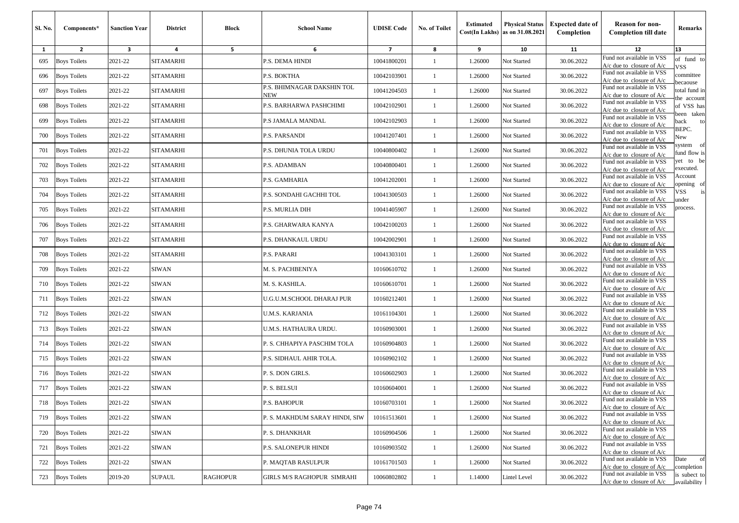| Sl. No. | Components* | Sanction Year | District | Block | School Name | UDISE Code | No. of Toilet | Estimated Cost(In Lakhs) | Physical Status as on 31.08.2021 | Expected date of Completion | Reason for non-Completion till date | Remarks |
|---|---|---|---|---|---|---|---|---|---|---|---|---|
| 1 | 2 | 3 | 4 | 5 | 6 | 7 | 8 | 9 | 10 | 11 | 12 | 13 |
| 695 | Boys Toilets | 2021-22 | SITAMARHI | | P.S. DEMA HINDI | 10041800201 | 1 | 1.26000 | Not Started | 30.06.2022 | Fund not available in VSS A/c due to closure of A/c | of fund to VSS committee becaouse total fund in the account of VSS has been taken back to BEPC. New system of fund flow is yet to be executed. Account opening of VSS is under process. |
| 696 | Boys Toilets | 2021-22 | SITAMARHI | | P.S. BOKTHA | 10042103901 | 1 | 1.26000 | Not Started | 30.06.2022 | Fund not available in VSS A/c due to closure of A/c | |
| 697 | Boys Toilets | 2021-22 | SITAMARHI | | P.S. BHIMNAGAR DAKSHIN TOL NEW | 10041204503 | 1 | 1.26000 | Not Started | 30.06.2022 | Fund not available in VSS A/c due to closure of A/c | |
| 698 | Boys Toilets | 2021-22 | SITAMARHI | | P.S. BARHARWA PASHCHIMI | 10042102901 | 1 | 1.26000 | Not Started | 30.06.2022 | Fund not available in VSS A/c due to closure of A/c | |
| 699 | Boys Toilets | 2021-22 | SITAMARHI | | P.S JAMALA MANDAL | 10042102903 | 1 | 1.26000 | Not Started | 30.06.2022 | Fund not available in VSS A/c due to closure of A/c | |
| 700 | Boys Toilets | 2021-22 | SITAMARHI | | P.S. PARSANDI | 10041207401 | 1 | 1.26000 | Not Started | 30.06.2022 | Fund not available in VSS A/c due to closure of A/c | |
| 701 | Boys Toilets | 2021-22 | SITAMARHI | | P.S. DHUNIA TOLA URDU | 10040800402 | 1 | 1.26000 | Not Started | 30.06.2022 | Fund not available in VSS A/c due to closure of A/c | |
| 702 | Boys Toilets | 2021-22 | SITAMARHI | | P.S. ADAMBAN | 10040800401 | 1 | 1.26000 | Not Started | 30.06.2022 | Fund not available in VSS A/c due to closure of A/c | |
| 703 | Boys Toilets | 2021-22 | SITAMARHI | | P.S. GAMHARIA | 10041202001 | 1 | 1.26000 | Not Started | 30.06.2022 | Fund not available in VSS A/c due to closure of A/c | |
| 704 | Boys Toilets | 2021-22 | SITAMARHI | | P.S. SONDAHI GACHHI TOL | 10041300503 | 1 | 1.26000 | Not Started | 30.06.2022 | Fund not available in VSS A/c due to closure of A/c | |
| 705 | Boys Toilets | 2021-22 | SITAMARHI | | P.S. MURLIA DIH | 10041405907 | 1 | 1.26000 | Not Started | 30.06.2022 | Fund not available in VSS A/c due to closure of A/c | |
| 706 | Boys Toilets | 2021-22 | SITAMARHI | | P.S. GHARWARA KANYA | 10042100203 | 1 | 1.26000 | Not Started | 30.06.2022 | Fund not available in VSS A/c due to closure of A/c | |
| 707 | Boys Toilets | 2021-22 | SITAMARHI | | P.S. DHANKAUL URDU | 10042002901 | 1 | 1.26000 | Not Started | 30.06.2022 | Fund not available in VSS A/c due to closure of A/c | |
| 708 | Boys Toilets | 2021-22 | SITAMARHI | | P.S. PARARI | 10041303101 | 1 | 1.26000 | Not Started | 30.06.2022 | Fund not available in VSS A/c due to closure of A/c | |
| 709 | Boys Toilets | 2021-22 | SIWAN | | M. S. PACHBENIYA | 10160610702 | 1 | 1.26000 | Not Started | 30.06.2022 | Fund not available in VSS A/c due to closure of A/c | |
| 710 | Boys Toilets | 2021-22 | SIWAN | | M. S. KASHILA. | 10160610701 | 1 | 1.26000 | Not Started | 30.06.2022 | Fund not available in VSS A/c due to closure of A/c | |
| 711 | Boys Toilets | 2021-22 | SIWAN | | U.G.U.M.SCHOOL DHARAJ PUR | 10160212401 | 1 | 1.26000 | Not Started | 30.06.2022 | Fund not available in VSS A/c due to closure of A/c | |
| 712 | Boys Toilets | 2021-22 | SIWAN | | U.M.S. KARJANIA | 10161104301 | 1 | 1.26000 | Not Started | 30.06.2022 | Fund not available in VSS A/c due to closure of A/c | |
| 713 | Boys Toilets | 2021-22 | SIWAN | | U.M.S. HATHAURA URDU. | 10160903001 | 1 | 1.26000 | Not Started | 30.06.2022 | Fund not available in VSS A/c due to closure of A/c | |
| 714 | Boys Toilets | 2021-22 | SIWAN | | P. S. CHHAPIYA PASCHIM TOLA | 10160904803 | 1 | 1.26000 | Not Started | 30.06.2022 | Fund not available in VSS A/c due to closure of A/c | |
| 715 | Boys Toilets | 2021-22 | SIWAN | | P.S. SIDHAUL AHIR TOLA. | 10160902102 | 1 | 1.26000 | Not Started | 30.06.2022 | Fund not available in VSS A/c due to closure of A/c | |
| 716 | Boys Toilets | 2021-22 | SIWAN | | P. S. DON GIRLS. | 10160602903 | 1 | 1.26000 | Not Started | 30.06.2022 | Fund not available in VSS A/c due to closure of A/c | |
| 717 | Boys Toilets | 2021-22 | SIWAN | | P. S. BELSUI | 10160604001 | 1 | 1.26000 | Not Started | 30.06.2022 | Fund not available in VSS A/c due to closure of A/c | |
| 718 | Boys Toilets | 2021-22 | SIWAN | | P.S. BAHOPUR | 10160703101 | 1 | 1.26000 | Not Started | 30.06.2022 | Fund not available in VSS A/c due to closure of A/c | |
| 719 | Boys Toilets | 2021-22 | SIWAN | | P. S. MAKHDUM SARAY HINDI, SIW | 10161513601 | 1 | 1.26000 | Not Started | 30.06.2022 | Fund not available in VSS A/c due to closure of A/c | |
| 720 | Boys Toilets | 2021-22 | SIWAN | | P. S. DHANKHAR | 10160904506 | 1 | 1.26000 | Not Started | 30.06.2022 | Fund not available in VSS A/c due to closure of A/c | |
| 721 | Boys Toilets | 2021-22 | SIWAN | | P.S. SALONEPUR HINDI | 10160903502 | 1 | 1.26000 | Not Started | 30.06.2022 | Fund not available in VSS A/c due to closure of A/c | |
| 722 | Boys Toilets | 2021-22 | SIWAN | | P. MAQTAB RASULPUR | 10161701503 | 1 | 1.26000 | Not Started | 30.06.2022 | Fund not available in VSS A/c due to closure of A/c | Date of completion is subject to availability |
| 723 | Boys Toilets | 2019-20 | SUPAUL | RAGHOPUR | GIRLS M/S RAGHOPUR SIMRAHI | 10060802802 | 1 | 1.14000 | Lintel Level | 30.06.2022 | Fund not available in VSS A/c due to closure of A/c | |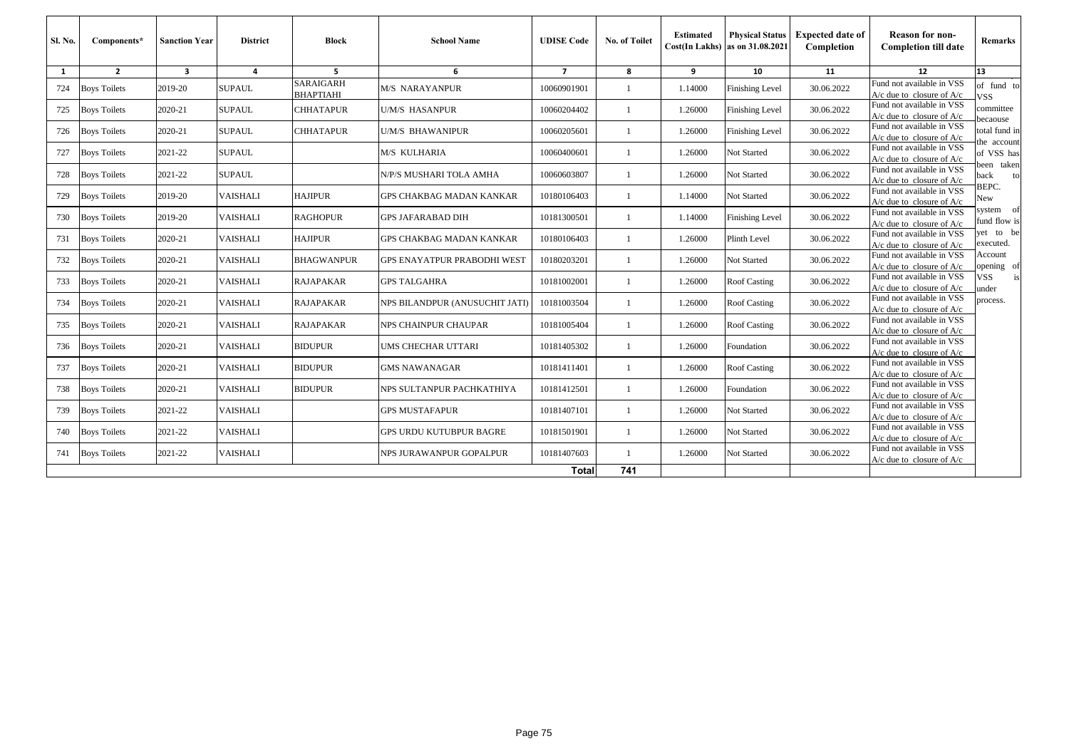| Sl. No. | Components* | Sanction Year | District | Block | School Name | UDISE Code | No. of Toilet | Estimated Cost(In Lakhs) | Physical Status as on 31.08.2021 | Expected date of Completion | Reason for non-Completion till date | Remarks |
|---|---|---|---|---|---|---|---|---|---|---|---|---|
| 1 | 2 | 3 | 4 | 5 | 6 | 7 | 8 | 9 | 10 | 11 | 12 | 13 |
| 724 | Boys Toilets | 2019-20 | SUPAUL | SARAIGARH BHAPTIAHI | M/S NARAYANPUR | 10060901901 | 1 | 1.14000 | Finishing Level | 30.06.2022 | Fund not available in VSS A/c due to closure of A/c | of fund to VSS committee becaouse total fund in the account of VSS has been taken back to BEPC. New system of fund flow is yet to be executed. Account opening of VSS is under process. |
| 725 | Boys Toilets | 2020-21 | SUPAUL | CHHATAPUR | U/M/S HASANPUR | 10060204402 | 1 | 1.26000 | Finishing Level | 30.06.2022 | Fund not available in VSS A/c due to closure of A/c | |
| 726 | Boys Toilets | 2020-21 | SUPAUL | CHHATAPUR | U/M/S BHAWANIPUR | 10060205601 | 1 | 1.26000 | Finishing Level | 30.06.2022 | Fund not available in VSS A/c due to closure of A/c | |
| 727 | Boys Toilets | 2021-22 | SUPAUL | | M/S KULHARIA | 10060400601 | 1 | 1.26000 | Not Started | 30.06.2022 | Fund not available in VSS A/c due to closure of A/c | |
| 728 | Boys Toilets | 2021-22 | SUPAUL | | N/P/S MUSHARI TOLA AMHA | 10060603807 | 1 | 1.26000 | Not Started | 30.06.2022 | Fund not available in VSS A/c due to closure of A/c | |
| 729 | Boys Toilets | 2019-20 | VAISHALI | HAJIPUR | GPS CHAKBAG MADAN KANKAR | 10180106403 | 1 | 1.14000 | Not Started | 30.06.2022 | Fund not available in VSS A/c due to closure of A/c | |
| 730 | Boys Toilets | 2019-20 | VAISHALI | RAGHOPUR | GPS JAFARABAD DIH | 10181300501 | 1 | 1.14000 | Finishing Level | 30.06.2022 | Fund not available in VSS A/c due to closure of A/c | |
| 731 | Boys Toilets | 2020-21 | VAISHALI | HAJIPUR | GPS CHAKBAG MADAN KANKAR | 10180106403 | 1 | 1.26000 | Plinth Level | 30.06.2022 | Fund not available in VSS A/c due to closure of A/c | |
| 732 | Boys Toilets | 2020-21 | VAISHALI | BHAGWANPUR | GPS ENAYATPUR PRABODHI WEST | 10180203201 | 1 | 1.26000 | Not Started | 30.06.2022 | Fund not available in VSS A/c due to closure of A/c | |
| 733 | Boys Toilets | 2020-21 | VAISHALI | RAJAPAKAR | GPS TALGAHRA | 10181002001 | 1 | 1.26000 | Roof Casting | 30.06.2022 | Fund not available in VSS A/c due to closure of A/c | |
| 734 | Boys Toilets | 2020-21 | VAISHALI | RAJAPAKAR | NPS BILANDPUR (ANUSUCHIT JATI) | 10181003504 | 1 | 1.26000 | Roof Casting | 30.06.2022 | Fund not available in VSS A/c due to closure of A/c | |
| 735 | Boys Toilets | 2020-21 | VAISHALI | RAJAPAKAR | NPS CHAINPUR CHAUPAR | 10181005404 | 1 | 1.26000 | Roof Casting | 30.06.2022 | Fund not available in VSS A/c due to closure of A/c | |
| 736 | Boys Toilets | 2020-21 | VAISHALI | BIDUPUR | UMS CHECHAR UTTARI | 10181405302 | 1 | 1.26000 | Foundation | 30.06.2022 | Fund not available in VSS A/c due to closure of A/c | |
| 737 | Boys Toilets | 2020-21 | VAISHALI | BIDUPUR | GMS NAWANAGAR | 10181411401 | 1 | 1.26000 | Roof Casting | 30.06.2022 | Fund not available in VSS A/c due to closure of A/c | |
| 738 | Boys Toilets | 2020-21 | VAISHALI | BIDUPUR | NPS SULTANPUR PACHKATHIYA | 10181412501 | 1 | 1.26000 | Foundation | 30.06.2022 | Fund not available in VSS A/c due to closure of A/c | |
| 739 | Boys Toilets | 2021-22 | VAISHALI | | GPS MUSTAFAPUR | 10181407101 | 1 | 1.26000 | Not Started | 30.06.2022 | Fund not available in VSS A/c due to closure of A/c | |
| 740 | Boys Toilets | 2021-22 | VAISHALI | | GPS URDU KUTUBPUR BAGRE | 10181501901 | 1 | 1.26000 | Not Started | 30.06.2022 | Fund not available in VSS A/c due to closure of A/c | |
| 741 | Boys Toilets | 2021-22 | VAISHALI | | NPS JURAWANPUR GOPALPUR | 10181407603 | 1 | 1.26000 | Not Started | 30.06.2022 | Fund not available in VSS A/c due to closure of A/c | |
| | | | | | | Total | 741 | | | | | |